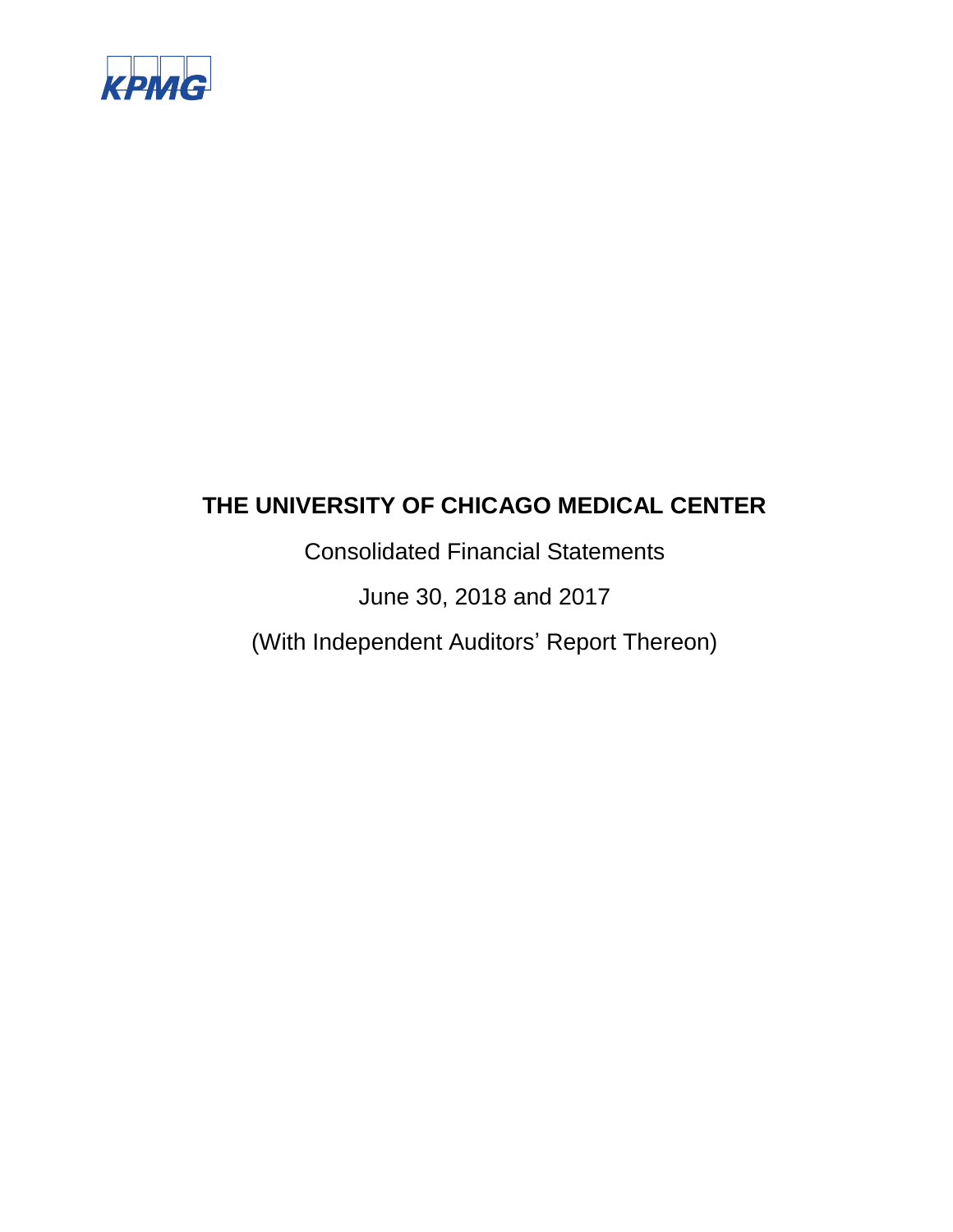KPMG

# THE UNIVERSITY OF CHICAGO MEDICAL CENTER

Consolidated Financial Statements

June 30, 2018 and 2017

(With Independent Auditors' Report Thereon)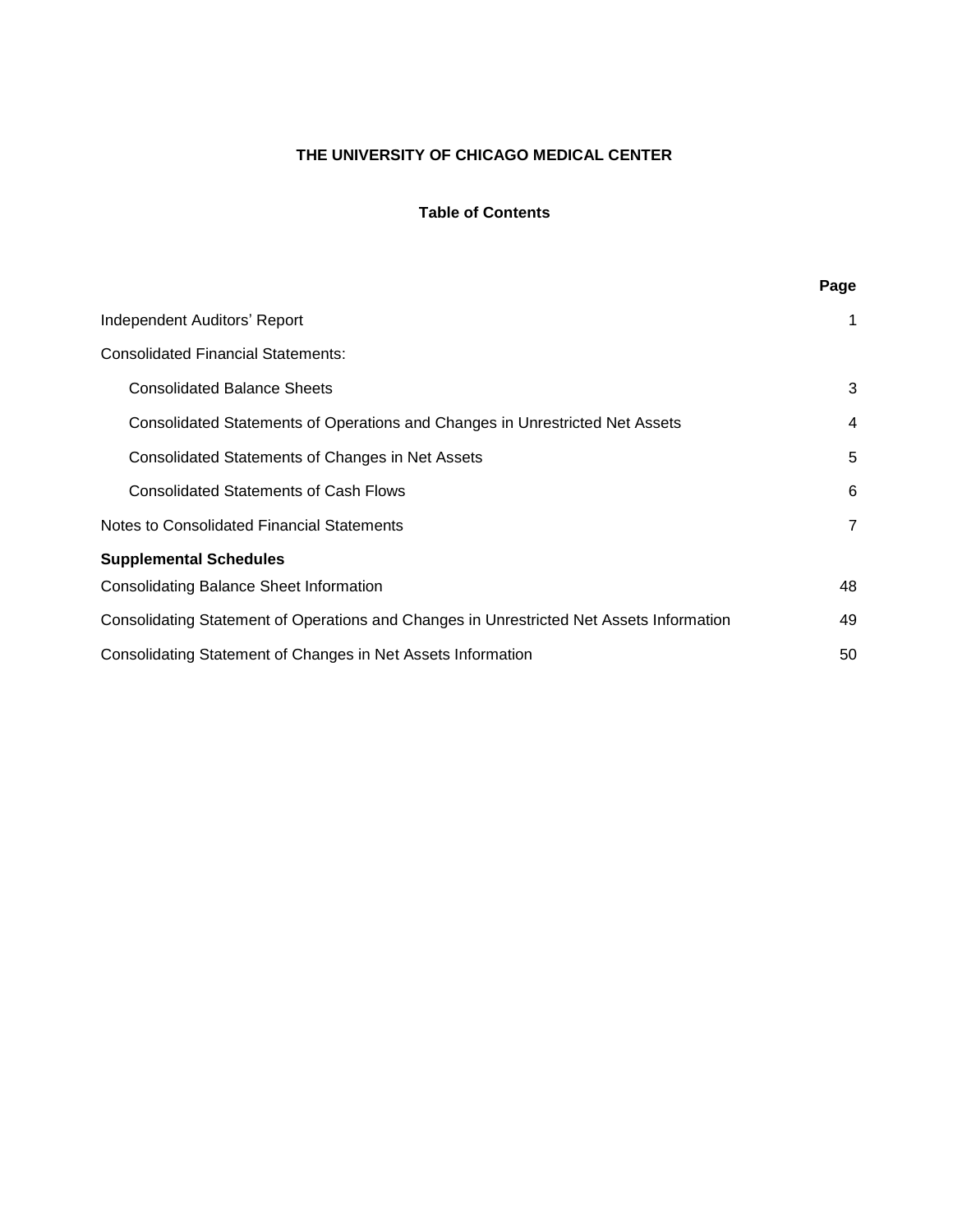# THE UNIVERSITY OF CHICAGO MEDICAL CENTER

## Table of Contents

| | Page |
|---|---|
| Independent Auditors' Report | 1 |
| Consolidated Financial Statements: | |
| Consolidated Balance Sheets | 3 |
| Consolidated Statements of Operations and Changes in Unrestricted Net Assets | 4 |
| Consolidated Statements of Changes in Net Assets | 5 |
| Consolidated Statements of Cash Flows | 6 |
| Notes to Consolidated Financial Statements | 7 |
| **Supplemental Schedules** | |
| Consolidating Balance Sheet Information | 48 |
| Consolidating Statement of Operations and Changes in Unrestricted Net Assets Information | 49 |
| Consolidating Statement of Changes in Net Assets Information | 50 |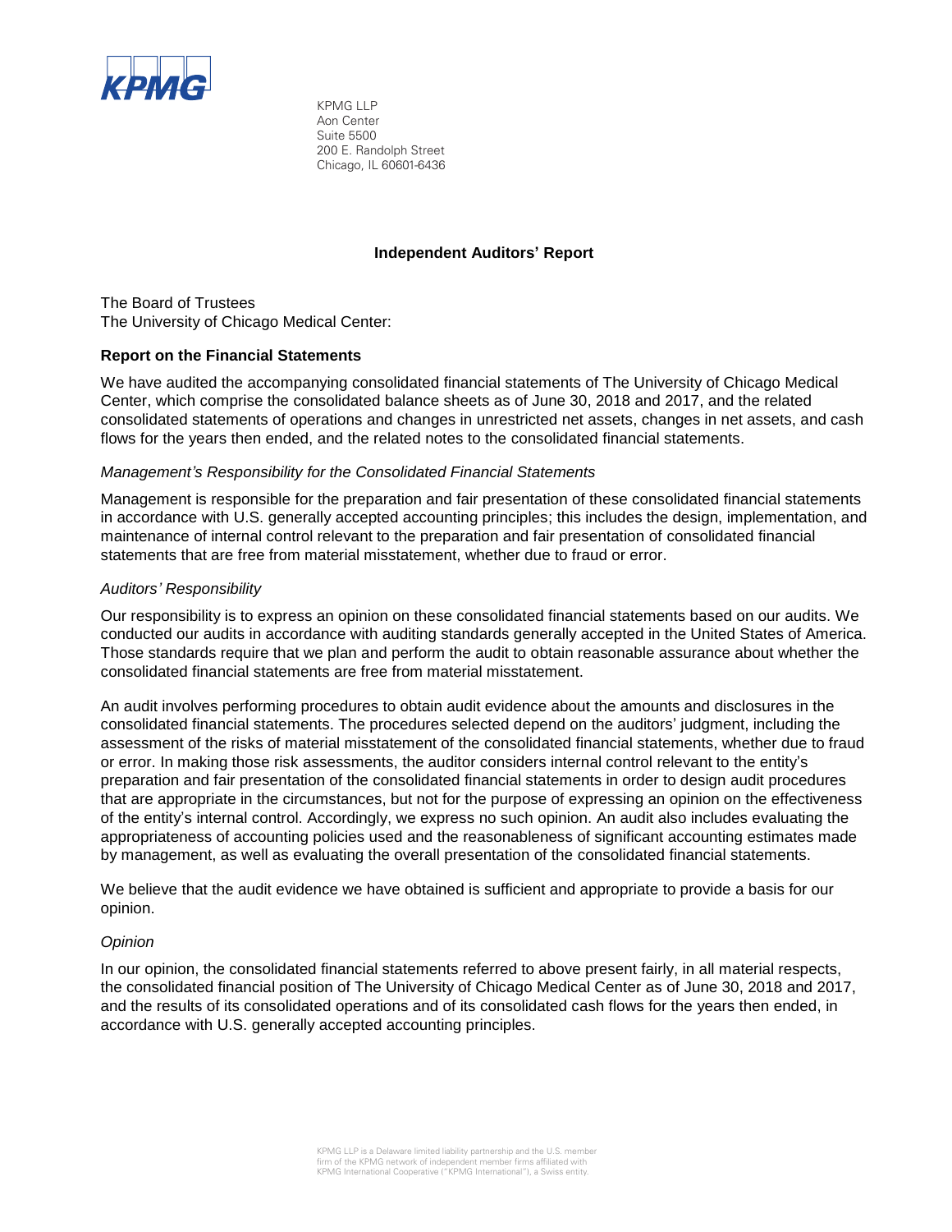KPMG LLP
Aon Center
Suite 5500
200 E. Randolph Street
Chicago, IL 60601-6436

## Independent Auditors' Report

The Board of Trustees
The University of Chicago Medical Center:

### Report on the Financial Statements

We have audited the accompanying consolidated financial statements of The University of Chicago Medical Center, which comprise the consolidated balance sheets as of June 30, 2018 and 2017, and the related consolidated statements of operations and changes in unrestricted net assets, changes in net assets, and cash flows for the years then ended, and the related notes to the consolidated financial statements.

*Management's Responsibility for the Consolidated Financial Statements*

Management is responsible for the preparation and fair presentation of these consolidated financial statements in accordance with U.S. generally accepted accounting principles; this includes the design, implementation, and maintenance of internal control relevant to the preparation and fair presentation of consolidated financial statements that are free from material misstatement, whether due to fraud or error.

*Auditors' Responsibility*

Our responsibility is to express an opinion on these consolidated financial statements based on our audits. We conducted our audits in accordance with auditing standards generally accepted in the United States of America. Those standards require that we plan and perform the audit to obtain reasonable assurance about whether the consolidated financial statements are free from material misstatement.

An audit involves performing procedures to obtain audit evidence about the amounts and disclosures in the consolidated financial statements. The procedures selected depend on the auditors' judgment, including the assessment of the risks of material misstatement of the consolidated financial statements, whether due to fraud or error. In making those risk assessments, the auditor considers internal control relevant to the entity's preparation and fair presentation of the consolidated financial statements in order to design audit procedures that are appropriate in the circumstances, but not for the purpose of expressing an opinion on the effectiveness of the entity's internal control. Accordingly, we express no such opinion. An audit also includes evaluating the appropriateness of accounting policies used and the reasonableness of significant accounting estimates made by management, as well as evaluating the overall presentation of the consolidated financial statements.

We believe that the audit evidence we have obtained is sufficient and appropriate to provide a basis for our opinion.

*Opinion*

In our opinion, the consolidated financial statements referred to above present fairly, in all material respects, the consolidated financial position of The University of Chicago Medical Center as of June 30, 2018 and 2017, and the results of its consolidated operations and of its consolidated cash flows for the years then ended, in accordance with U.S. generally accepted accounting principles.

KPMG LLP is a Delaware limited liability partnership and the U.S. member firm of the KPMG network of independent member firms affiliated with KPMG International Cooperative ("KPMG International"), a Swiss entity.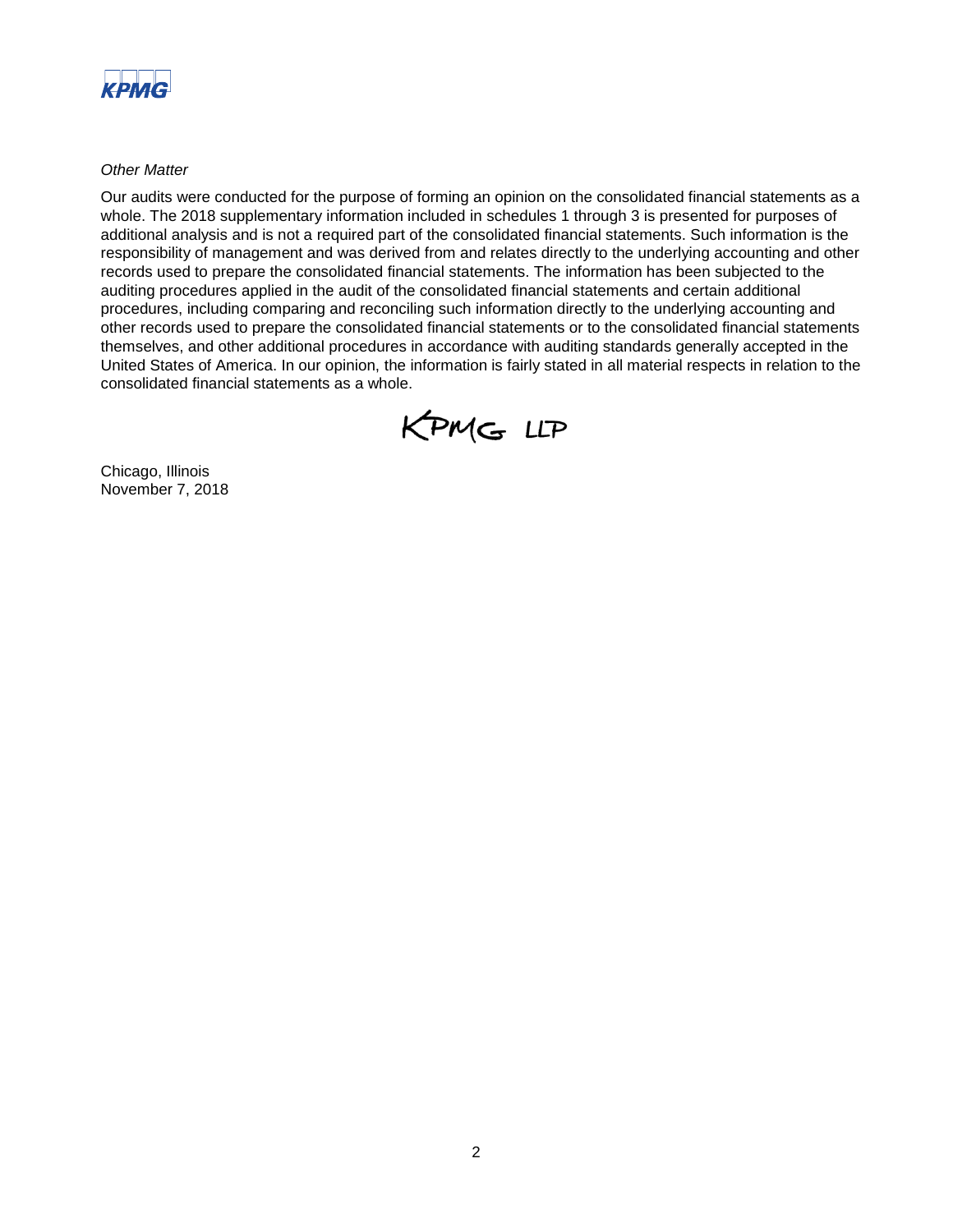*Other Matter*

Our audits were conducted for the purpose of forming an opinion on the consolidated financial statements as a whole. The 2018 supplementary information included in schedules 1 through 3 is presented for purposes of additional analysis and is not a required part of the consolidated financial statements. Such information is the responsibility of management and was derived from and relates directly to the underlying accounting and other records used to prepare the consolidated financial statements. The information has been subjected to the auditing procedures applied in the audit of the consolidated financial statements and certain additional procedures, including comparing and reconciling such information directly to the underlying accounting and other records used to prepare the consolidated financial statements or to the consolidated financial statements themselves, and other additional procedures in accordance with auditing standards generally accepted in the United States of America. In our opinion, the information is fairly stated in all material respects in relation to the consolidated financial statements as a whole.

KPMG LLP

Chicago, Illinois
November 7, 2018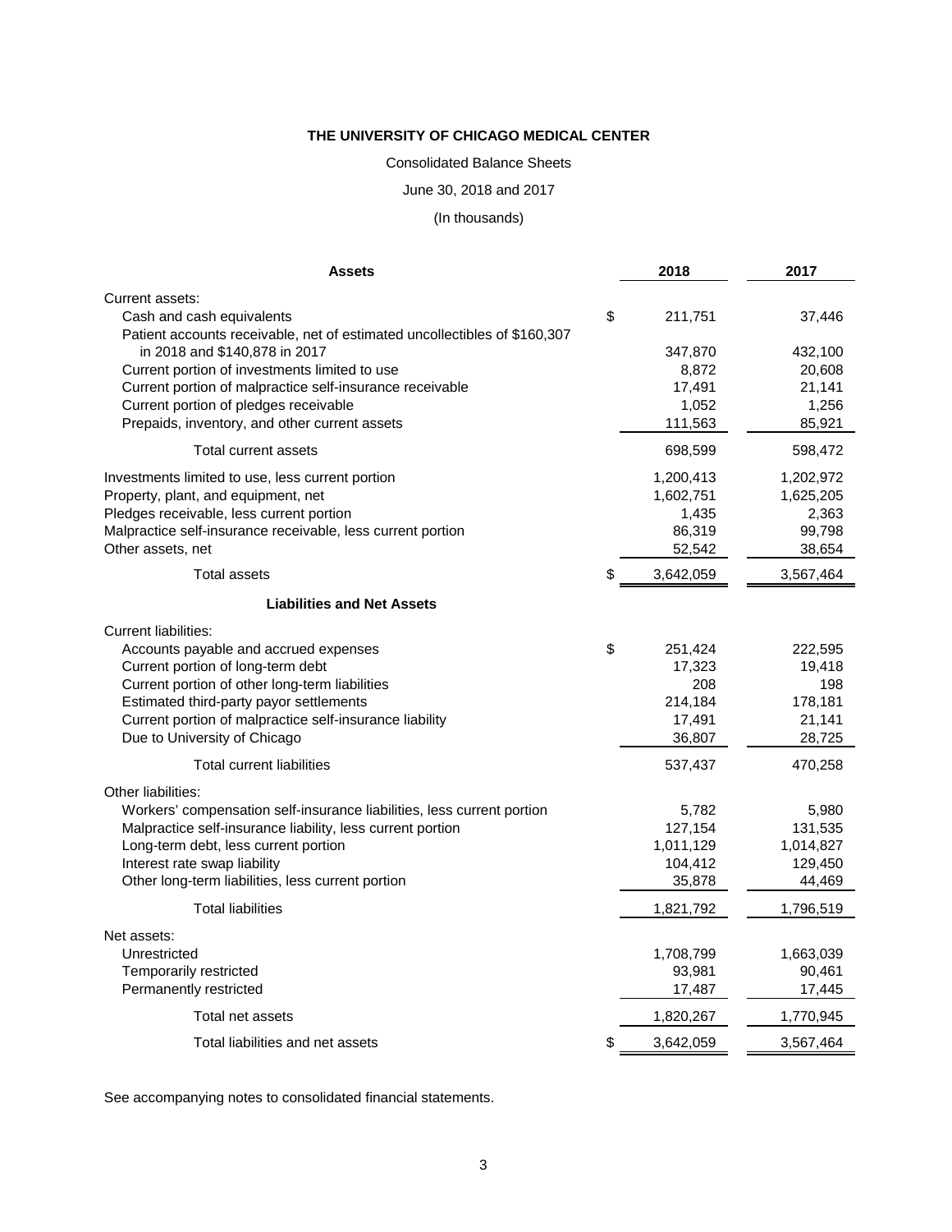**THE UNIVERSITY OF CHICAGO MEDICAL CENTER**

Consolidated Balance Sheets

June 30, 2018 and 2017

(In thousands)

| **Assets** | | **2018** | **2017** |
|---|---|---|---|
| Current assets: | | | |
| Cash and cash equivalents | $ | 211,751 | 37,446 |
| Patient accounts receivable, net of estimated uncollectibles of $160,307 in 2018 and $140,878 in 2017 | | 347,870 | 432,100 |
| Current portion of investments limited to use | | 8,872 | 20,608 |
| Current portion of malpractice self-insurance receivable | | 17,491 | 21,141 |
| Current portion of pledges receivable | | 1,052 | 1,256 |
| Prepaids, inventory, and other current assets | | 111,563 | 85,921 |
| Total current assets | | 698,599 | 598,472 |
| Investments limited to use, less current portion | | 1,200,413 | 1,202,972 |
| Property, plant, and equipment, net | | 1,602,751 | 1,625,205 |
| Pledges receivable, less current portion | | 1,435 | 2,363 |
| Malpractice self-insurance receivable, less current portion | | 86,319 | 99,798 |
| Other assets, net | | 52,542 | 38,654 |
| Total assets | $ | 3,642,059 | 3,567,464 |
| **Liabilities and Net Assets** | | | |
| Current liabilities: | | | |
| Accounts payable and accrued expenses | $ | 251,424 | 222,595 |
| Current portion of long-term debt | | 17,323 | 19,418 |
| Current portion of other long-term liabilities | | 208 | 198 |
| Estimated third-party payor settlements | | 214,184 | 178,181 |
| Current portion of malpractice self-insurance liability | | 17,491 | 21,141 |
| Due to University of Chicago | | 36,807 | 28,725 |
| Total current liabilities | | 537,437 | 470,258 |
| Other liabilities: | | | |
| Workers' compensation self-insurance liabilities, less current portion | | 5,782 | 5,980 |
| Malpractice self-insurance liability, less current portion | | 127,154 | 131,535 |
| Long-term debt, less current portion | | 1,011,129 | 1,014,827 |
| Interest rate swap liability | | 104,412 | 129,450 |
| Other long-term liabilities, less current portion | | 35,878 | 44,469 |
| Total liabilities | | 1,821,792 | 1,796,519 |
| Net assets: | | | |
| Unrestricted | | 1,708,799 | 1,663,039 |
| Temporarily restricted | | 93,981 | 90,461 |
| Permanently restricted | | 17,487 | 17,445 |
| Total net assets | | 1,820,267 | 1,770,945 |
| Total liabilities and net assets | $ | 3,642,059 | 3,567,464 |

See accompanying notes to consolidated financial statements.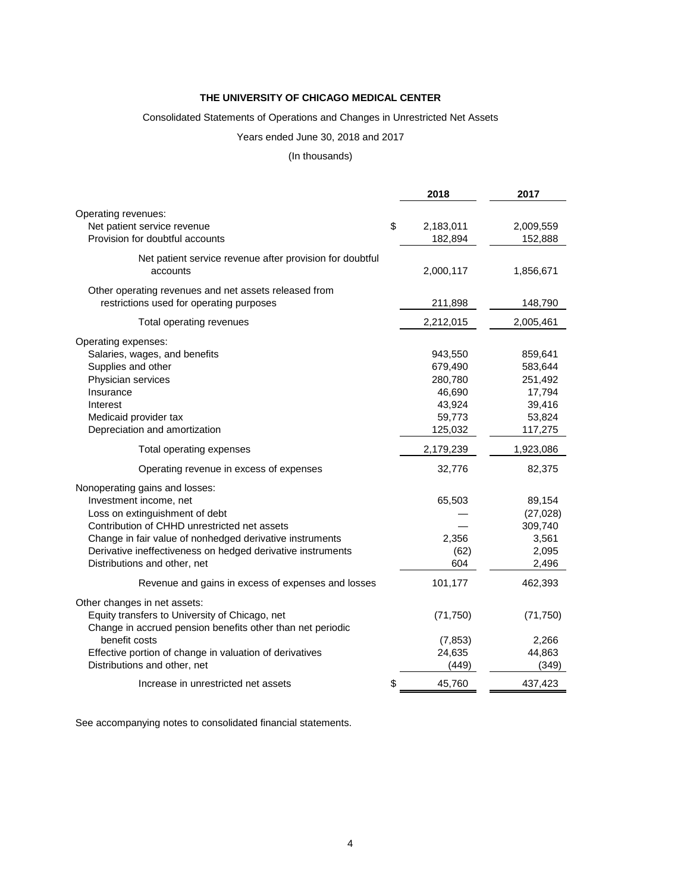**THE UNIVERSITY OF CHICAGO MEDICAL CENTER**

Consolidated Statements of Operations and Changes in Unrestricted Net Assets

Years ended June 30, 2018 and 2017

(In thousands)

| | 2018 | 2017 |
|---|---|---|
| Operating revenues: | | |
| Net patient service revenue | $ 2,183,011 | 2,009,559 |
| Provision for doubtful accounts | 182,894 | 152,888 |
| Net patient service revenue after provision for doubtful accounts | 2,000,117 | 1,856,671 |
| Other operating revenues and net assets released from restrictions used for operating purposes | 211,898 | 148,790 |
| Total operating revenues | 2,212,015 | 2,005,461 |
| Operating expenses: | | |
| Salaries, wages, and benefits | 943,550 | 859,641 |
| Supplies and other | 679,490 | 583,644 |
| Physician services | 280,780 | 251,492 |
| Insurance | 46,690 | 17,794 |
| Interest | 43,924 | 39,416 |
| Medicaid provider tax | 59,773 | 53,824 |
| Depreciation and amortization | 125,032 | 117,275 |
| Total operating expenses | 2,179,239 | 1,923,086 |
| Operating revenue in excess of expenses | 32,776 | 82,375 |
| Nonoperating gains and losses: | | |
| Investment income, net | 65,503 | 89,154 |
| Loss on extinguishment of debt | — | (27,028) |
| Contribution of CHHD unrestricted net assets | — | 309,740 |
| Change in fair value of nonhedged derivative instruments | 2,356 | 3,561 |
| Derivative ineffectiveness on hedged derivative instruments | (62) | 2,095 |
| Distributions and other, net | 604 | 2,496 |
| Revenue and gains in excess of expenses and losses | 101,177 | 462,393 |
| Other changes in net assets: | | |
| Equity transfers to University of Chicago, net | (71,750) | (71,750) |
| Change in accrued pension benefits other than net periodic benefit costs | (7,853) | 2,266 |
| Effective portion of change in valuation of derivatives | 24,635 | 44,863 |
| Distributions and other, net | (449) | (349) |
| Increase in unrestricted net assets | $ 45,760 | 437,423 |

See accompanying notes to consolidated financial statements.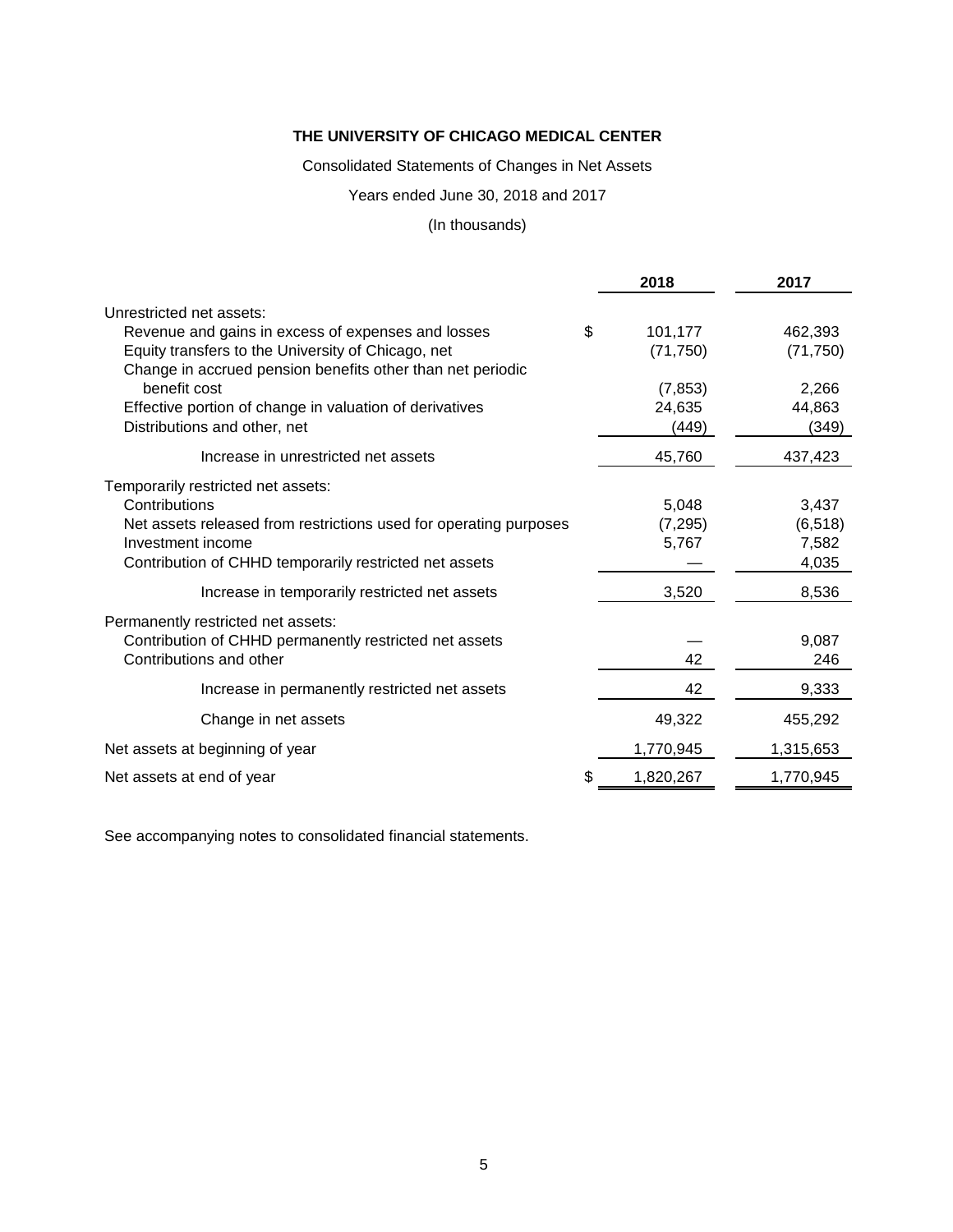**THE UNIVERSITY OF CHICAGO MEDICAL CENTER**

Consolidated Statements of Changes in Net Assets

Years ended June 30, 2018 and 2017

(In thousands)

| | 2018 | 2017 |
|---|---|---|
| Unrestricted net assets: | | |
| Revenue and gains in excess of expenses and losses | $ 101,177 | 462,393 |
| Equity transfers to the University of Chicago, net | (71,750) | (71,750) |
| Change in accrued pension benefits other than net periodic benefit cost | (7,853) | 2,266 |
| Effective portion of change in valuation of derivatives | 24,635 | 44,863 |
| Distributions and other, net | (449) | (349) |
| Increase in unrestricted net assets | 45,760 | 437,423 |
| Temporarily restricted net assets: | | |
| Contributions | 5,048 | 3,437 |
| Net assets released from restrictions used for operating purposes | (7,295) | (6,518) |
| Investment income | 5,767 | 7,582 |
| Contribution of CHHD temporarily restricted net assets | — | 4,035 |
| Increase in temporarily restricted net assets | 3,520 | 8,536 |
| Permanently restricted net assets: | | |
| Contribution of CHHD permanently restricted net assets | — | 9,087 |
| Contributions and other | 42 | 246 |
| Increase in permanently restricted net assets | 42 | 9,333 |
| Change in net assets | 49,322 | 455,292 |
| Net assets at beginning of year | 1,770,945 | 1,315,653 |
| Net assets at end of year | $ 1,820,267 | 1,770,945 |

See accompanying notes to consolidated financial statements.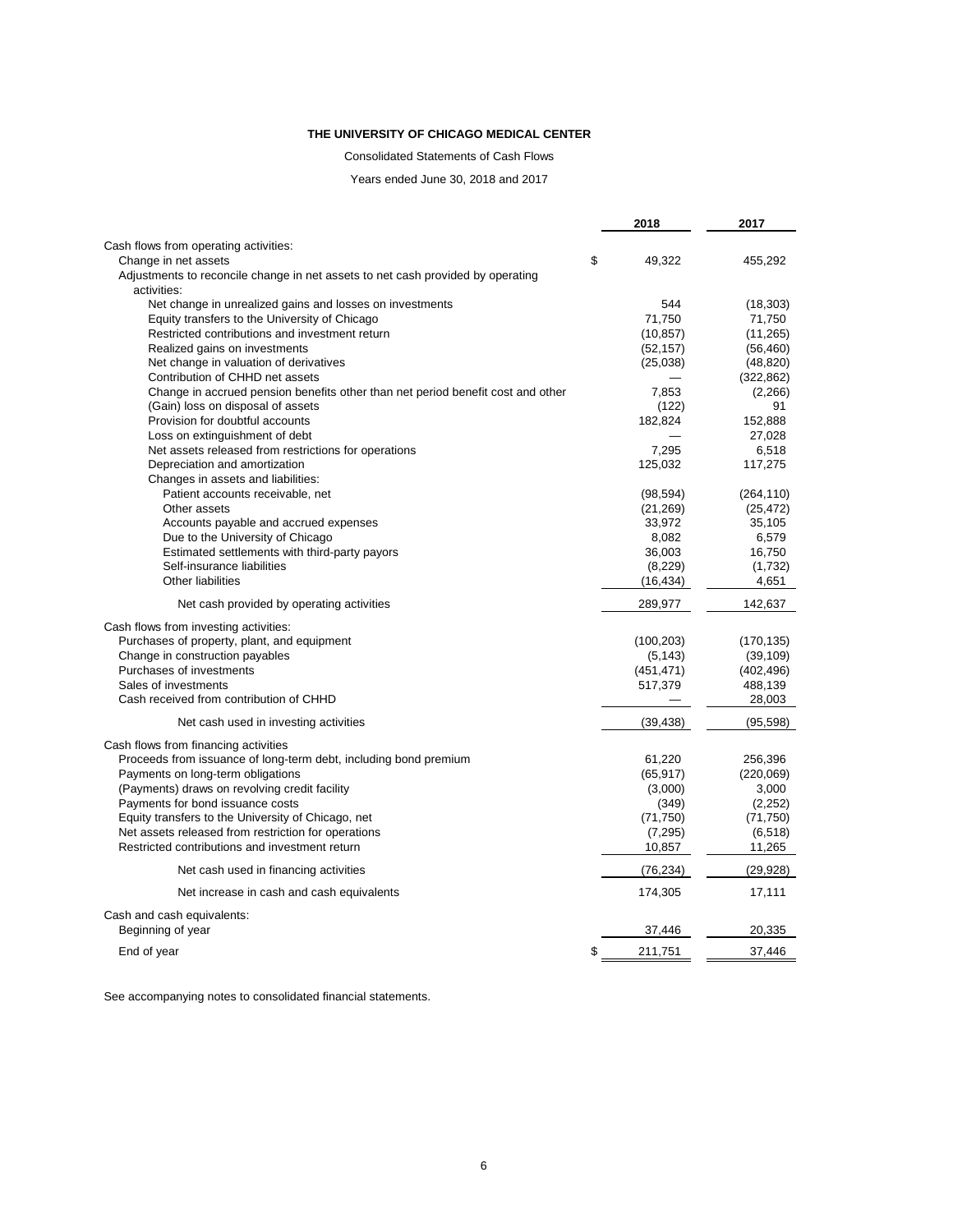**THE UNIVERSITY OF CHICAGO MEDICAL CENTER**

Consolidated Statements of Cash Flows

Years ended June 30, 2018 and 2017

| | 2018 | 2017 |
|---|---|---|
| Cash flows from operating activities: | | |
| Change in net assets | $ 49,322 | 455,292 |
| Adjustments to reconcile change in net assets to net cash provided by operating activities: | | |
| Net change in unrealized gains and losses on investments | 544 | (18,303) |
| Equity transfers to the University of Chicago | 71,750 | 71,750 |
| Restricted contributions and investment return | (10,857) | (11,265) |
| Realized gains on investments | (52,157) | (56,460) |
| Net change in valuation of derivatives | (25,038) | (48,820) |
| Contribution of CHHD net assets | — | (322,862) |
| Change in accrued pension benefits other than net period benefit cost and other | 7,853 | (2,266) |
| (Gain) loss on disposal of assets | (122) | 91 |
| Provision for doubtful accounts | 182,824 | 152,888 |
| Loss on extinguishment of debt | — | 27,028 |
| Net assets released from restrictions for operations | 7,295 | 6,518 |
| Depreciation and amortization | 125,032 | 117,275 |
| Changes in assets and liabilities: | | |
| Patient accounts receivable, net | (98,594) | (264,110) |
| Other assets | (21,269) | (25,472) |
| Accounts payable and accrued expenses | 33,972 | 35,105 |
| Due to the University of Chicago | 8,082 | 6,579 |
| Estimated settlements with third-party payors | 36,003 | 16,750 |
| Self-insurance liabilities | (8,229) | (1,732) |
| Other liabilities | (16,434) | 4,651 |
| Net cash provided by operating activities | 289,977 | 142,637 |
| Cash flows from investing activities: | | |
| Purchases of property, plant, and equipment | (100,203) | (170,135) |
| Change in construction payables | (5,143) | (39,109) |
| Purchases of investments | (451,471) | (402,496) |
| Sales of investments | 517,379 | 488,139 |
| Cash received from contribution of CHHD | — | 28,003 |
| Net cash used in investing activities | (39,438) | (95,598) |
| Cash flows from financing activities | | |
| Proceeds from issuance of long-term debt, including bond premium | 61,220 | 256,396 |
| Payments on long-term obligations | (65,917) | (220,069) |
| (Payments) draws on revolving credit facility | (3,000) | 3,000 |
| Payments for bond issuance costs | (349) | (2,252) |
| Equity transfers to the University of Chicago, net | (71,750) | (71,750) |
| Net assets released from restriction for operations | (7,295) | (6,518) |
| Restricted contributions and investment return | 10,857 | 11,265 |
| Net cash used in financing activities | (76,234) | (29,928) |
| Net increase in cash and cash equivalents | 174,305 | 17,111 |
| Cash and cash equivalents: | | |
| Beginning of year | 37,446 | 20,335 |
| End of year | $ 211,751 | 37,446 |

See accompanying notes to consolidated financial statements.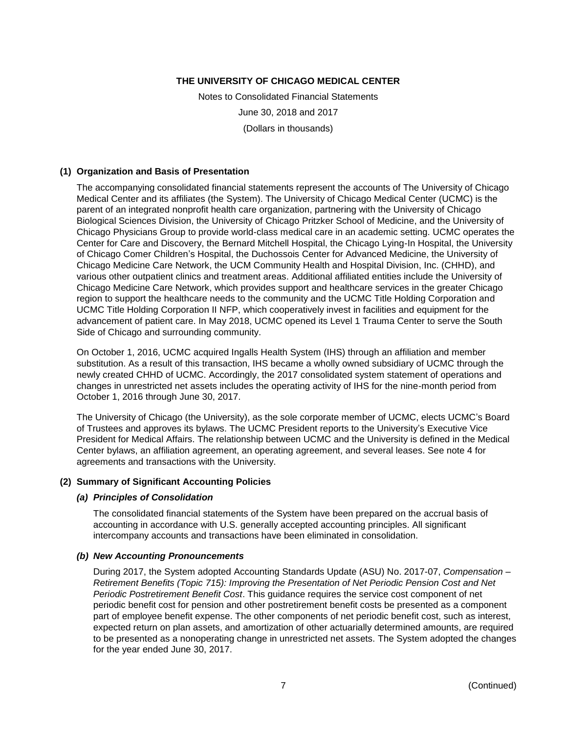# THE UNIVERSITY OF CHICAGO MEDICAL CENTER

Notes to Consolidated Financial Statements

June 30, 2018 and 2017

(Dollars in thousands)

## (1) Organization and Basis of Presentation

The accompanying consolidated financial statements represent the accounts of The University of Chicago Medical Center and its affiliates (the System). The University of Chicago Medical Center (UCMC) is the parent of an integrated nonprofit health care organization, partnering with the University of Chicago Biological Sciences Division, the University of Chicago Pritzker School of Medicine, and the University of Chicago Physicians Group to provide world-class medical care in an academic setting. UCMC operates the Center for Care and Discovery, the Bernard Mitchell Hospital, the Chicago Lying-In Hospital, the University of Chicago Comer Children's Hospital, the Duchossois Center for Advanced Medicine, the University of Chicago Medicine Care Network, the UCM Community Health and Hospital Division, Inc. (CHHD), and various other outpatient clinics and treatment areas. Additional affiliated entities include the University of Chicago Medicine Care Network, which provides support and healthcare services in the greater Chicago region to support the healthcare needs to the community and the UCMC Title Holding Corporation and UCMC Title Holding Corporation II NFP, which cooperatively invest in facilities and equipment for the advancement of patient care. In May 2018, UCMC opened its Level 1 Trauma Center to serve the South Side of Chicago and surrounding community.

On October 1, 2016, UCMC acquired Ingalls Health System (IHS) through an affiliation and member substitution. As a result of this transaction, IHS became a wholly owned subsidiary of UCMC through the newly created CHHD of UCMC. Accordingly, the 2017 consolidated system statement of operations and changes in unrestricted net assets includes the operating activity of IHS for the nine-month period from October 1, 2016 through June 30, 2017.

The University of Chicago (the University), as the sole corporate member of UCMC, elects UCMC's Board of Trustees and approves its bylaws. The UCMC President reports to the University's Executive Vice President for Medical Affairs. The relationship between UCMC and the University is defined in the Medical Center bylaws, an affiliation agreement, an operating agreement, and several leases. See note 4 for agreements and transactions with the University.

## (2) Summary of Significant Accounting Policies

### *(a) Principles of Consolidation*

The consolidated financial statements of the System have been prepared on the accrual basis of accounting in accordance with U.S. generally accepted accounting principles. All significant intercompany accounts and transactions have been eliminated in consolidation.

### *(b) New Accounting Pronouncements*

During 2017, the System adopted Accounting Standards Update (ASU) No. 2017-07, *Compensation – Retirement Benefits (Topic 715): Improving the Presentation of Net Periodic Pension Cost and Net Periodic Postretirement Benefit Cost*. This guidance requires the service cost component of net periodic benefit cost for pension and other postretirement benefit costs be presented as a component part of employee benefit expense. The other components of net periodic benefit cost, such as interest, expected return on plan assets, and amortization of other actuarially determined amounts, are required to be presented as a nonoperating change in unrestricted net assets. The System adopted the changes for the year ended June 30, 2017.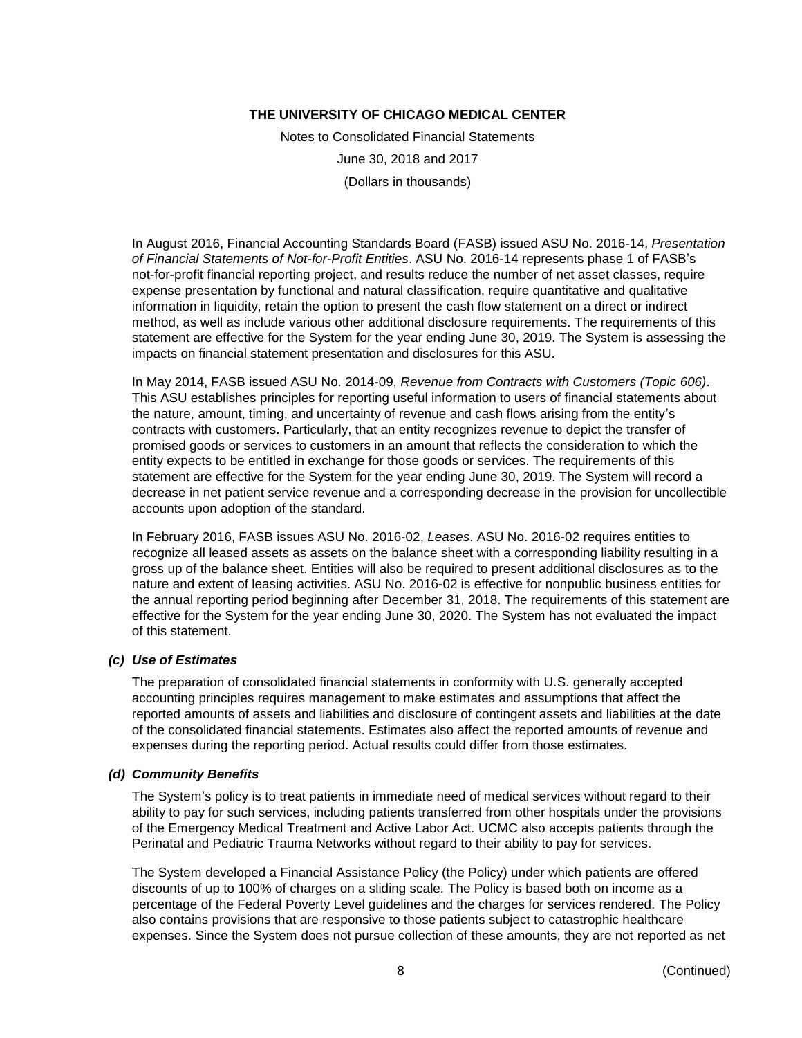In August 2016, Financial Accounting Standards Board (FASB) issued ASU No. 2016-14, *Presentation of Financial Statements of Not-for-Profit Entities*. ASU No. 2016-14 represents phase 1 of FASB's not-for-profit financial reporting project, and results reduce the number of net asset classes, require expense presentation by functional and natural classification, require quantitative and qualitative information in liquidity, retain the option to present the cash flow statement on a direct or indirect method, as well as include various other additional disclosure requirements. The requirements of this statement are effective for the System for the year ending June 30, 2019. The System is assessing the impacts on financial statement presentation and disclosures for this ASU.

In May 2014, FASB issued ASU No. 2014-09, *Revenue from Contracts with Customers (Topic 606)*. This ASU establishes principles for reporting useful information to users of financial statements about the nature, amount, timing, and uncertainty of revenue and cash flows arising from the entity's contracts with customers. Particularly, that an entity recognizes revenue to depict the transfer of promised goods or services to customers in an amount that reflects the consideration to which the entity expects to be entitled in exchange for those goods or services. The requirements of this statement are effective for the System for the year ending June 30, 2019. The System will record a decrease in net patient service revenue and a corresponding decrease in the provision for uncollectible accounts upon adoption of the standard.

In February 2016, FASB issues ASU No. 2016-02, *Leases*. ASU No. 2016-02 requires entities to recognize all leased assets as assets on the balance sheet with a corresponding liability resulting in a gross up of the balance sheet. Entities will also be required to present additional disclosures as to the nature and extent of leasing activities. ASU No. 2016-02 is effective for nonpublic business entities for the annual reporting period beginning after December 31, 2018. The requirements of this statement are effective for the System for the year ending June 30, 2020. The System has not evaluated the impact of this statement.

### *(c) Use of Estimates*

The preparation of consolidated financial statements in conformity with U.S. generally accepted accounting principles requires management to make estimates and assumptions that affect the reported amounts of assets and liabilities and disclosure of contingent assets and liabilities at the date of the consolidated financial statements. Estimates also affect the reported amounts of revenue and expenses during the reporting period. Actual results could differ from those estimates.

### *(d) Community Benefits*

The System's policy is to treat patients in immediate need of medical services without regard to their ability to pay for such services, including patients transferred from other hospitals under the provisions of the Emergency Medical Treatment and Active Labor Act. UCMC also accepts patients through the Perinatal and Pediatric Trauma Networks without regard to their ability to pay for services.

The System developed a Financial Assistance Policy (the Policy) under which patients are offered discounts of up to 100% of charges on a sliding scale. The Policy is based both on income as a percentage of the Federal Poverty Level guidelines and the charges for services rendered. The Policy also contains provisions that are responsive to those patients subject to catastrophic healthcare expenses. Since the System does not pursue collection of these amounts, they are not reported as net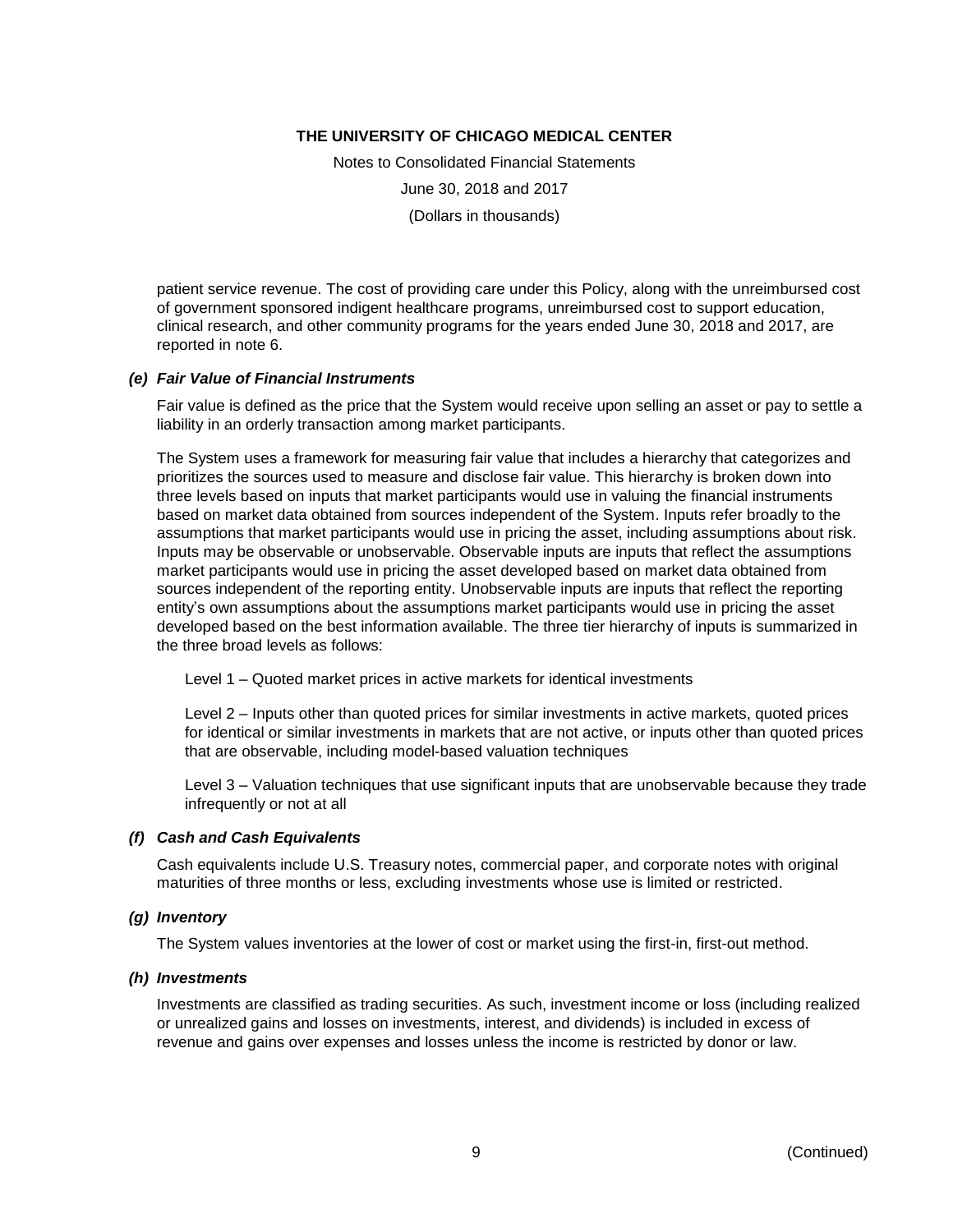patient service revenue. The cost of providing care under this Policy, along with the unreimbursed cost of government sponsored indigent healthcare programs, unreimbursed cost to support education, clinical research, and other community programs for the years ended June 30, 2018 and 2017, are reported in note 6.

### *(e) Fair Value of Financial Instruments*

Fair value is defined as the price that the System would receive upon selling an asset or pay to settle a liability in an orderly transaction among market participants.

The System uses a framework for measuring fair value that includes a hierarchy that categorizes and prioritizes the sources used to measure and disclose fair value. This hierarchy is broken down into three levels based on inputs that market participants would use in valuing the financial instruments based on market data obtained from sources independent of the System. Inputs refer broadly to the assumptions that market participants would use in pricing the asset, including assumptions about risk. Inputs may be observable or unobservable. Observable inputs are inputs that reflect the assumptions market participants would use in pricing the asset developed based on market data obtained from sources independent of the reporting entity. Unobservable inputs are inputs that reflect the reporting entity's own assumptions about the assumptions market participants would use in pricing the asset developed based on the best information available. The three tier hierarchy of inputs is summarized in the three broad levels as follows:

Level 1 – Quoted market prices in active markets for identical investments

Level 2 – Inputs other than quoted prices for similar investments in active markets, quoted prices for identical or similar investments in markets that are not active, or inputs other than quoted prices that are observable, including model-based valuation techniques

Level 3 – Valuation techniques that use significant inputs that are unobservable because they trade infrequently or not at all

### *(f) Cash and Cash Equivalents*

Cash equivalents include U.S. Treasury notes, commercial paper, and corporate notes with original maturities of three months or less, excluding investments whose use is limited or restricted.

### *(g) Inventory*

The System values inventories at the lower of cost or market using the first-in, first-out method.

### *(h) Investments*

Investments are classified as trading securities. As such, investment income or loss (including realized or unrealized gains and losses on investments, interest, and dividends) is included in excess of revenue and gains over expenses and losses unless the income is restricted by donor or law.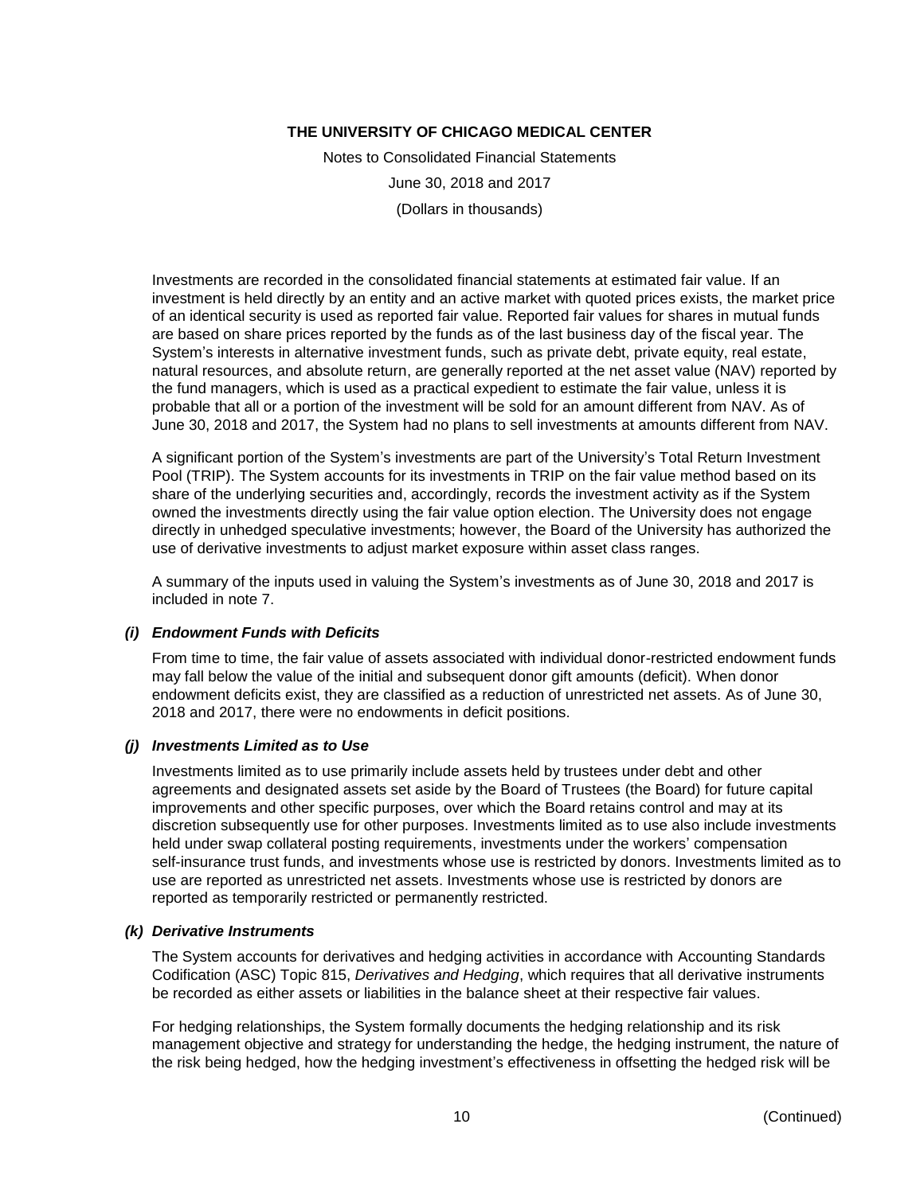Investments are recorded in the consolidated financial statements at estimated fair value. If an investment is held directly by an entity and an active market with quoted prices exists, the market price of an identical security is used as reported fair value. Reported fair values for shares in mutual funds are based on share prices reported by the funds as of the last business day of the fiscal year. The System's interests in alternative investment funds, such as private debt, private equity, real estate, natural resources, and absolute return, are generally reported at the net asset value (NAV) reported by the fund managers, which is used as a practical expedient to estimate the fair value, unless it is probable that all or a portion of the investment will be sold for an amount different from NAV. As of June 30, 2018 and 2017, the System had no plans to sell investments at amounts different from NAV.

A significant portion of the System's investments are part of the University's Total Return Investment Pool (TRIP). The System accounts for its investments in TRIP on the fair value method based on its share of the underlying securities and, accordingly, records the investment activity as if the System owned the investments directly using the fair value option election. The University does not engage directly in unhedged speculative investments; however, the Board of the University has authorized the use of derivative investments to adjust market exposure within asset class ranges.

A summary of the inputs used in valuing the System's investments as of June 30, 2018 and 2017 is included in note 7.

### *(i) Endowment Funds with Deficits*

From time to time, the fair value of assets associated with individual donor-restricted endowment funds may fall below the value of the initial and subsequent donor gift amounts (deficit). When donor endowment deficits exist, they are classified as a reduction of unrestricted net assets. As of June 30, 2018 and 2017, there were no endowments in deficit positions.

### *(j) Investments Limited as to Use*

Investments limited as to use primarily include assets held by trustees under debt and other agreements and designated assets set aside by the Board of Trustees (the Board) for future capital improvements and other specific purposes, over which the Board retains control and may at its discretion subsequently use for other purposes. Investments limited as to use also include investments held under swap collateral posting requirements, investments under the workers' compensation self-insurance trust funds, and investments whose use is restricted by donors. Investments limited as to use are reported as unrestricted net assets. Investments whose use is restricted by donors are reported as temporarily restricted or permanently restricted.

### *(k) Derivative Instruments*

The System accounts for derivatives and hedging activities in accordance with Accounting Standards Codification (ASC) Topic 815, *Derivatives and Hedging*, which requires that all derivative instruments be recorded as either assets or liabilities in the balance sheet at their respective fair values.

For hedging relationships, the System formally documents the hedging relationship and its risk management objective and strategy for understanding the hedge, the hedging instrument, the nature of the risk being hedged, how the hedging investment's effectiveness in offsetting the hedged risk will be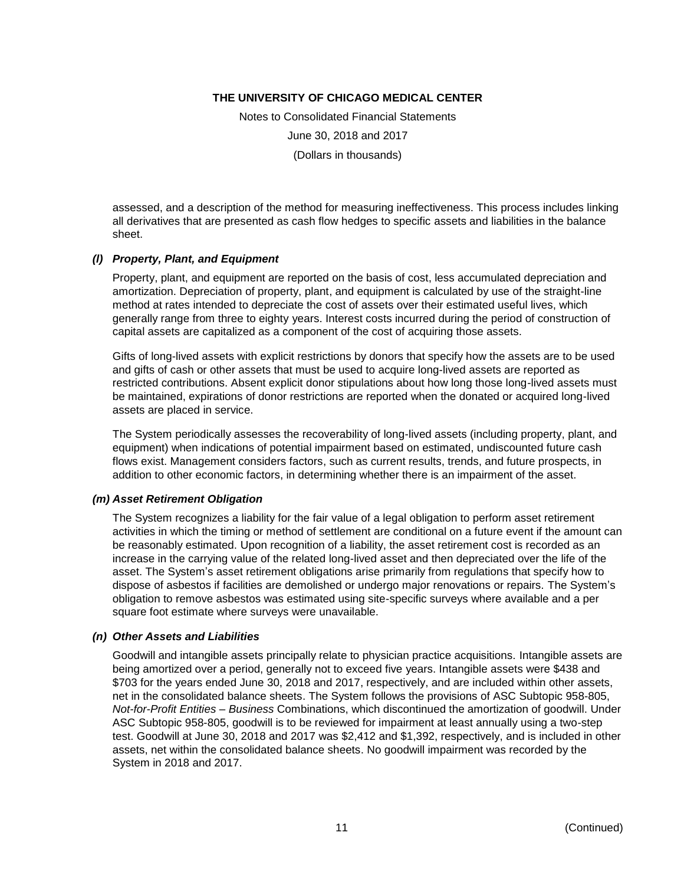assessed, and a description of the method for measuring ineffectiveness. This process includes linking all derivatives that are presented as cash flow hedges to specific assets and liabilities in the balance sheet.

### *(l) Property, Plant, and Equipment*

Property, plant, and equipment are reported on the basis of cost, less accumulated depreciation and amortization. Depreciation of property, plant, and equipment is calculated by use of the straight-line method at rates intended to depreciate the cost of assets over their estimated useful lives, which generally range from three to eighty years. Interest costs incurred during the period of construction of capital assets are capitalized as a component of the cost of acquiring those assets.

Gifts of long-lived assets with explicit restrictions by donors that specify how the assets are to be used and gifts of cash or other assets that must be used to acquire long-lived assets are reported as restricted contributions. Absent explicit donor stipulations about how long those long-lived assets must be maintained, expirations of donor restrictions are reported when the donated or acquired long-lived assets are placed in service.

The System periodically assesses the recoverability of long-lived assets (including property, plant, and equipment) when indications of potential impairment based on estimated, undiscounted future cash flows exist. Management considers factors, such as current results, trends, and future prospects, in addition to other economic factors, in determining whether there is an impairment of the asset.

### *(m) Asset Retirement Obligation*

The System recognizes a liability for the fair value of a legal obligation to perform asset retirement activities in which the timing or method of settlement are conditional on a future event if the amount can be reasonably estimated. Upon recognition of a liability, the asset retirement cost is recorded as an increase in the carrying value of the related long-lived asset and then depreciated over the life of the asset. The System's asset retirement obligations arise primarily from regulations that specify how to dispose of asbestos if facilities are demolished or undergo major renovations or repairs. The System's obligation to remove asbestos was estimated using site-specific surveys where available and a per square foot estimate where surveys were unavailable.

### *(n) Other Assets and Liabilities*

Goodwill and intangible assets principally relate to physician practice acquisitions. Intangible assets are being amortized over a period, generally not to exceed five years. Intangible assets were \$438 and \$703 for the years ended June 30, 2018 and 2017, respectively, and are included within other assets, net in the consolidated balance sheets. The System follows the provisions of ASC Subtopic 958-805, *Not-for-Profit Entities – Business* Combinations, which discontinued the amortization of goodwill. Under ASC Subtopic 958-805, goodwill is to be reviewed for impairment at least annually using a two-step test. Goodwill at June 30, 2018 and 2017 was \$2,412 and \$1,392, respectively, and is included in other assets, net within the consolidated balance sheets. No goodwill impairment was recorded by the System in 2018 and 2017.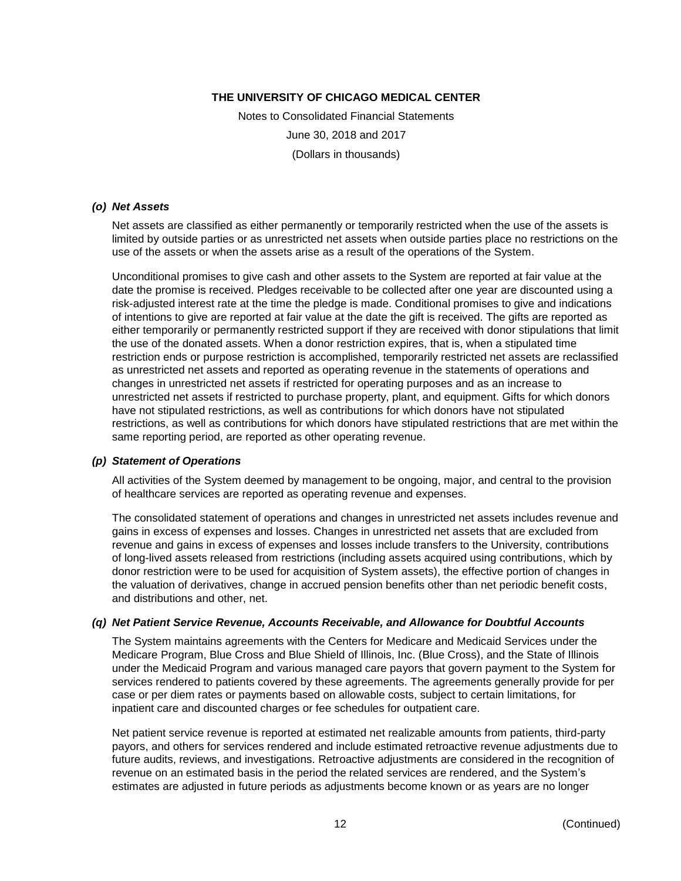### (o) Net Assets

Net assets are classified as either permanently or temporarily restricted when the use of the assets is limited by outside parties or as unrestricted net assets when outside parties place no restrictions on the use of the assets or when the assets arise as a result of the operations of the System.

Unconditional promises to give cash and other assets to the System are reported at fair value at the date the promise is received. Pledges receivable to be collected after one year are discounted using a risk-adjusted interest rate at the time the pledge is made. Conditional promises to give and indications of intentions to give are reported at fair value at the date the gift is received. The gifts are reported as either temporarily or permanently restricted support if they are received with donor stipulations that limit the use of the donated assets. When a donor restriction expires, that is, when a stipulated time restriction ends or purpose restriction is accomplished, temporarily restricted net assets are reclassified as unrestricted net assets and reported as operating revenue in the statements of operations and changes in unrestricted net assets if restricted for operating purposes and as an increase to unrestricted net assets if restricted to purchase property, plant, and equipment. Gifts for which donors have not stipulated restrictions, as well as contributions for which donors have not stipulated restrictions, as well as contributions for which donors have stipulated restrictions that are met within the same reporting period, are reported as other operating revenue.

### (p) Statement of Operations

All activities of the System deemed by management to be ongoing, major, and central to the provision of healthcare services are reported as operating revenue and expenses.

The consolidated statement of operations and changes in unrestricted net assets includes revenue and gains in excess of expenses and losses. Changes in unrestricted net assets that are excluded from revenue and gains in excess of expenses and losses include transfers to the University, contributions of long-lived assets released from restrictions (including assets acquired using contributions, which by donor restriction were to be used for acquisition of System assets), the effective portion of changes in the valuation of derivatives, change in accrued pension benefits other than net periodic benefit costs, and distributions and other, net.

### (q) Net Patient Service Revenue, Accounts Receivable, and Allowance for Doubtful Accounts

The System maintains agreements with the Centers for Medicare and Medicaid Services under the Medicare Program, Blue Cross and Blue Shield of Illinois, Inc. (Blue Cross), and the State of Illinois under the Medicaid Program and various managed care payors that govern payment to the System for services rendered to patients covered by these agreements. The agreements generally provide for per case or per diem rates or payments based on allowable costs, subject to certain limitations, for inpatient care and discounted charges or fee schedules for outpatient care.

Net patient service revenue is reported at estimated net realizable amounts from patients, third-party payors, and others for services rendered and include estimated retroactive revenue adjustments due to future audits, reviews, and investigations. Retroactive adjustments are considered in the recognition of revenue on an estimated basis in the period the related services are rendered, and the System's estimates are adjusted in future periods as adjustments become known or as years are no longer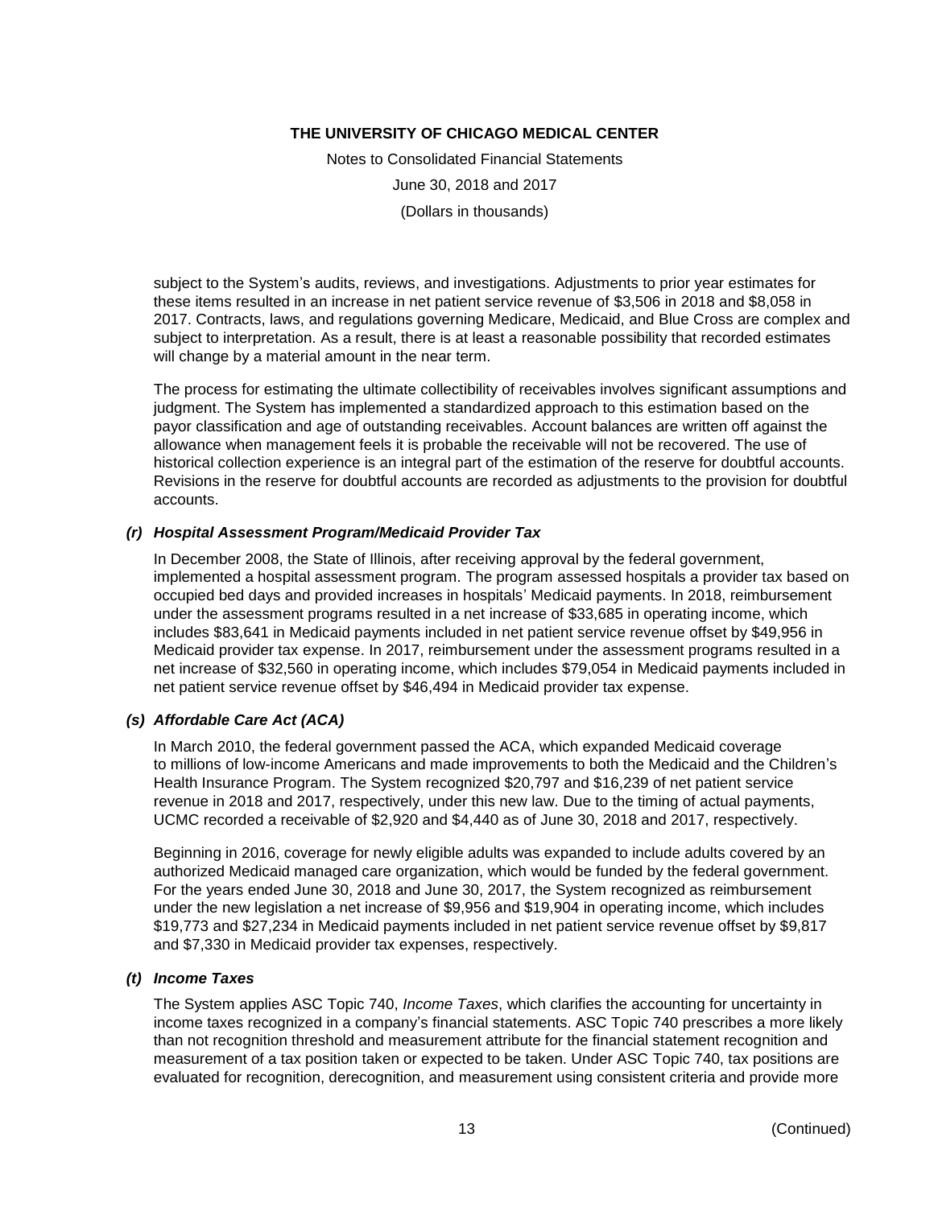subject to the System's audits, reviews, and investigations. Adjustments to prior year estimates for these items resulted in an increase in net patient service revenue of $3,506 in 2018 and $8,058 in 2017. Contracts, laws, and regulations governing Medicare, Medicaid, and Blue Cross are complex and subject to interpretation. As a result, there is at least a reasonable possibility that recorded estimates will change by a material amount in the near term.

The process for estimating the ultimate collectibility of receivables involves significant assumptions and judgment. The System has implemented a standardized approach to this estimation based on the payor classification and age of outstanding receivables. Account balances are written off against the allowance when management feels it is probable the receivable will not be recovered. The use of historical collection experience is an integral part of the estimation of the reserve for doubtful accounts. Revisions in the reserve for doubtful accounts are recorded as adjustments to the provision for doubtful accounts.

### *(r) Hospital Assessment Program/Medicaid Provider Tax*

In December 2008, the State of Illinois, after receiving approval by the federal government, implemented a hospital assessment program. The program assessed hospitals a provider tax based on occupied bed days and provided increases in hospitals' Medicaid payments. In 2018, reimbursement under the assessment programs resulted in a net increase of $33,685 in operating income, which includes $83,641 in Medicaid payments included in net patient service revenue offset by $49,956 in Medicaid provider tax expense. In 2017, reimbursement under the assessment programs resulted in a net increase of $32,560 in operating income, which includes $79,054 in Medicaid payments included in net patient service revenue offset by $46,494 in Medicaid provider tax expense.

### *(s) Affordable Care Act (ACA)*

In March 2010, the federal government passed the ACA, which expanded Medicaid coverage to millions of low-income Americans and made improvements to both the Medicaid and the Children's Health Insurance Program. The System recognized $20,797 and $16,239 of net patient service revenue in 2018 and 2017, respectively, under this new law. Due to the timing of actual payments, UCMC recorded a receivable of $2,920 and $4,440 as of June 30, 2018 and 2017, respectively.

Beginning in 2016, coverage for newly eligible adults was expanded to include adults covered by an authorized Medicaid managed care organization, which would be funded by the federal government. For the years ended June 30, 2018 and June 30, 2017, the System recognized as reimbursement under the new legislation a net increase of $9,956 and $19,904 in operating income, which includes $19,773 and $27,234 in Medicaid payments included in net patient service revenue offset by $9,817 and $7,330 in Medicaid provider tax expenses, respectively.

### *(t) Income Taxes*

The System applies ASC Topic 740, *Income Taxes*, which clarifies the accounting for uncertainty in income taxes recognized in a company's financial statements. ASC Topic 740 prescribes a more likely than not recognition threshold and measurement attribute for the financial statement recognition and measurement of a tax position taken or expected to be taken. Under ASC Topic 740, tax positions are evaluated for recognition, derecognition, and measurement using consistent criteria and provide more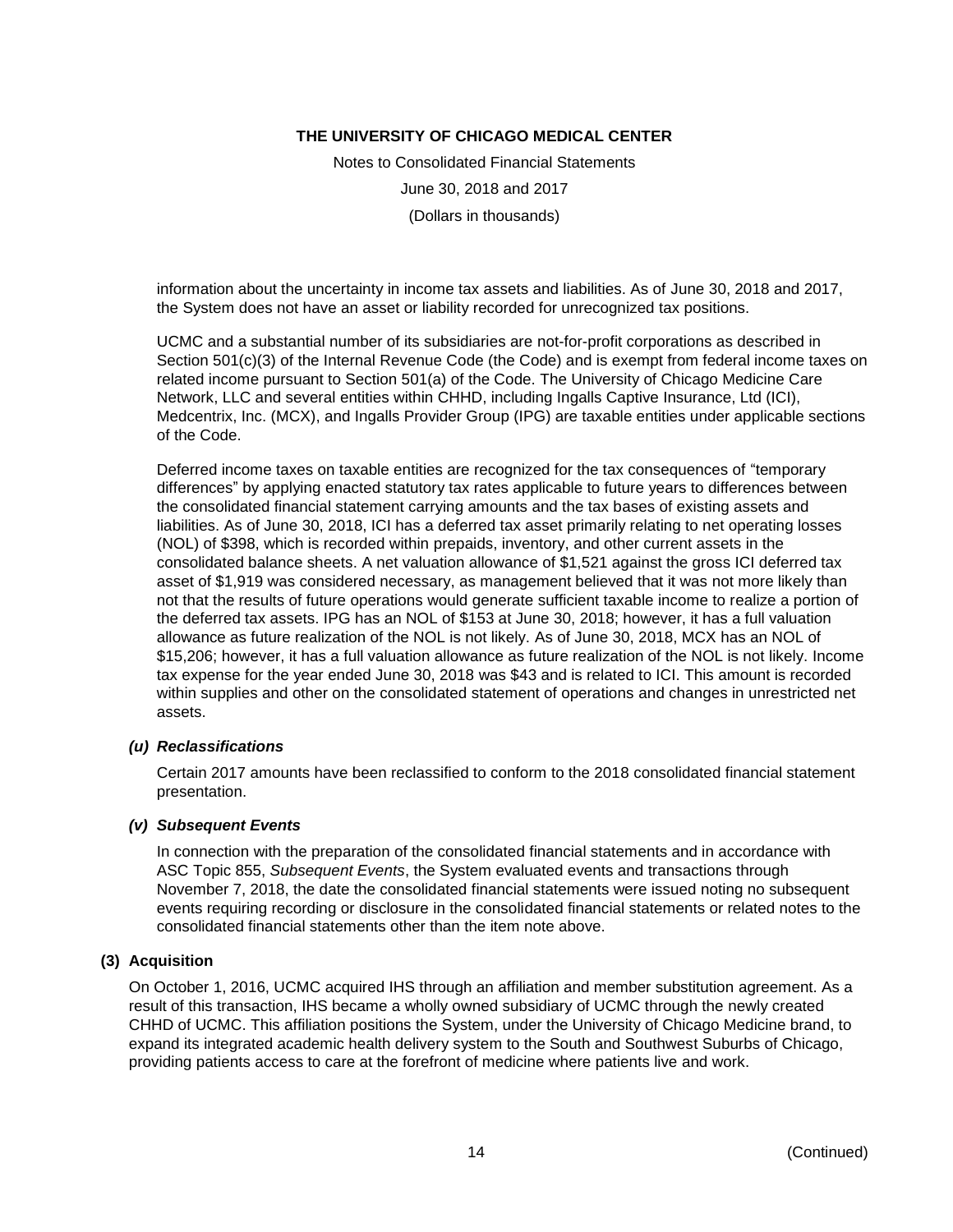information about the uncertainty in income tax assets and liabilities. As of June 30, 2018 and 2017, the System does not have an asset or liability recorded for unrecognized tax positions.

UCMC and a substantial number of its subsidiaries are not-for-profit corporations as described in Section 501(c)(3) of the Internal Revenue Code (the Code) and is exempt from federal income taxes on related income pursuant to Section 501(a) of the Code. The University of Chicago Medicine Care Network, LLC and several entities within CHHD, including Ingalls Captive Insurance, Ltd (ICI), Medcentrix, Inc. (MCX), and Ingalls Provider Group (IPG) are taxable entities under applicable sections of the Code.

Deferred income taxes on taxable entities are recognized for the tax consequences of "temporary differences" by applying enacted statutory tax rates applicable to future years to differences between the consolidated financial statement carrying amounts and the tax bases of existing assets and liabilities. As of June 30, 2018, ICI has a deferred tax asset primarily relating to net operating losses (NOL) of $398, which is recorded within prepaids, inventory, and other current assets in the consolidated balance sheets. A net valuation allowance of $1,521 against the gross ICI deferred tax asset of $1,919 was considered necessary, as management believed that it was not more likely than not that the results of future operations would generate sufficient taxable income to realize a portion of the deferred tax assets. IPG has an NOL of $153 at June 30, 2018; however, it has a full valuation allowance as future realization of the NOL is not likely. As of June 30, 2018, MCX has an NOL of $15,206; however, it has a full valuation allowance as future realization of the NOL is not likely. Income tax expense for the year ended June 30, 2018 was $43 and is related to ICI. This amount is recorded within supplies and other on the consolidated statement of operations and changes in unrestricted net assets.

### *(u) Reclassifications*

Certain 2017 amounts have been reclassified to conform to the 2018 consolidated financial statement presentation.

### *(v) Subsequent Events*

In connection with the preparation of the consolidated financial statements and in accordance with ASC Topic 855, *Subsequent Events*, the System evaluated events and transactions through November 7, 2018, the date the consolidated financial statements were issued noting no subsequent events requiring recording or disclosure in the consolidated financial statements or related notes to the consolidated financial statements other than the item note above.

## (3) Acquisition

On October 1, 2016, UCMC acquired IHS through an affiliation and member substitution agreement. As a result of this transaction, IHS became a wholly owned subsidiary of UCMC through the newly created CHHD of UCMC. This affiliation positions the System, under the University of Chicago Medicine brand, to expand its integrated academic health delivery system to the South and Southwest Suburbs of Chicago, providing patients access to care at the forefront of medicine where patients live and work.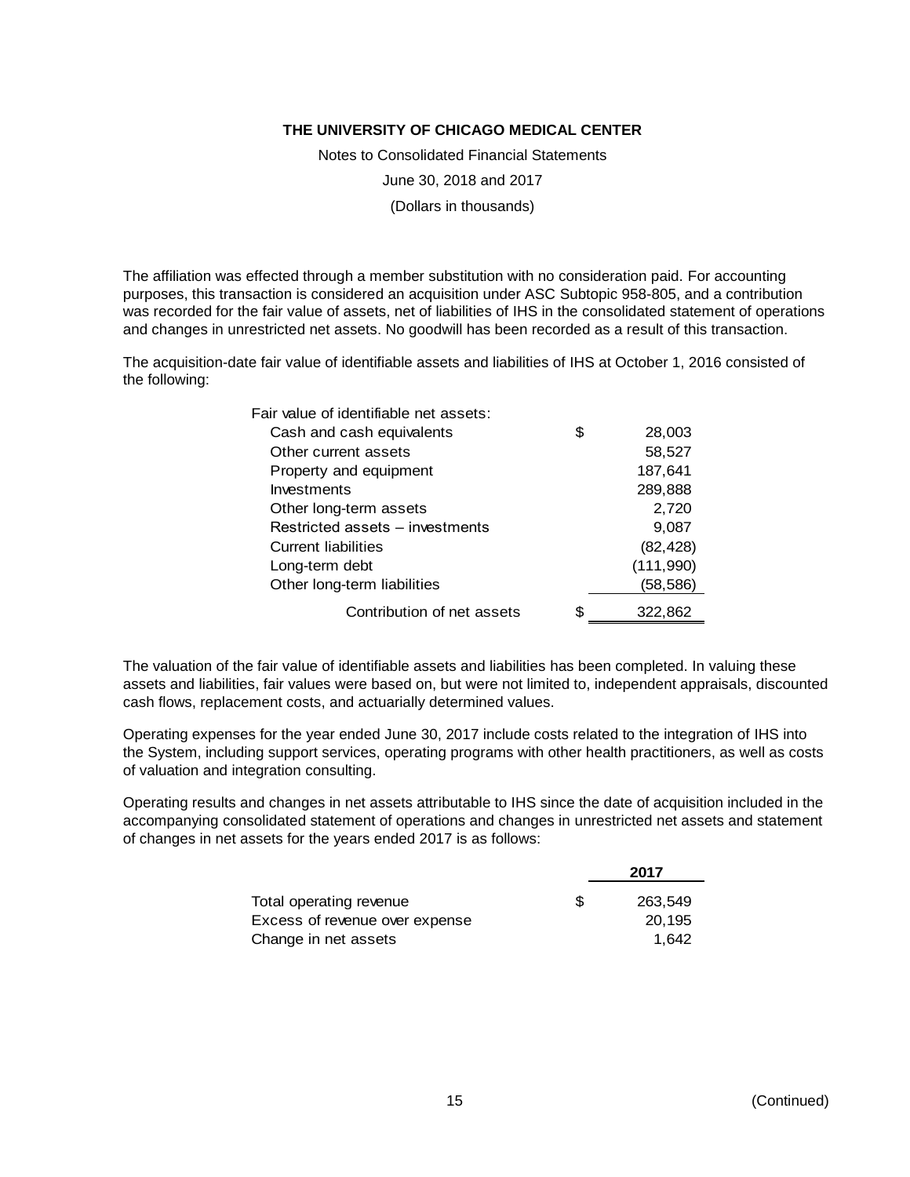THE UNIVERSITY OF CHICAGO MEDICAL CENTER

Notes to Consolidated Financial Statements

June 30, 2018 and 2017

(Dollars in thousands)

The affiliation was effected through a member substitution with no consideration paid. For accounting purposes, this transaction is considered an acquisition under ASC Subtopic 958-805, and a contribution was recorded for the fair value of assets, net of liabilities of IHS in the consolidated statement of operations and changes in unrestricted net assets. No goodwill has been recorded as a result of this transaction.

The acquisition-date fair value of identifiable assets and liabilities of IHS at October 1, 2016 consisted of the following:

| | | |
|---|---|---|
| Fair value of identifiable net assets: | | |
| Cash and cash equivalents | $ | 28,003 |
| Other current assets | | 58,527 |
| Property and equipment | | 187,641 |
| Investments | | 289,888 |
| Other long-term assets | | 2,720 |
| Restricted assets – investments | | 9,087 |
| Current liabilities | | (82,428) |
| Long-term debt | | (111,990) |
| Other long-term liabilities | | (58,586) |
| Contribution of net assets | $ | 322,862 |

The valuation of the fair value of identifiable assets and liabilities has been completed. In valuing these assets and liabilities, fair values were based on, but were not limited to, independent appraisals, discounted cash flows, replacement costs, and actuarially determined values.

Operating expenses for the year ended June 30, 2017 include costs related to the integration of IHS into the System, including support services, operating programs with other health practitioners, as well as costs of valuation and integration consulting.

Operating results and changes in net assets attributable to IHS since the date of acquisition included in the accompanying consolidated statement of operations and changes in unrestricted net assets and statement of changes in net assets for the years ended 2017 is as follows:

| | | 2017 |
|---|---|---|
| Total operating revenue | $ | 263,549 |
| Excess of revenue over expense | | 20,195 |
| Change in net assets | | 1,642 |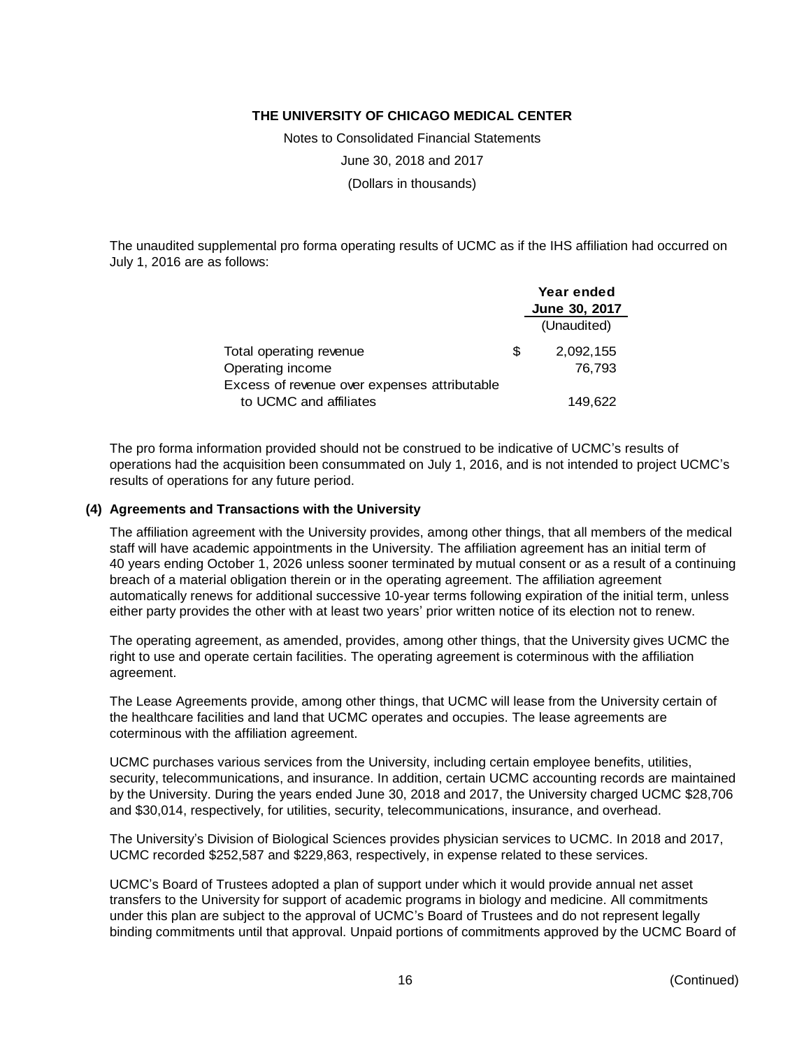The unaudited supplemental pro forma operating results of UCMC as if the IHS affiliation had occurred on July 1, 2016 are as follows:

| | Year ended June 30, 2017 |
|---|---|
| | (Unaudited) |
| Total operating revenue | $ 2,092,155 |
| Operating income | 76,793 |
| Excess of revenue over expenses attributable to UCMC and affiliates | 149,622 |

The pro forma information provided should not be construed to be indicative of UCMC's results of operations had the acquisition been consummated on July 1, 2016, and is not intended to project UCMC's results of operations for any future period.

### (4) Agreements and Transactions with the University

The affiliation agreement with the University provides, among other things, that all members of the medical staff will have academic appointments in the University. The affiliation agreement has an initial term of 40 years ending October 1, 2026 unless sooner terminated by mutual consent or as a result of a continuing breach of a material obligation therein or in the operating agreement. The affiliation agreement automatically renews for additional successive 10-year terms following expiration of the initial term, unless either party provides the other with at least two years' prior written notice of its election not to renew.

The operating agreement, as amended, provides, among other things, that the University gives UCMC the right to use and operate certain facilities. The operating agreement is coterminous with the affiliation agreement.

The Lease Agreements provide, among other things, that UCMC will lease from the University certain of the healthcare facilities and land that UCMC operates and occupies. The lease agreements are coterminous with the affiliation agreement.

UCMC purchases various services from the University, including certain employee benefits, utilities, security, telecommunications, and insurance. In addition, certain UCMC accounting records are maintained by the University. During the years ended June 30, 2018 and 2017, the University charged UCMC $28,706 and $30,014, respectively, for utilities, security, telecommunications, insurance, and overhead.

The University's Division of Biological Sciences provides physician services to UCMC. In 2018 and 2017, UCMC recorded $252,587 and $229,863, respectively, in expense related to these services.

UCMC's Board of Trustees adopted a plan of support under which it would provide annual net asset transfers to the University for support of academic programs in biology and medicine. All commitments under this plan are subject to the approval of UCMC's Board of Trustees and do not represent legally binding commitments until that approval. Unpaid portions of commitments approved by the UCMC Board of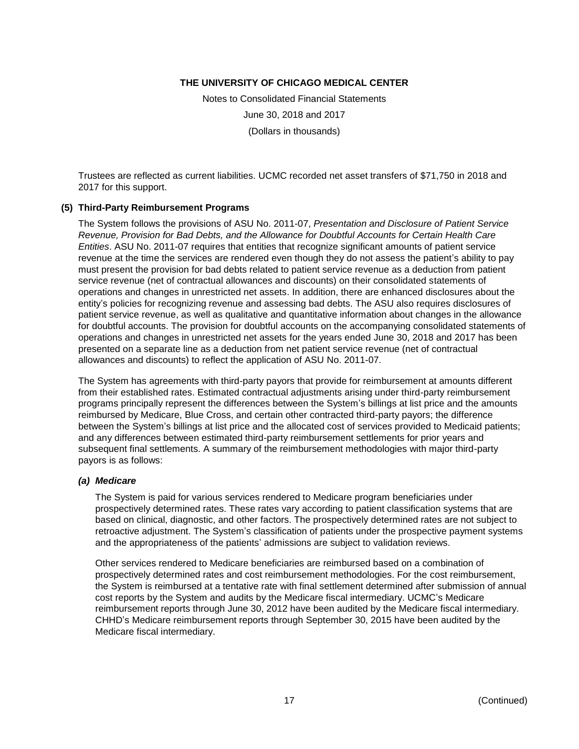Trustees are reflected as current liabilities. UCMC recorded net asset transfers of $71,750 in 2018 and 2017 for this support.

## (5) Third-Party Reimbursement Programs

The System follows the provisions of ASU No. 2011-07, *Presentation and Disclosure of Patient Service Revenue, Provision for Bad Debts, and the Allowance for Doubtful Accounts for Certain Health Care Entities*. ASU No. 2011-07 requires that entities that recognize significant amounts of patient service revenue at the time the services are rendered even though they do not assess the patient's ability to pay must present the provision for bad debts related to patient service revenue as a deduction from patient service revenue (net of contractual allowances and discounts) on their consolidated statements of operations and changes in unrestricted net assets. In addition, there are enhanced disclosures about the entity's policies for recognizing revenue and assessing bad debts. The ASU also requires disclosures of patient service revenue, as well as qualitative and quantitative information about changes in the allowance for doubtful accounts. The provision for doubtful accounts on the accompanying consolidated statements of operations and changes in unrestricted net assets for the years ended June 30, 2018 and 2017 has been presented on a separate line as a deduction from net patient service revenue (net of contractual allowances and discounts) to reflect the application of ASU No. 2011-07.

The System has agreements with third-party payors that provide for reimbursement at amounts different from their established rates. Estimated contractual adjustments arising under third-party reimbursement programs principally represent the differences between the System's billings at list price and the amounts reimbursed by Medicare, Blue Cross, and certain other contracted third-party payors; the difference between the System's billings at list price and the allocated cost of services provided to Medicaid patients; and any differences between estimated third-party reimbursement settlements for prior years and subsequent final settlements. A summary of the reimbursement methodologies with major third-party payors is as follows:

### *(a) Medicare*

The System is paid for various services rendered to Medicare program beneficiaries under prospectively determined rates. These rates vary according to patient classification systems that are based on clinical, diagnostic, and other factors. The prospectively determined rates are not subject to retroactive adjustment. The System's classification of patients under the prospective payment systems and the appropriateness of the patients' admissions are subject to validation reviews.

Other services rendered to Medicare beneficiaries are reimbursed based on a combination of prospectively determined rates and cost reimbursement methodologies. For the cost reimbursement, the System is reimbursed at a tentative rate with final settlement determined after submission of annual cost reports by the System and audits by the Medicare fiscal intermediary. UCMC's Medicare reimbursement reports through June 30, 2012 have been audited by the Medicare fiscal intermediary. CHHD's Medicare reimbursement reports through September 30, 2015 have been audited by the Medicare fiscal intermediary.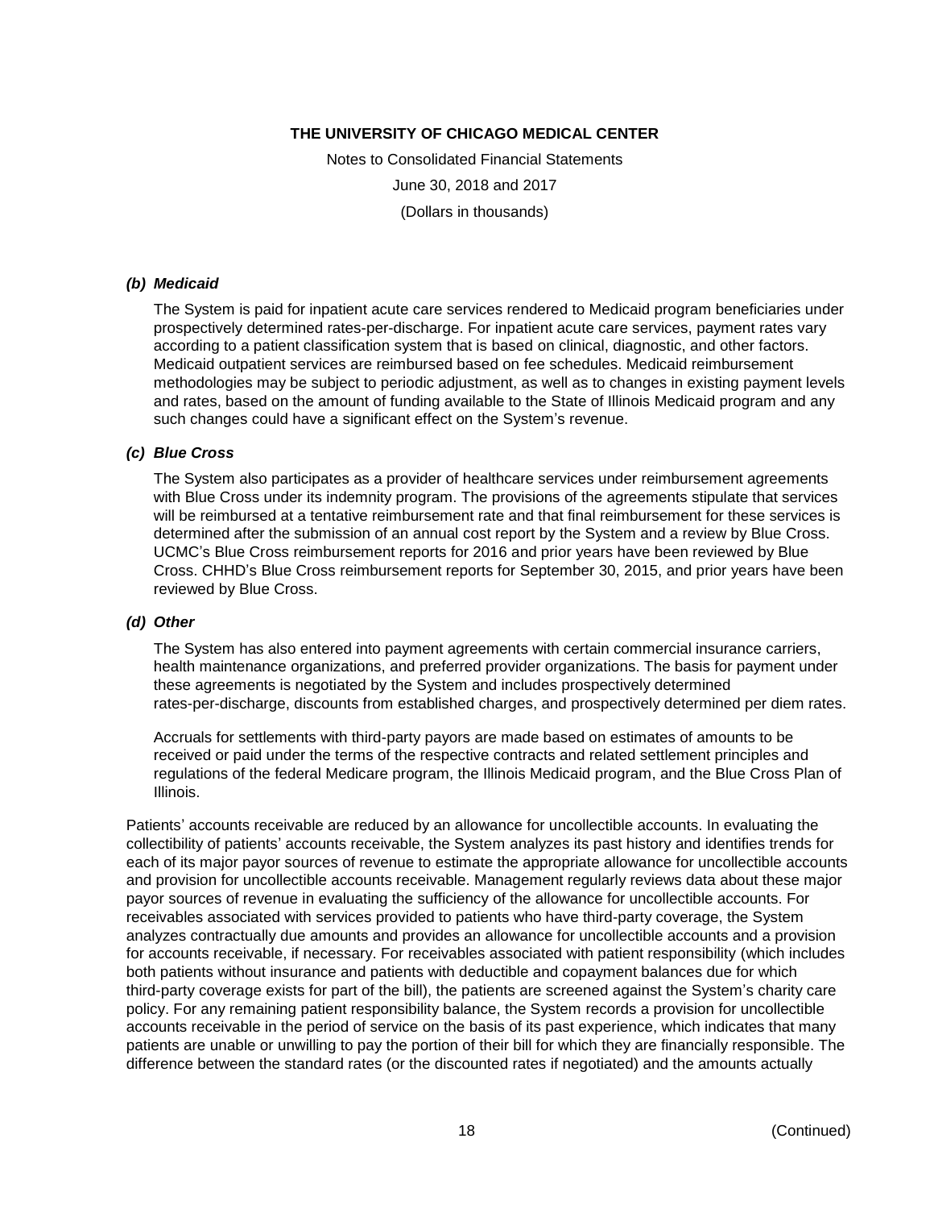# THE UNIVERSITY OF CHICAGO MEDICAL CENTER

Notes to Consolidated Financial Statements

June 30, 2018 and 2017

(Dollars in thousands)

***(b) Medicaid***

The System is paid for inpatient acute care services rendered to Medicaid program beneficiaries under prospectively determined rates-per-discharge. For inpatient acute care services, payment rates vary according to a patient classification system that is based on clinical, diagnostic, and other factors. Medicaid outpatient services are reimbursed based on fee schedules. Medicaid reimbursement methodologies may be subject to periodic adjustment, as well as to changes in existing payment levels and rates, based on the amount of funding available to the State of Illinois Medicaid program and any such changes could have a significant effect on the System's revenue.

***(c) Blue Cross***

The System also participates as a provider of healthcare services under reimbursement agreements with Blue Cross under its indemnity program. The provisions of the agreements stipulate that services will be reimbursed at a tentative reimbursement rate and that final reimbursement for these services is determined after the submission of an annual cost report by the System and a review by Blue Cross. UCMC's Blue Cross reimbursement reports for 2016 and prior years have been reviewed by Blue Cross. CHHD's Blue Cross reimbursement reports for September 30, 2015, and prior years have been reviewed by Blue Cross.

***(d) Other***

The System has also entered into payment agreements with certain commercial insurance carriers, health maintenance organizations, and preferred provider organizations. The basis for payment under these agreements is negotiated by the System and includes prospectively determined rates-per-discharge, discounts from established charges, and prospectively determined per diem rates.

Accruals for settlements with third-party payors are made based on estimates of amounts to be received or paid under the terms of the respective contracts and related settlement principles and regulations of the federal Medicare program, the Illinois Medicaid program, and the Blue Cross Plan of Illinois.

Patients' accounts receivable are reduced by an allowance for uncollectible accounts. In evaluating the collectibility of patients' accounts receivable, the System analyzes its past history and identifies trends for each of its major payor sources of revenue to estimate the appropriate allowance for uncollectible accounts and provision for uncollectible accounts receivable. Management regularly reviews data about these major payor sources of revenue in evaluating the sufficiency of the allowance for uncollectible accounts. For receivables associated with services provided to patients who have third-party coverage, the System analyzes contractually due amounts and provides an allowance for uncollectible accounts and a provision for accounts receivable, if necessary. For receivables associated with patient responsibility (which includes both patients without insurance and patients with deductible and copayment balances due for which third-party coverage exists for part of the bill), the patients are screened against the System's charity care policy. For any remaining patient responsibility balance, the System records a provision for uncollectible accounts receivable in the period of service on the basis of its past experience, which indicates that many patients are unable or unwilling to pay the portion of their bill for which they are financially responsible. The difference between the standard rates (or the discounted rates if negotiated) and the amounts actually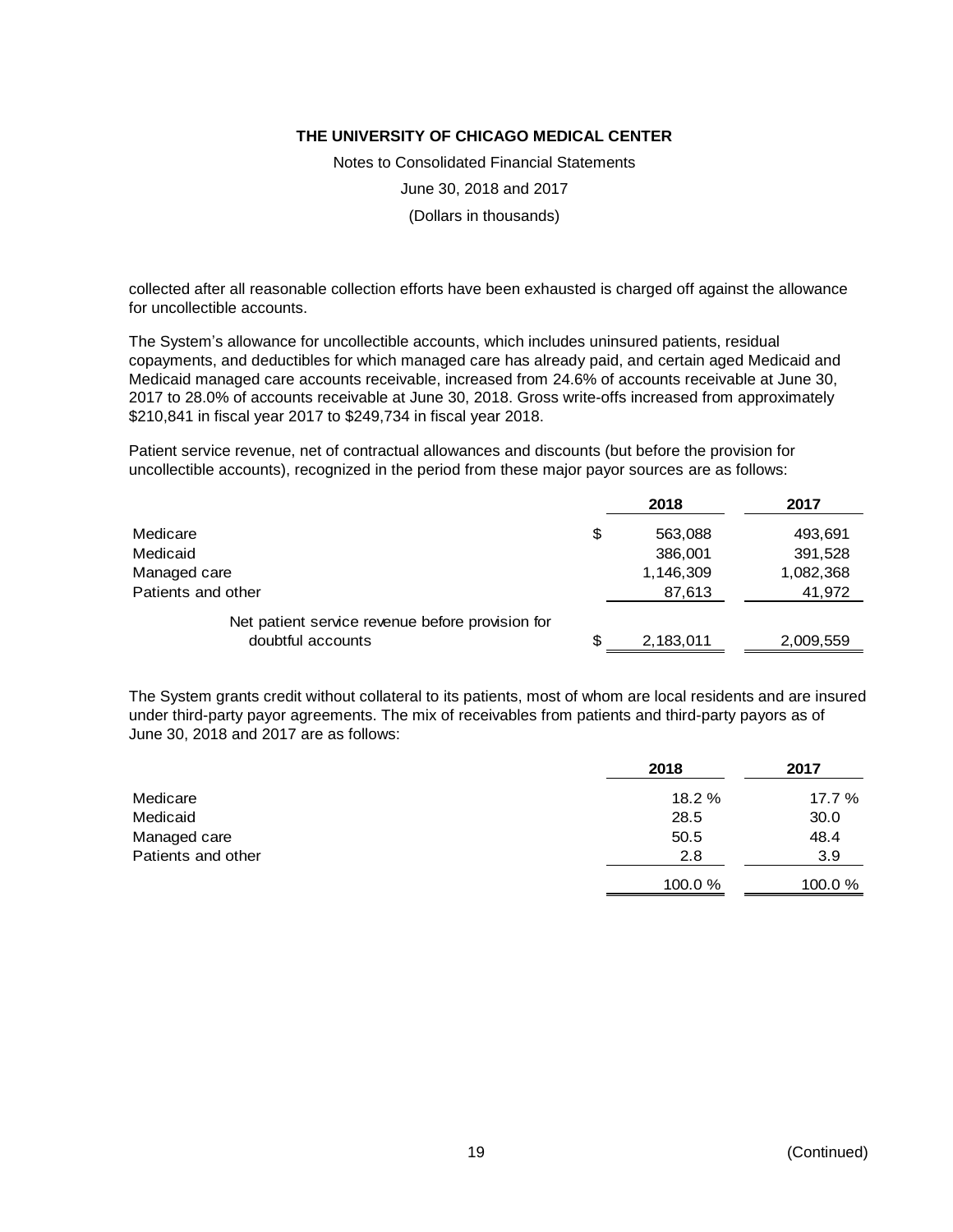collected after all reasonable collection efforts have been exhausted is charged off against the allowance for uncollectible accounts.

The System's allowance for uncollectible accounts, which includes uninsured patients, residual copayments, and deductibles for which managed care has already paid, and certain aged Medicaid and Medicaid managed care accounts receivable, increased from 24.6% of accounts receivable at June 30, 2017 to 28.0% of accounts receivable at June 30, 2018. Gross write-offs increased from approximately $210,841 in fiscal year 2017 to $249,734 in fiscal year 2018.

Patient service revenue, net of contractual allowances and discounts (but before the provision for uncollectible accounts), recognized in the period from these major payor sources are as follows:

| | 2018 | 2017 |
|---|---|---|
| Medicare | $ 563,088 | 493,691 |
| Medicaid | 386,001 | 391,528 |
| Managed care | 1,146,309 | 1,082,368 |
| Patients and other | 87,613 | 41,972 |
| Net patient service revenue before provision for doubtful accounts | $ 2,183,011 | 2,009,559 |

The System grants credit without collateral to its patients, most of whom are local residents and are insured under third-party payor agreements. The mix of receivables from patients and third-party payors as of June 30, 2018 and 2017 are as follows:

| | 2018 | 2017 |
|---|---|---|
| Medicare | 18.2 % | 17.7 % |
| Medicaid | 28.5 | 30.0 |
| Managed care | 50.5 | 48.4 |
| Patients and other | 2.8 | 3.9 |
| | 100.0 % | 100.0 % |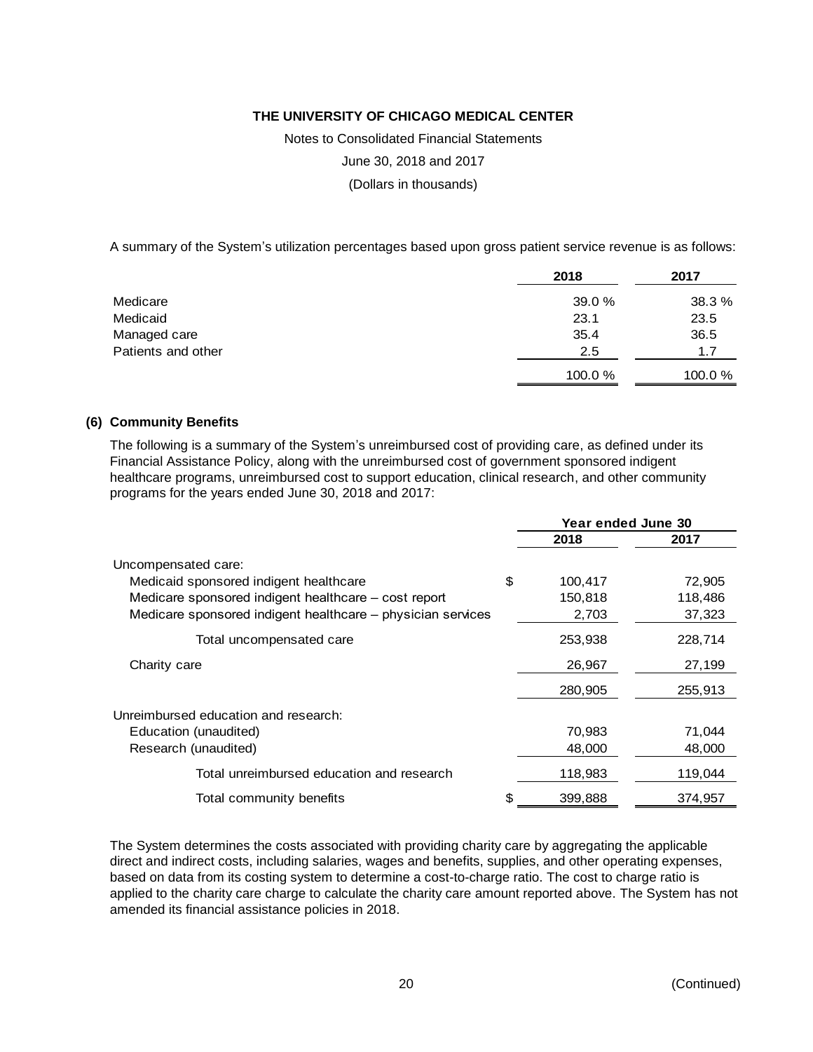A summary of the System's utilization percentages based upon gross patient service revenue is as follows:

| | 2018 | 2017 |
|---|---|---|
| Medicare | 39.0 % | 38.3 % |
| Medicaid | 23.1 | 23.5 |
| Managed care | 35.4 | 36.5 |
| Patients and other | 2.5 | 1.7 |
| | 100.0 % | 100.0 % |

## (6) Community Benefits

The following is a summary of the System's unreimbursed cost of providing care, as defined under its Financial Assistance Policy, along with the unreimbursed cost of government sponsored indigent healthcare programs, unreimbursed cost to support education, clinical research, and other community programs for the years ended June 30, 2018 and 2017:

| | Year ended June 30 | |
|---|---|---|
| | 2018 | 2017 |
| Uncompensated care: | | |
| Medicaid sponsored indigent healthcare | $ 100,417 | 72,905 |
| Medicare sponsored indigent healthcare – cost report | 150,818 | 118,486 |
| Medicare sponsored indigent healthcare – physician services | 2,703 | 37,323 |
| Total uncompensated care | 253,938 | 228,714 |
| Charity care | 26,967 | 27,199 |
| | 280,905 | 255,913 |
| Unreimbursed education and research: | | |
| Education (unaudited) | 70,983 | 71,044 |
| Research (unaudited) | 48,000 | 48,000 |
| Total unreimbursed education and research | 118,983 | 119,044 |
| Total community benefits | $ 399,888 | 374,957 |

The System determines the costs associated with providing charity care by aggregating the applicable direct and indirect costs, including salaries, wages and benefits, supplies, and other operating expenses, based on data from its costing system to determine a cost-to-charge ratio. The cost to charge ratio is applied to the charity care charge to calculate the charity care amount reported above. The System has not amended its financial assistance policies in 2018.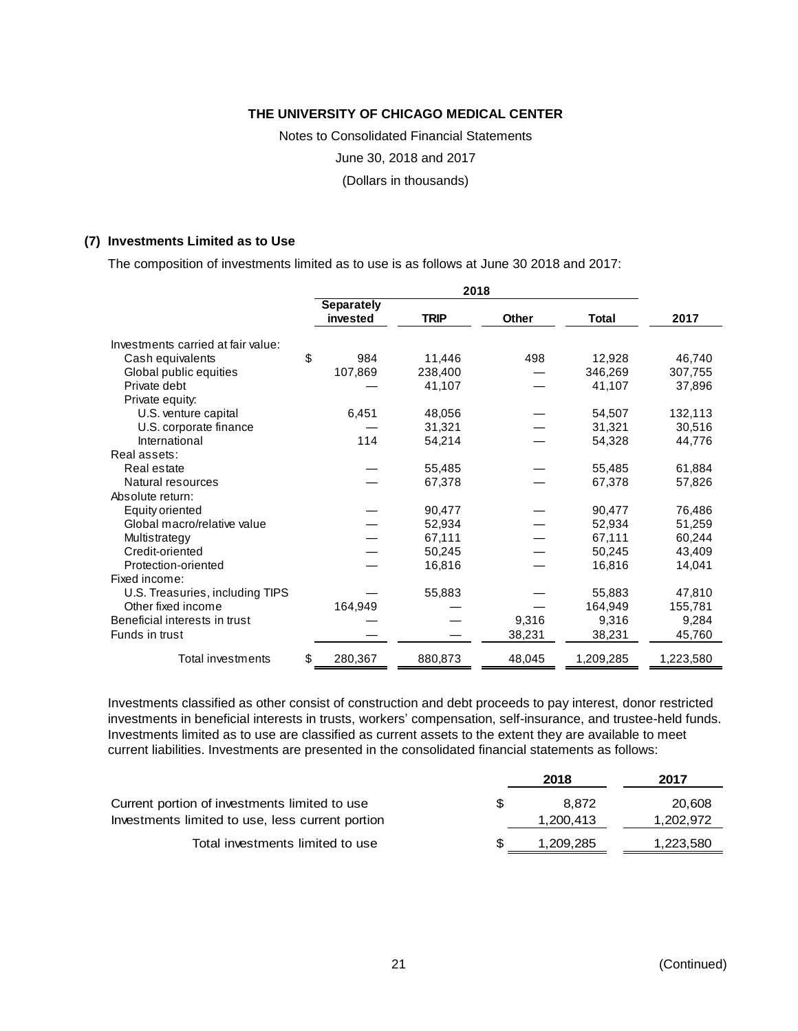THE UNIVERSITY OF CHICAGO MEDICAL CENTER

Notes to Consolidated Financial Statements

June 30, 2018 and 2017

(Dollars in thousands)

## (7) Investments Limited as to Use

The composition of investments limited as to use is as follows at June 30 2018 and 2017:

| | 2018 | | | | |
|---|---|---|---|---|---|
| | Separately invested | TRIP | Other | Total | 2017 |
| Investments carried at fair value: | | | | | |
| Cash equivalents | $ 984 | 11,446 | 498 | 12,928 | 46,740 |
| Global public equities | 107,869 | 238,400 | — | 346,269 | 307,755 |
| Private debt | — | 41,107 | — | 41,107 | 37,896 |
| Private equity: | | | | | |
| U.S. venture capital | 6,451 | 48,056 | — | 54,507 | 132,113 |
| U.S. corporate finance | — | 31,321 | — | 31,321 | 30,516 |
| International | 114 | 54,214 | — | 54,328 | 44,776 |
| Real assets: | | | | | |
| Real estate | — | 55,485 | — | 55,485 | 61,884 |
| Natural resources | — | 67,378 | — | 67,378 | 57,826 |
| Absolute return: | | | | | |
| Equity oriented | — | 90,477 | — | 90,477 | 76,486 |
| Global macro/relative value | — | 52,934 | — | 52,934 | 51,259 |
| Multistrategy | — | 67,111 | — | 67,111 | 60,244 |
| Credit-oriented | — | 50,245 | — | 50,245 | 43,409 |
| Protection-oriented | — | 16,816 | — | 16,816 | 14,041 |
| Fixed income: | | | | | |
| U.S. Treasuries, including TIPS | — | 55,883 | — | 55,883 | 47,810 |
| Other fixed income | 164,949 | — | — | 164,949 | 155,781 |
| Beneficial interests in trust | — | — | 9,316 | 9,316 | 9,284 |
| Funds in trust | — | — | 38,231 | 38,231 | 45,760 |
| Total investments | $ 280,367 | 880,873 | 48,045 | 1,209,285 | 1,223,580 |

Investments classified as other consist of construction and debt proceeds to pay interest, donor restricted investments in beneficial interests in trusts, workers' compensation, self-insurance, and trustee-held funds. Investments limited as to use are classified as current assets to the extent they are available to meet current liabilities. Investments are presented in the consolidated financial statements as follows:

| | 2018 | 2017 |
|---|---|---|
| Current portion of investments limited to use | $ 8,872 | 20,608 |
| Investments limited to use, less current portion | 1,200,413 | 1,202,972 |
| Total investments limited to use | $ 1,209,285 | 1,223,580 |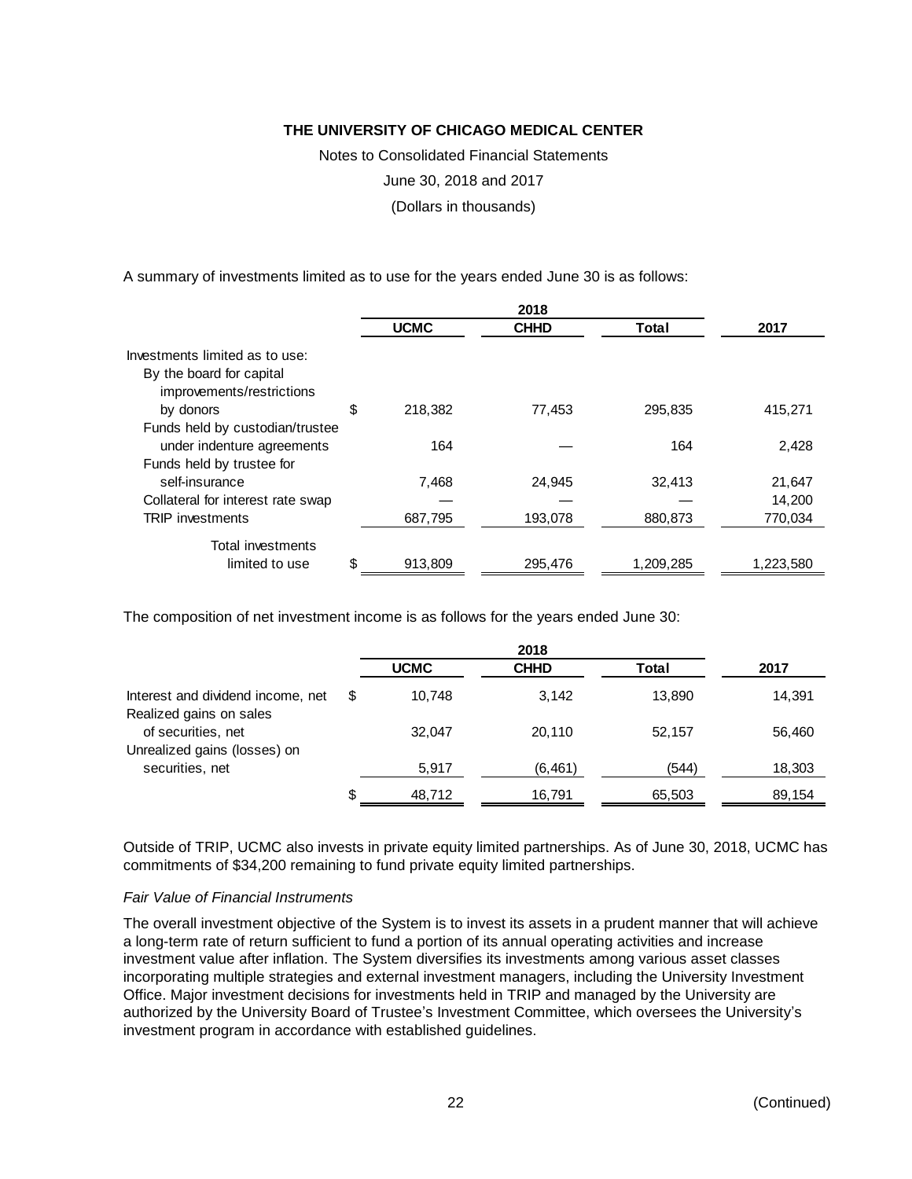A summary of investments limited as to use for the years ended June 30 is as follows:

| | 2018 | | | |
|---|---|---|---|---|
| | **UCMC** | **CHHD** | **Total** | **2017** |
| Investments limited as to use: | | | | |
| By the board for capital improvements/restrictions by donors | $ 218,382 | 77,453 | 295,835 | 415,271 |
| Funds held by custodian/trustee under indenture agreements | 164 | — | 164 | 2,428 |
| Funds held by trustee for self-insurance | 7,468 | 24,945 | 32,413 | 21,647 |
| Collateral for interest rate swap | — | — | — | 14,200 |
| TRIP investments | 687,795 | 193,078 | 880,873 | 770,034 |
| Total investments limited to use | $ 913,809 | 295,476 | 1,209,285 | 1,223,580 |

The composition of net investment income is as follows for the years ended June 30:

| | 2018 | | | |
|---|---|---|---|---|
| | **UCMC** | **CHHD** | **Total** | **2017** |
| Interest and dividend income, net | $ 10,748 | 3,142 | 13,890 | 14,391 |
| Realized gains on sales of securities, net | 32,047 | 20,110 | 52,157 | 56,460 |
| Unrealized gains (losses) on securities, net | 5,917 | (6,461) | (544) | 18,303 |
| | $ 48,712 | 16,791 | 65,503 | 89,154 |

Outside of TRIP, UCMC also invests in private equity limited partnerships. As of June 30, 2018, UCMC has commitments of $34,200 remaining to fund private equity limited partnerships.

*Fair Value of Financial Instruments*

The overall investment objective of the System is to invest its assets in a prudent manner that will achieve a long-term rate of return sufficient to fund a portion of its annual operating activities and increase investment value after inflation. The System diversifies its investments among various asset classes incorporating multiple strategies and external investment managers, including the University Investment Office. Major investment decisions for investments held in TRIP and managed by the University are authorized by the University Board of Trustee's Investment Committee, which oversees the University's investment program in accordance with established guidelines.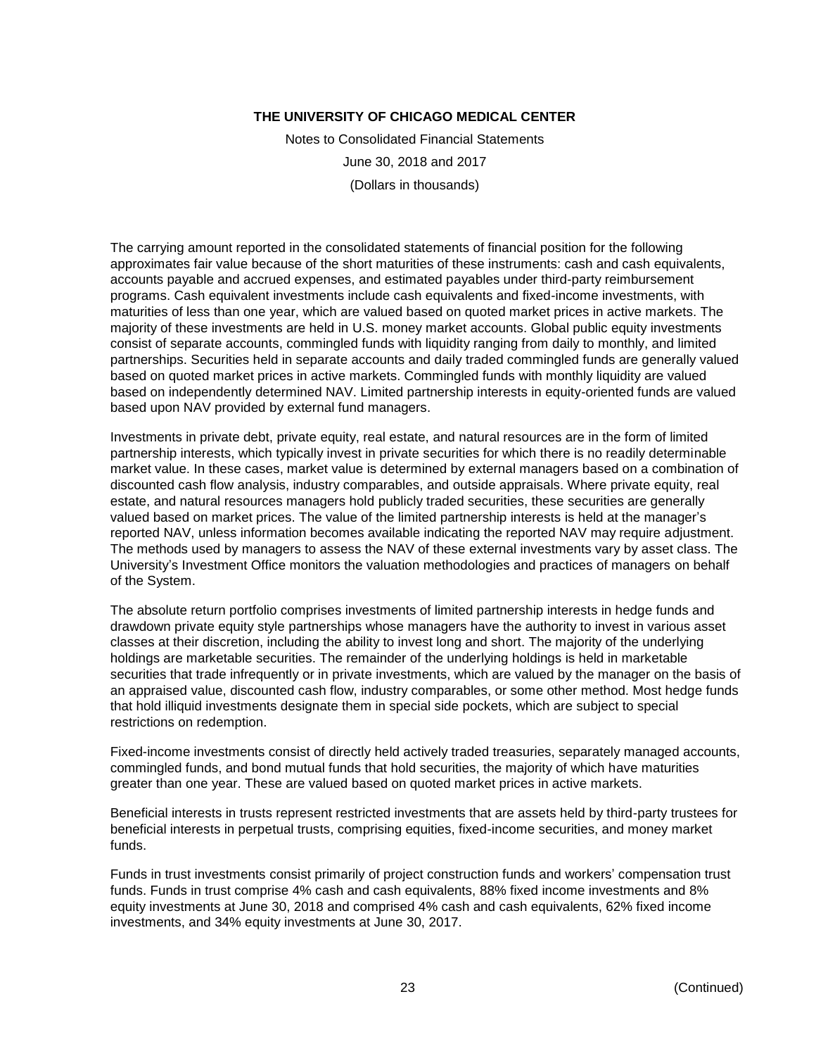The carrying amount reported in the consolidated statements of financial position for the following approximates fair value because of the short maturities of these instruments: cash and cash equivalents, accounts payable and accrued expenses, and estimated payables under third-party reimbursement programs. Cash equivalent investments include cash equivalents and fixed-income investments, with maturities of less than one year, which are valued based on quoted market prices in active markets. The majority of these investments are held in U.S. money market accounts. Global public equity investments consist of separate accounts, commingled funds with liquidity ranging from daily to monthly, and limited partnerships. Securities held in separate accounts and daily traded commingled funds are generally valued based on quoted market prices in active markets. Commingled funds with monthly liquidity are valued based on independently determined NAV. Limited partnership interests in equity-oriented funds are valued based upon NAV provided by external fund managers.

Investments in private debt, private equity, real estate, and natural resources are in the form of limited partnership interests, which typically invest in private securities for which there is no readily determinable market value. In these cases, market value is determined by external managers based on a combination of discounted cash flow analysis, industry comparables, and outside appraisals. Where private equity, real estate, and natural resources managers hold publicly traded securities, these securities are generally valued based on market prices. The value of the limited partnership interests is held at the manager's reported NAV, unless information becomes available indicating the reported NAV may require adjustment. The methods used by managers to assess the NAV of these external investments vary by asset class. The University's Investment Office monitors the valuation methodologies and practices of managers on behalf of the System.

The absolute return portfolio comprises investments of limited partnership interests in hedge funds and drawdown private equity style partnerships whose managers have the authority to invest in various asset classes at their discretion, including the ability to invest long and short. The majority of the underlying holdings are marketable securities. The remainder of the underlying holdings is held in marketable securities that trade infrequently or in private investments, which are valued by the manager on the basis of an appraised value, discounted cash flow, industry comparables, or some other method. Most hedge funds that hold illiquid investments designate them in special side pockets, which are subject to special restrictions on redemption.

Fixed-income investments consist of directly held actively traded treasuries, separately managed accounts, commingled funds, and bond mutual funds that hold securities, the majority of which have maturities greater than one year. These are valued based on quoted market prices in active markets.

Beneficial interests in trusts represent restricted investments that are assets held by third-party trustees for beneficial interests in perpetual trusts, comprising equities, fixed-income securities, and money market funds.

Funds in trust investments consist primarily of project construction funds and workers' compensation trust funds. Funds in trust comprise 4% cash and cash equivalents, 88% fixed income investments and 8% equity investments at June 30, 2018 and comprised 4% cash and cash equivalents, 62% fixed income investments, and 34% equity investments at June 30, 2017.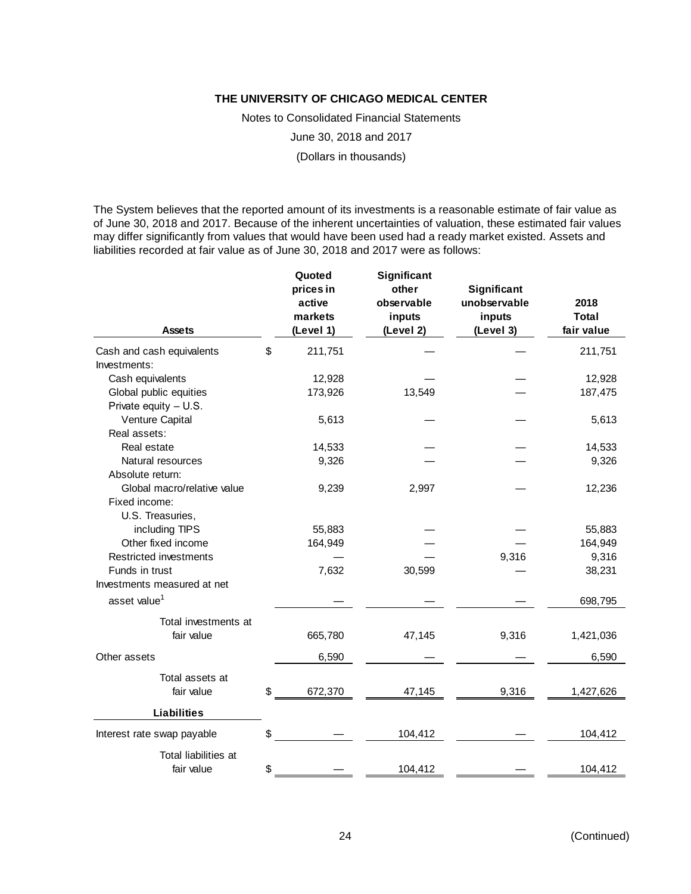THE UNIVERSITY OF CHICAGO MEDICAL CENTER

Notes to Consolidated Financial Statements

June 30, 2018 and 2017

(Dollars in thousands)

The System believes that the reported amount of its investments is a reasonable estimate of fair value as of June 30, 2018 and 2017. Because of the inherent uncertainties of valuation, these estimated fair values may differ significantly from values that would have been used had a ready market existed. Assets and liabilities recorded at fair value as of June 30, 2018 and 2017 were as follows:

| Assets | Quoted prices in active markets (Level 1) | Significant other observable inputs (Level 2) | Significant unobservable inputs (Level 3) | 2018 Total fair value |
|---|---|---|---|---|
| Cash and cash equivalents | $ 211,751 | — | — | 211,751 |
| Investments: | | | | |
| Cash equivalents | 12,928 | — | — | 12,928 |
| Global public equities | 173,926 | 13,549 | — | 187,475 |
| Private equity – U.S. | | | | |
| Venture Capital | 5,613 | — | — | 5,613 |
| Real assets: | | | | |
| Real estate | 14,533 | — | — | 14,533 |
| Natural resources | 9,326 | — | — | 9,326 |
| Absolute return: | | | | |
| Global macro/relative value | 9,239 | 2,997 | — | 12,236 |
| Fixed income: | | | | |
| U.S. Treasuries, including TIPS | 55,883 | — | — | 55,883 |
| Other fixed income | 164,949 | — | — | 164,949 |
| Restricted investments | — | — | 9,316 | 9,316 |
| Funds in trust | 7,632 | 30,599 | — | 38,231 |
| Investments measured at net asset value[1] | — | — | — | 698,795 |
| Total investments at fair value | 665,780 | 47,145 | 9,316 | 1,421,036 |
| Other assets | 6,590 | — | — | 6,590 |
| Total assets at fair value | $ 672,370 | 47,145 | 9,316 | 1,427,626 |
| **Liabilities** | | | | |
| Interest rate swap payable | $ — | 104,412 | — | 104,412 |
| Total liabilities at fair value | $ — | 104,412 | — | 104,412 |

(Continued)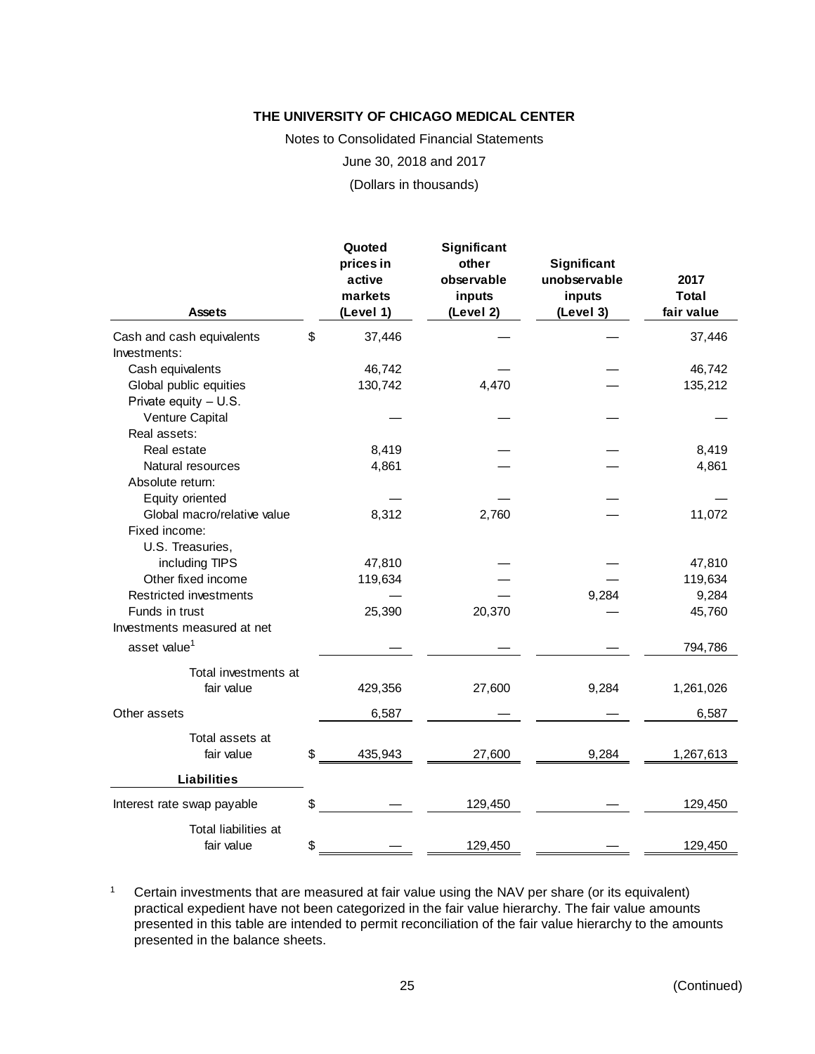**THE UNIVERSITY OF CHICAGO MEDICAL CENTER**

Notes to Consolidated Financial Statements

June 30, 2018 and 2017

(Dollars in thousands)

| Assets | Quoted prices in active markets (Level 1) | Significant other observable inputs (Level 2) | Significant unobservable inputs (Level 3) | 2017 Total fair value |
|---|---|---|---|---|
| Cash and cash equivalents | $ 37,446 | — | — | 37,446 |
| Investments: | | | | |
| Cash equivalents | 46,742 | — | — | 46,742 |
| Global public equities | 130,742 | 4,470 | — | 135,212 |
| Private equity – U.S. Venture Capital | — | — | — | — |
| Real assets: | | | | |
| Real estate | 8,419 | — | — | 8,419 |
| Natural resources | 4,861 | — | — | 4,861 |
| Absolute return: | | | | |
| Equity oriented | — | — | — | — |
| Global macro/relative value | 8,312 | 2,760 | — | 11,072 |
| Fixed income: | | | | |
| U.S. Treasuries, including TIPS | 47,810 | — | — | 47,810 |
| Other fixed income | 119,634 | — | — | 119,634 |
| Restricted investments | — | — | 9,284 | 9,284 |
| Funds in trust | 25,390 | 20,370 | — | 45,760 |
| Investments measured at net asset value[1] | — | — | — | 794,786 |
| Total investments at fair value | 429,356 | 27,600 | 9,284 | 1,261,026 |
| Other assets | 6,587 | — | — | 6,587 |
| Total assets at fair value | $ 435,943 | 27,600 | 9,284 | 1,267,613 |
| **Liabilities** | | | | |
| Interest rate swap payable | $ — | 129,450 | — | 129,450 |
| Total liabilities at fair value | $ — | 129,450 | — | 129,450 |

[1] Certain investments that are measured at fair value using the NAV per share (or its equivalent) practical expedient have not been categorized in the fair value hierarchy. The fair value amounts presented in this table are intended to permit reconciliation of the fair value hierarchy to the amounts presented in the balance sheets.

(Continued)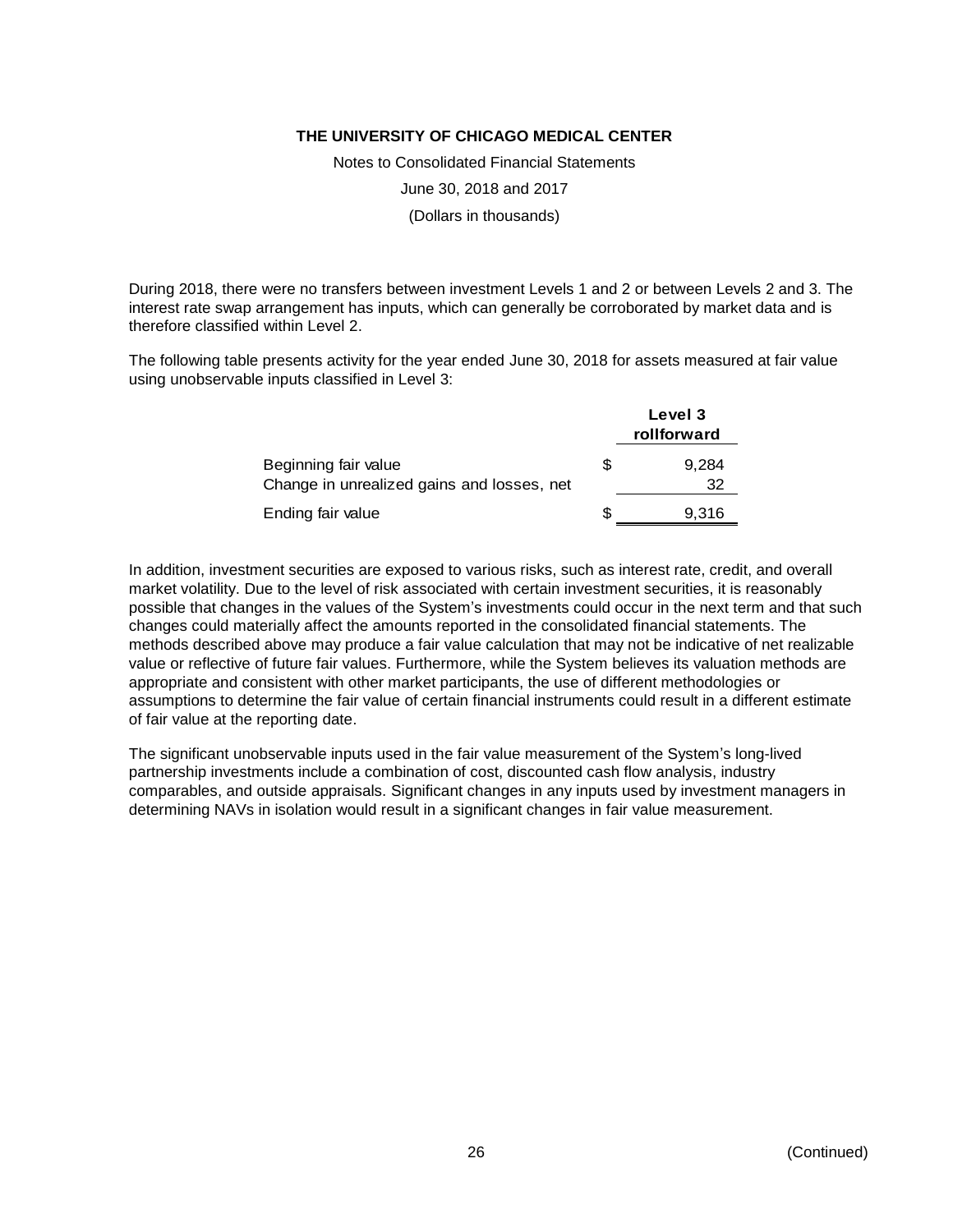During 2018, there were no transfers between investment Levels 1 and 2 or between Levels 2 and 3. The interest rate swap arrangement has inputs, which can generally be corroborated by market data and is therefore classified within Level 2.

The following table presents activity for the year ended June 30, 2018 for assets measured at fair value using unobservable inputs classified in Level 3:

| | Level 3 rollforward |
|---|---|
| Beginning fair value | $ 9,284 |
| Change in unrealized gains and losses, net | 32 |
| Ending fair value | $ 9,316 |

In addition, investment securities are exposed to various risks, such as interest rate, credit, and overall market volatility. Due to the level of risk associated with certain investment securities, it is reasonably possible that changes in the values of the System's investments could occur in the next term and that such changes could materially affect the amounts reported in the consolidated financial statements. The methods described above may produce a fair value calculation that may not be indicative of net realizable value or reflective of future fair values. Furthermore, while the System believes its valuation methods are appropriate and consistent with other market participants, the use of different methodologies or assumptions to determine the fair value of certain financial instruments could result in a different estimate of fair value at the reporting date.

The significant unobservable inputs used in the fair value measurement of the System's long-lived partnership investments include a combination of cost, discounted cash flow analysis, industry comparables, and outside appraisals. Significant changes in any inputs used by investment managers in determining NAVs in isolation would result in a significant changes in fair value measurement.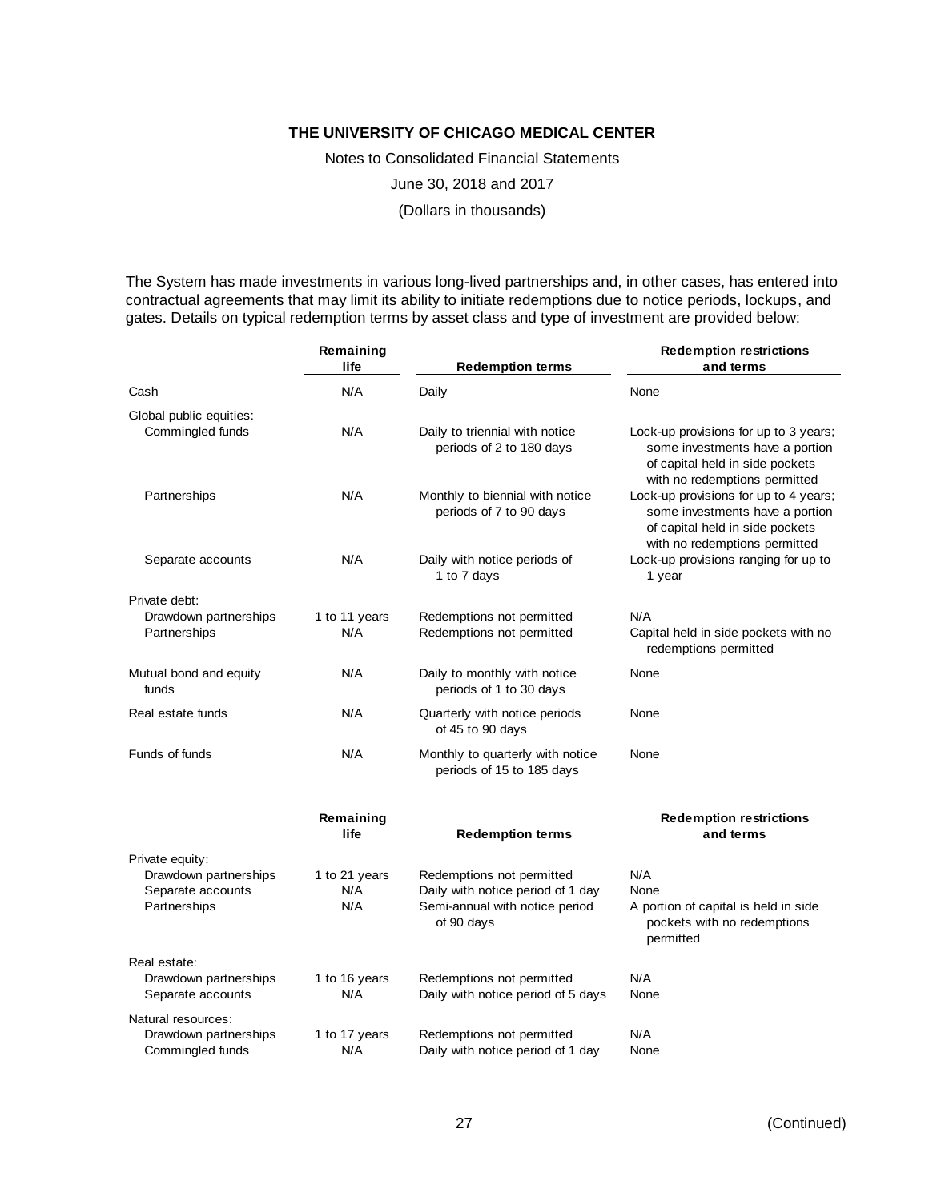The System has made investments in various long-lived partnerships and, in other cases, has entered into contractual agreements that may limit its ability to initiate redemptions due to notice periods, lockups, and gates. Details on typical redemption terms by asset class and type of investment are provided below:

| | Remaining life | Redemption terms | Redemption restrictions and terms |
|---|---|---|---|
| Cash | N/A | Daily | None |
| Global public equities: | | | |
| Commingled funds | N/A | Daily to triennial with notice periods of 2 to 180 days | Lock-up provisions for up to 3 years; some investments have a portion of capital held in side pockets with no redemptions permitted |
| Partnerships | N/A | Monthly to biennial with notice periods of 7 to 90 days | Lock-up provisions for up to 4 years; some investments have a portion of capital held in side pockets with no redemptions permitted |
| Separate accounts | N/A | Daily with notice periods of 1 to 7 days | Lock-up provisions ranging for up to 1 year |
| Private debt: | | | |
| Drawdown partnerships | 1 to 11 years | Redemptions not permitted | N/A |
| Partnerships | N/A | Redemptions not permitted | Capital held in side pockets with no redemptions permitted |
| Mutual bond and equity funds | N/A | Daily to monthly with notice periods of 1 to 30 days | None |
| Real estate funds | N/A | Quarterly with notice periods of 45 to 90 days | None |
| Funds of funds | N/A | Monthly to quarterly with notice periods of 15 to 185 days | None |
| Private equity: | | | |
| Drawdown partnerships | 1 to 21 years | Redemptions not permitted | N/A |
| Separate accounts | N/A | Daily with notice period of 1 day | None |
| Partnerships | N/A | Semi-annual with notice period of 90 days | A portion of capital is held in side pockets with no redemptions permitted |
| Real estate: | | | |
| Drawdown partnerships | 1 to 16 years | Redemptions not permitted | N/A |
| Separate accounts | N/A | Daily with notice period of 5 days | None |
| Natural resources: | | | |
| Drawdown partnerships | 1 to 17 years | Redemptions not permitted | N/A |
| Commingled funds | N/A | Daily with notice period of 1 day | None |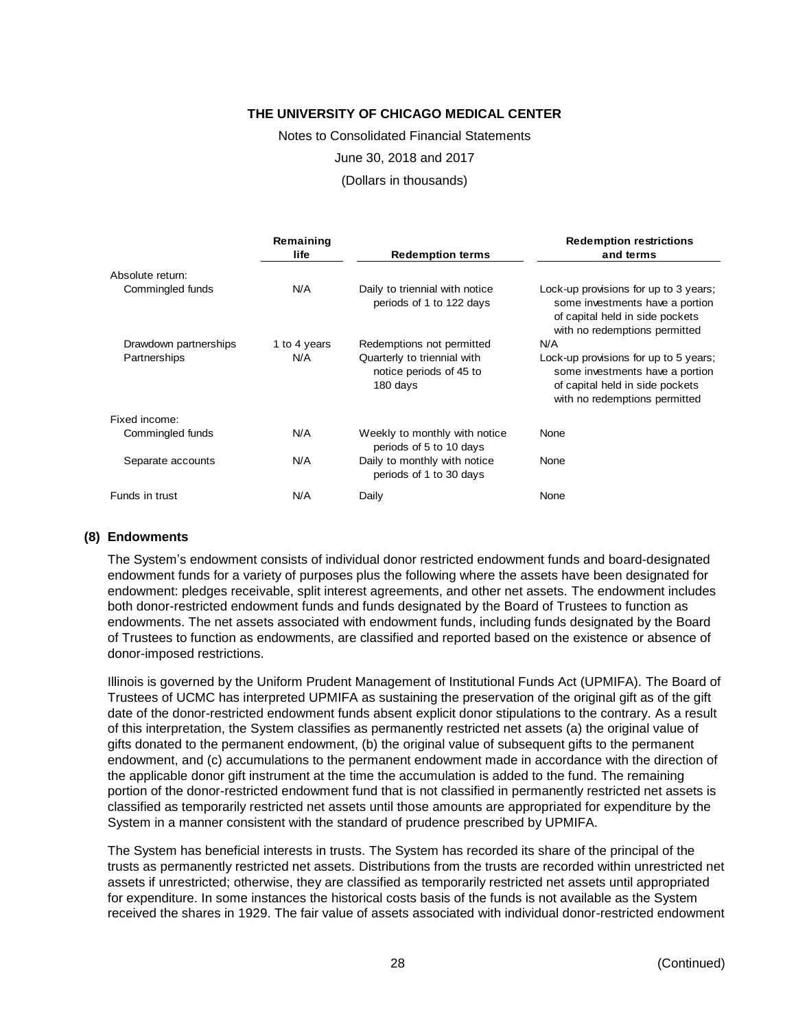| | Remaining life | Redemption terms | Redemption restrictions and terms |
|---|---|---|---|
| Absolute return: | | | |
| Commingled funds | N/A | Daily to triennial with notice periods of 1 to 122 days | Lock-up provisions for up to 3 years; some investments have a portion of capital held in side pockets with no redemptions permitted |
| Drawdown partnerships | 1 to 4 years | Redemptions not permitted | N/A |
| Partnerships | N/A | Quarterly to triennial with notice periods of 45 to 180 days | Lock-up provisions for up to 5 years; some investments have a portion of capital held in side pockets with no redemptions permitted |
| Fixed income: | | | |
| Commingled funds | N/A | Weekly to monthly with notice periods of 5 to 10 days | None |
| Separate accounts | N/A | Daily to monthly with notice periods of 1 to 30 days | None |
| Funds in trust | N/A | Daily | None |

## (8) Endowments

The System's endowment consists of individual donor restricted endowment funds and board-designated endowment funds for a variety of purposes plus the following where the assets have been designated for endowment: pledges receivable, split interest agreements, and other net assets. The endowment includes both donor-restricted endowment funds and funds designated by the Board of Trustees to function as endowments. The net assets associated with endowment funds, including funds designated by the Board of Trustees to function as endowments, are classified and reported based on the existence or absence of donor-imposed restrictions.

Illinois is governed by the Uniform Prudent Management of Institutional Funds Act (UPMIFA). The Board of Trustees of UCMC has interpreted UPMIFA as sustaining the preservation of the original gift as of the gift date of the donor-restricted endowment funds absent explicit donor stipulations to the contrary. As a result of this interpretation, the System classifies as permanently restricted net assets (a) the original value of gifts donated to the permanent endowment, (b) the original value of subsequent gifts to the permanent endowment, and (c) accumulations to the permanent endowment made in accordance with the direction of the applicable donor gift instrument at the time the accumulation is added to the fund. The remaining portion of the donor-restricted endowment fund that is not classified in permanently restricted net assets is classified as temporarily restricted net assets until those amounts are appropriated for expenditure by the System in a manner consistent with the standard of prudence prescribed by UPMIFA.

The System has beneficial interests in trusts. The System has recorded its share of the principal of the trusts as permanently restricted net assets. Distributions from the trusts are recorded within unrestricted net assets if unrestricted; otherwise, they are classified as temporarily restricted net assets until appropriated for expenditure. In some instances the historical costs basis of the funds is not available as the System received the shares in 1929. The fair value of assets associated with individual donor-restricted endowment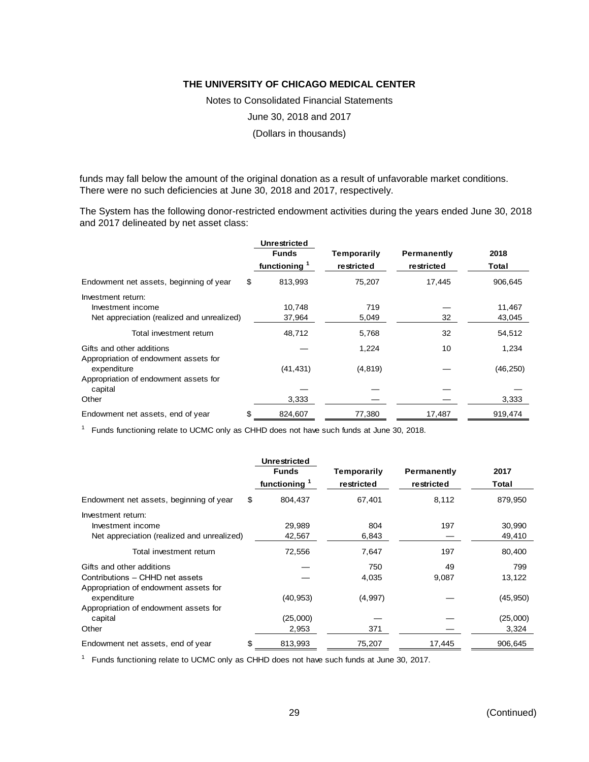funds may fall below the amount of the original donation as a result of unfavorable market conditions. There were no such deficiencies at June 30, 2018 and 2017, respectively.

The System has the following donor-restricted endowment activities during the years ended June 30, 2018 and 2017 delineated by net asset class:

| | Unrestricted Funds functioning [1] | Temporarily restricted | Permanently restricted | 2018 Total |
|---|---|---|---|---|
| Endowment net assets, beginning of year | $ 813,993 | 75,207 | 17,445 | 906,645 |
| Investment return: | | | | |
| Investment income | 10,748 | 719 | — | 11,467 |
| Net appreciation (realized and unrealized) | 37,964 | 5,049 | 32 | 43,045 |
| Total investment return | 48,712 | 5,768 | 32 | 54,512 |
| Gifts and other additions | — | 1,224 | 10 | 1,234 |
| Appropriation of endowment assets for expenditure | (41,431) | (4,819) | — | (46,250) |
| Appropriation of endowment assets for capital | — | — | — | — |
| Other | 3,333 | — | — | 3,333 |
| Endowment net assets, end of year | $ 824,607 | 77,380 | 17,487 | 919,474 |

[1] Funds functioning relate to UCMC only as CHHD does not have such funds at June 30, 2018.

| | Unrestricted Funds functioning [1] | Temporarily restricted | Permanently restricted | 2017 Total |
|---|---|---|---|---|
| Endowment net assets, beginning of year | $ 804,437 | 67,401 | 8,112 | 879,950 |
| Investment return: | | | | |
| Investment income | 29,989 | 804 | 197 | 30,990 |
| Net appreciation (realized and unrealized) | 42,567 | 6,843 | — | 49,410 |
| Total investment return | 72,556 | 7,647 | 197 | 80,400 |
| Gifts and other additions | — | 750 | 49 | 799 |
| Contributions – CHHD net assets | — | 4,035 | 9,087 | 13,122 |
| Appropriation of endowment assets for expenditure | (40,953) | (4,997) | — | (45,950) |
| Appropriation of endowment assets for capital | (25,000) | — | — | (25,000) |
| Other | 2,953 | 371 | — | 3,324 |
| Endowment net assets, end of year | $ 813,993 | 75,207 | 17,445 | 906,645 |

[1] Funds functioning relate to UCMC only as CHHD does not have such funds at June 30, 2017.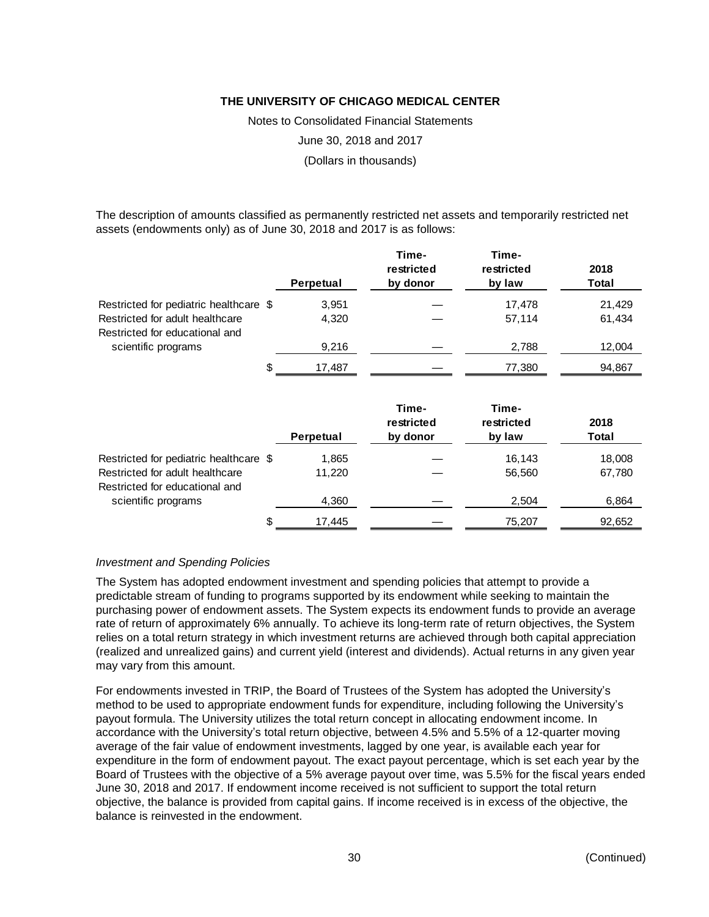The description of amounts classified as permanently restricted net assets and temporarily restricted net assets (endowments only) as of June 30, 2018 and 2017 is as follows:

| | Perpetual | Time-restricted by donor | Time-restricted by law | 2018 Total |
|---|---|---|---|---|
| Restricted for pediatric healthcare | $ 3,951 | — | 17,478 | 21,429 |
| Restricted for adult healthcare | 4,320 | — | 57,114 | 61,434 |
| Restricted for educational and scientific programs | 9,216 | — | 2,788 | 12,004 |
| | $ 17,487 | — | 77,380 | 94,867 |

| | Perpetual | Time-restricted by donor | Time-restricted by law | 2018 Total |
|---|---|---|---|---|
| Restricted for pediatric healthcare | $ 1,865 | — | 16,143 | 18,008 |
| Restricted for adult healthcare | 11,220 | — | 56,560 | 67,780 |
| Restricted for educational and scientific programs | 4,360 | — | 2,504 | 6,864 |
| | $ 17,445 | — | 75,207 | 92,652 |

*Investment and Spending Policies*

The System has adopted endowment investment and spending policies that attempt to provide a predictable stream of funding to programs supported by its endowment while seeking to maintain the purchasing power of endowment assets. The System expects its endowment funds to provide an average rate of return of approximately 6% annually. To achieve its long-term rate of return objectives, the System relies on a total return strategy in which investment returns are achieved through both capital appreciation (realized and unrealized gains) and current yield (interest and dividends). Actual returns in any given year may vary from this amount.

For endowments invested in TRIP, the Board of Trustees of the System has adopted the University's method to be used to appropriate endowment funds for expenditure, including following the University's payout formula. The University utilizes the total return concept in allocating endowment income. In accordance with the University's total return objective, between 4.5% and 5.5% of a 12-quarter moving average of the fair value of endowment investments, lagged by one year, is available each year for expenditure in the form of endowment payout. The exact payout percentage, which is set each year by the Board of Trustees with the objective of a 5% average payout over time, was 5.5% for the fiscal years ended June 30, 2018 and 2017. If endowment income received is not sufficient to support the total return objective, the balance is provided from capital gains. If income received is in excess of the objective, the balance is reinvested in the endowment.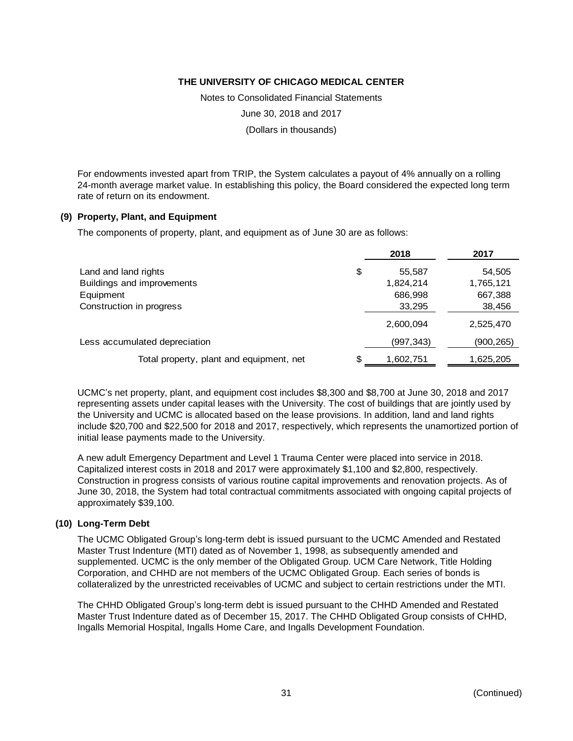For endowments invested apart from TRIP, the System calculates a payout of 4% annually on a rolling 24-month average market value. In establishing this policy, the Board considered the expected long term rate of return on its endowment.

### (9) Property, Plant, and Equipment

The components of property, plant, and equipment as of June 30 are as follows:

| | 2018 | 2017 |
|---|---|---|
| Land and land rights | $ 55,587 | 54,505 |
| Buildings and improvements | 1,824,214 | 1,765,121 |
| Equipment | 686,998 | 667,388 |
| Construction in progress | 33,295 | 38,456 |
| | 2,600,094 | 2,525,470 |
| Less accumulated depreciation | (997,343) | (900,265) |
| Total property, plant and equipment, net | $ 1,602,751 | 1,625,205 |

UCMC's net property, plant, and equipment cost includes $8,300 and $8,700 at June 30, 2018 and 2017 representing assets under capital leases with the University. The cost of buildings that are jointly used by the University and UCMC is allocated based on the lease provisions. In addition, land and land rights include $20,700 and $22,500 for 2018 and 2017, respectively, which represents the unamortized portion of initial lease payments made to the University.

A new adult Emergency Department and Level 1 Trauma Center were placed into service in 2018. Capitalized interest costs in 2018 and 2017 were approximately $1,100 and $2,800, respectively. Construction in progress consists of various routine capital improvements and renovation projects. As of June 30, 2018, the System had total contractual commitments associated with ongoing capital projects of approximately $39,100.

### (10) Long-Term Debt

The UCMC Obligated Group's long-term debt is issued pursuant to the UCMC Amended and Restated Master Trust Indenture (MTI) dated as of November 1, 1998, as subsequently amended and supplemented. UCMC is the only member of the Obligated Group. UCM Care Network, Title Holding Corporation, and CHHD are not members of the UCMC Obligated Group. Each series of bonds is collateralized by the unrestricted receivables of UCMC and subject to certain restrictions under the MTI.

The CHHD Obligated Group's long-term debt is issued pursuant to the CHHD Amended and Restated Master Trust Indenture dated as of December 15, 2017. The CHHD Obligated Group consists of CHHD, Ingalls Memorial Hospital, Ingalls Home Care, and Ingalls Development Foundation.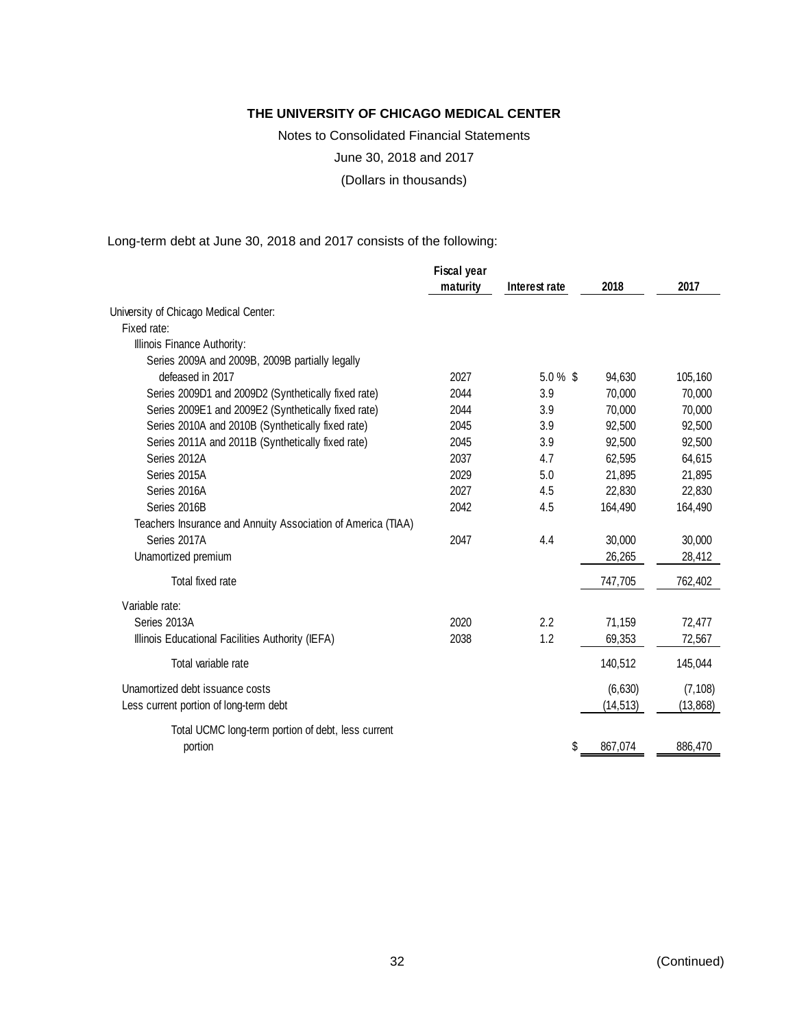**THE UNIVERSITY OF CHICAGO MEDICAL CENTER**

Notes to Consolidated Financial Statements

June 30, 2018 and 2017

(Dollars in thousands)

Long-term debt at June 30, 2018 and 2017 consists of the following:

| | Fiscal year maturity | Interest rate | 2018 | 2017 |
|---|---|---|---|---|
| University of Chicago Medical Center: | | | | |
| Fixed rate: | | | | |
| Illinois Finance Authority: | | | | |
| Series 2009A and 2009B, 2009B partially legally defeased in 2017 | 2027 | 5.0 % | $ 94,630 | 105,160 |
| Series 2009D1 and 2009D2 (Synthetically fixed rate) | 2044 | 3.9 | 70,000 | 70,000 |
| Series 2009E1 and 2009E2 (Synthetically fixed rate) | 2044 | 3.9 | 70,000 | 70,000 |
| Series 2010A and 2010B (Synthetically fixed rate) | 2045 | 3.9 | 92,500 | 92,500 |
| Series 2011A and 2011B (Synthetically fixed rate) | 2045 | 3.9 | 92,500 | 92,500 |
| Series 2012A | 2037 | 4.7 | 62,595 | 64,615 |
| Series 2015A | 2029 | 5.0 | 21,895 | 21,895 |
| Series 2016A | 2027 | 4.5 | 22,830 | 22,830 |
| Series 2016B | 2042 | 4.5 | 164,490 | 164,490 |
| Teachers Insurance and Annuity Association of America (TIAA) | | | | |
| Series 2017A | 2047 | 4.4 | 30,000 | 30,000 |
| Unamortized premium | | | 26,265 | 28,412 |
| Total fixed rate | | | 747,705 | 762,402 |
| Variable rate: | | | | |
| Series 2013A | 2020 | 2.2 | 71,159 | 72,477 |
| Illinois Educational Facilities Authority (IEFA) | 2038 | 1.2 | 69,353 | 72,567 |
| Total variable rate | | | 140,512 | 145,044 |
| Unamortized debt issuance costs | | | (6,630) | (7,108) |
| Less current portion of long-term debt | | | (14,513) | (13,868) |
| Total UCMC long-term portion of debt, less current portion | | | $ 867,074 | 886,470 |

(Continued)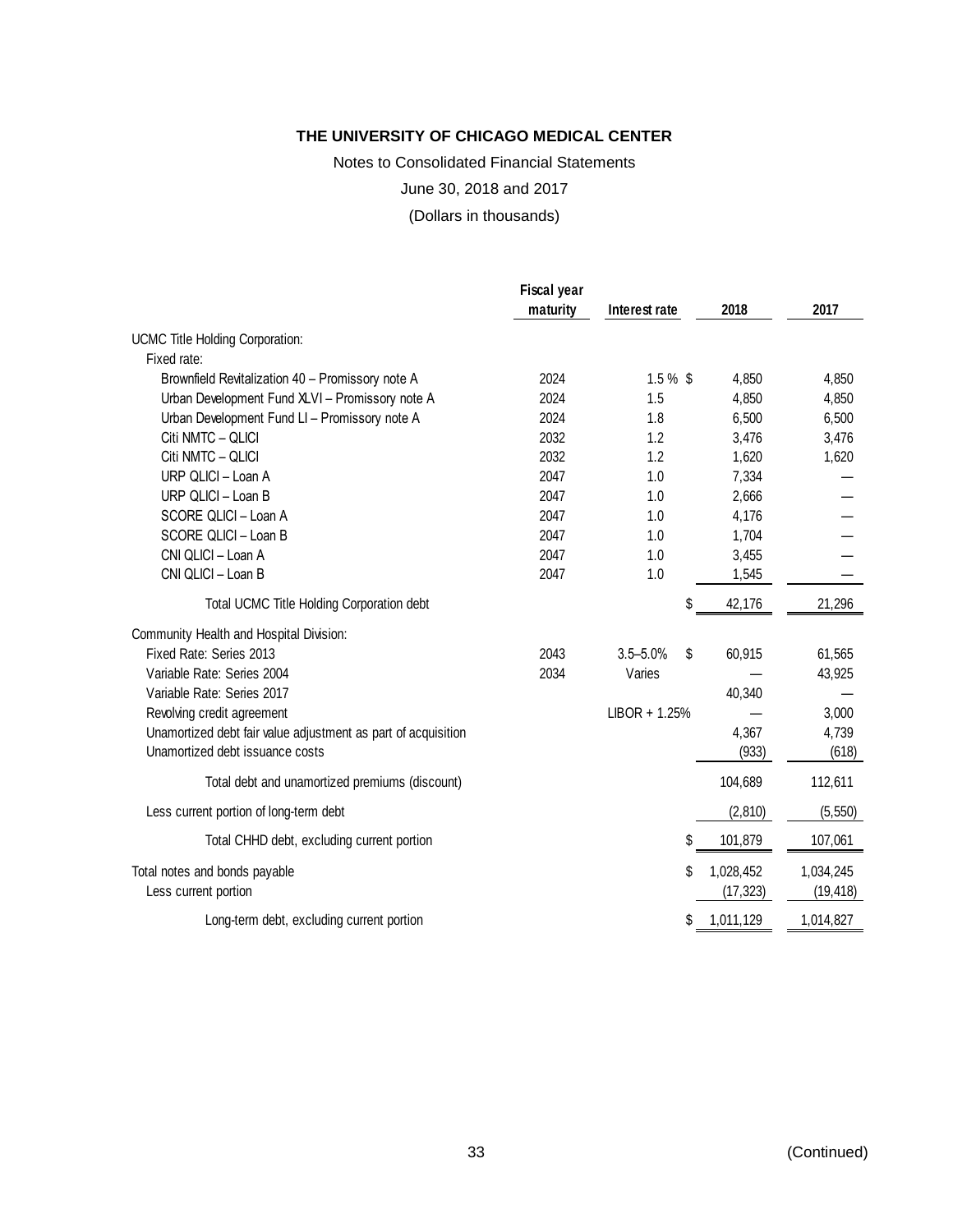**THE UNIVERSITY OF CHICAGO MEDICAL CENTER**

Notes to Consolidated Financial Statements

June 30, 2018 and 2017

(Dollars in thousands)

| | Fiscal year maturity | Interest rate | 2018 | 2017 |
|---|---|---|---|---|
| UCMC Title Holding Corporation: | | | | |
| Fixed rate: | | | | |
| Brownfield Revitalization 40 – Promissory note A | 2024 | 1.5 % | $ 4,850 | 4,850 |
| Urban Development Fund XLVI – Promissory note A | 2024 | 1.5 | 4,850 | 4,850 |
| Urban Development Fund LI – Promissory note A | 2024 | 1.8 | 6,500 | 6,500 |
| Citi NMTC – QLICI | 2032 | 1.2 | 3,476 | 3,476 |
| Citi NMTC – QLICI | 2032 | 1.2 | 1,620 | 1,620 |
| URP QLICI – Loan A | 2047 | 1.0 | 7,334 | — |
| URP QLICI – Loan B | 2047 | 1.0 | 2,666 | — |
| SCORE QLICI – Loan A | 2047 | 1.0 | 4,176 | — |
| SCORE QLICI – Loan B | 2047 | 1.0 | 1,704 | — |
| CNI QLICI – Loan A | 2047 | 1.0 | 3,455 | — |
| CNI QLICI – Loan B | 2047 | 1.0 | 1,545 | — |
| Total UCMC Title Holding Corporation debt | | | $ 42,176 | 21,296 |
| Community Health and Hospital Division: | | | | |
| Fixed Rate: Series 2013 | 2043 | 3.5–5.0% | $ 60,915 | 61,565 |
| Variable Rate: Series 2004 | 2034 | Varies | — | 43,925 |
| Variable Rate: Series 2017 | | | 40,340 | — |
| Revolving credit agreement | | LIBOR + 1.25% | — | 3,000 |
| Unamortized debt fair value adjustment as part of acquisition | | | 4,367 | 4,739 |
| Unamortized debt issuance costs | | | (933) | (618) |
| Total debt and unamortized premiums (discount) | | | 104,689 | 112,611 |
| Less current portion of long-term debt | | | (2,810) | (5,550) |
| Total CHHD debt, excluding current portion | | | $ 101,879 | 107,061 |
| Total notes and bonds payable | | | $ 1,028,452 | 1,034,245 |
| Less current portion | | | (17,323) | (19,418) |
| Long-term debt, excluding current portion | | | $ 1,011,129 | 1,014,827 |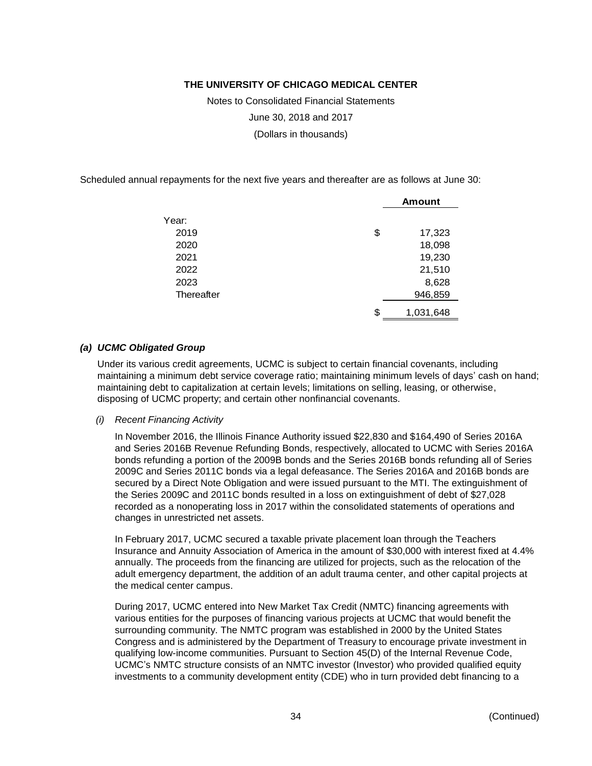Scheduled annual repayments for the next five years and thereafter are as follows at June 30:

| | Amount |
|---|---|
| Year: | |
| 2019 | $ 17,323 |
| 2020 | 18,098 |
| 2021 | 19,230 |
| 2022 | 21,510 |
| 2023 | 8,628 |
| Thereafter | 946,859 |
| | $ 1,031,648 |

### *(a) UCMC Obligated Group*

Under its various credit agreements, UCMC is subject to certain financial covenants, including maintaining a minimum debt service coverage ratio; maintaining minimum levels of days' cash on hand; maintaining debt to capitalization at certain levels; limitations on selling, leasing, or otherwise, disposing of UCMC property; and certain other nonfinancial covenants.

*(i) Recent Financing Activity*

In November 2016, the Illinois Finance Authority issued $22,830 and $164,490 of Series 2016A and Series 2016B Revenue Refunding Bonds, respectively, allocated to UCMC with Series 2016A bonds refunding a portion of the 2009B bonds and the Series 2016B bonds refunding all of Series 2009C and Series 2011C bonds via a legal defeasance. The Series 2016A and 2016B bonds are secured by a Direct Note Obligation and were issued pursuant to the MTI. The extinguishment of the Series 2009C and 2011C bonds resulted in a loss on extinguishment of debt of $27,028 recorded as a nonoperating loss in 2017 within the consolidated statements of operations and changes in unrestricted net assets.

In February 2017, UCMC secured a taxable private placement loan through the Teachers Insurance and Annuity Association of America in the amount of $30,000 with interest fixed at 4.4% annually. The proceeds from the financing are utilized for projects, such as the relocation of the adult emergency department, the addition of an adult trauma center, and other capital projects at the medical center campus.

During 2017, UCMC entered into New Market Tax Credit (NMTC) financing agreements with various entities for the purposes of financing various projects at UCMC that would benefit the surrounding community. The NMTC program was established in 2000 by the United States Congress and is administered by the Department of Treasury to encourage private investment in qualifying low-income communities. Pursuant to Section 45(D) of the Internal Revenue Code, UCMC's NMTC structure consists of an NMTC investor (Investor) who provided qualified equity investments to a community development entity (CDE) who in turn provided debt financing to a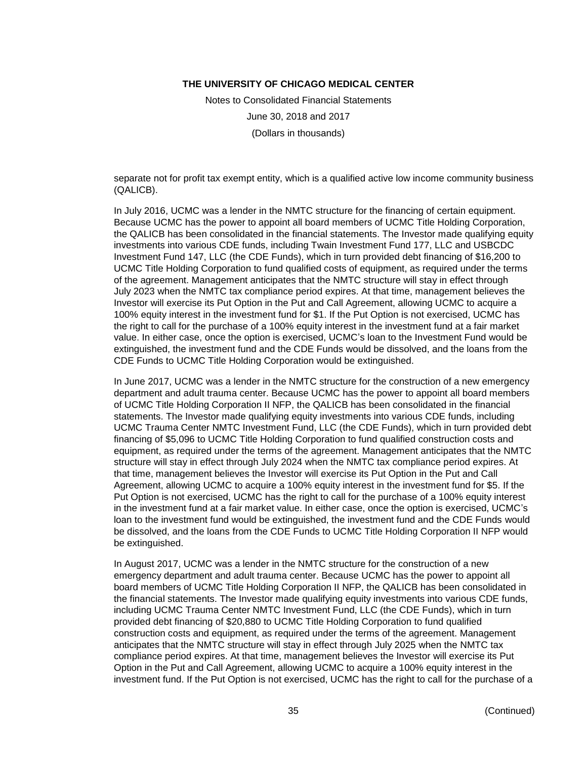separate not for profit tax exempt entity, which is a qualified active low income community business (QALICB).

In July 2016, UCMC was a lender in the NMTC structure for the financing of certain equipment. Because UCMC has the power to appoint all board members of UCMC Title Holding Corporation, the QALICB has been consolidated in the financial statements. The Investor made qualifying equity investments into various CDE funds, including Twain Investment Fund 177, LLC and USBCDC Investment Fund 147, LLC (the CDE Funds), which in turn provided debt financing of $16,200 to UCMC Title Holding Corporation to fund qualified costs of equipment, as required under the terms of the agreement. Management anticipates that the NMTC structure will stay in effect through July 2023 when the NMTC tax compliance period expires. At that time, management believes the Investor will exercise its Put Option in the Put and Call Agreement, allowing UCMC to acquire a 100% equity interest in the investment fund for $1. If the Put Option is not exercised, UCMC has the right to call for the purchase of a 100% equity interest in the investment fund at a fair market value. In either case, once the option is exercised, UCMC's loan to the Investment Fund would be extinguished, the investment fund and the CDE Funds would be dissolved, and the loans from the CDE Funds to UCMC Title Holding Corporation would be extinguished.

In June 2017, UCMC was a lender in the NMTC structure for the construction of a new emergency department and adult trauma center. Because UCMC has the power to appoint all board members of UCMC Title Holding Corporation II NFP, the QALICB has been consolidated in the financial statements. The Investor made qualifying equity investments into various CDE funds, including UCMC Trauma Center NMTC Investment Fund, LLC (the CDE Funds), which in turn provided debt financing of $5,096 to UCMC Title Holding Corporation to fund qualified construction costs and equipment, as required under the terms of the agreement. Management anticipates that the NMTC structure will stay in effect through July 2024 when the NMTC tax compliance period expires. At that time, management believes the Investor will exercise its Put Option in the Put and Call Agreement, allowing UCMC to acquire a 100% equity interest in the investment fund for $5. If the Put Option is not exercised, UCMC has the right to call for the purchase of a 100% equity interest in the investment fund at a fair market value. In either case, once the option is exercised, UCMC's loan to the investment fund would be extinguished, the investment fund and the CDE Funds would be dissolved, and the loans from the CDE Funds to UCMC Title Holding Corporation II NFP would be extinguished.

In August 2017, UCMC was a lender in the NMTC structure for the construction of a new emergency department and adult trauma center. Because UCMC has the power to appoint all board members of UCMC Title Holding Corporation II NFP, the QALICB has been consolidated in the financial statements. The Investor made qualifying equity investments into various CDE funds, including UCMC Trauma Center NMTC Investment Fund, LLC (the CDE Funds), which in turn provided debt financing of $20,880 to UCMC Title Holding Corporation to fund qualified construction costs and equipment, as required under the terms of the agreement. Management anticipates that the NMTC structure will stay in effect through July 2025 when the NMTC tax compliance period expires. At that time, management believes the Investor will exercise its Put Option in the Put and Call Agreement, allowing UCMC to acquire a 100% equity interest in the investment fund. If the Put Option is not exercised, UCMC has the right to call for the purchase of a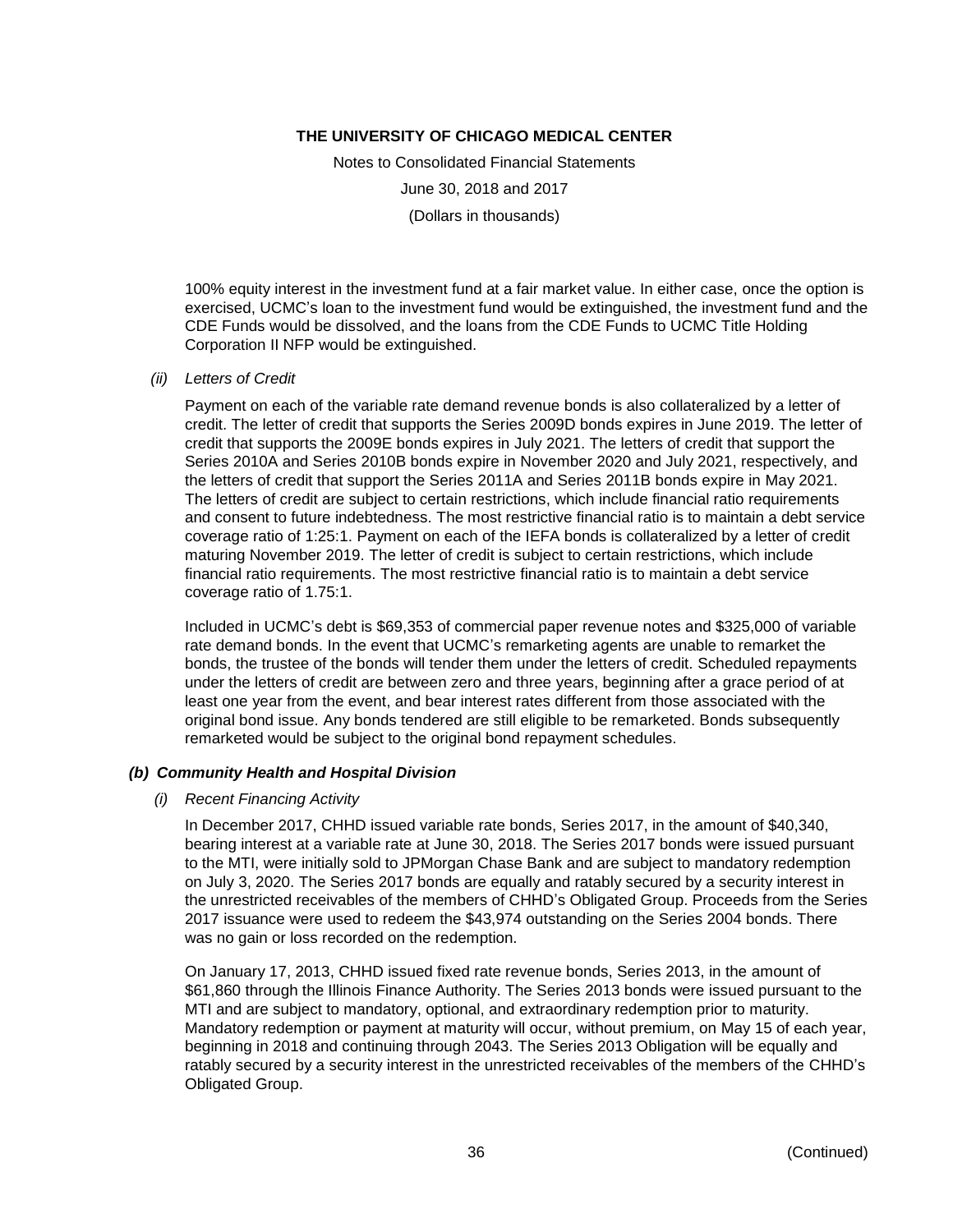100% equity interest in the investment fund at a fair market value. In either case, once the option is exercised, UCMC's loan to the investment fund would be extinguished, the investment fund and the CDE Funds would be dissolved, and the loans from the CDE Funds to UCMC Title Holding Corporation II NFP would be extinguished.

*(ii) Letters of Credit*

Payment on each of the variable rate demand revenue bonds is also collateralized by a letter of credit. The letter of credit that supports the Series 2009D bonds expires in June 2019. The letter of credit that supports the 2009E bonds expires in July 2021. The letters of credit that support the Series 2010A and Series 2010B bonds expire in November 2020 and July 2021, respectively, and the letters of credit that support the Series 2011A and Series 2011B bonds expire in May 2021. The letters of credit are subject to certain restrictions, which include financial ratio requirements and consent to future indebtedness. The most restrictive financial ratio is to maintain a debt service coverage ratio of 1:25:1. Payment on each of the IEFA bonds is collateralized by a letter of credit maturing November 2019. The letter of credit is subject to certain restrictions, which include financial ratio requirements. The most restrictive financial ratio is to maintain a debt service coverage ratio of 1.75:1.

Included in UCMC's debt is $69,353 of commercial paper revenue notes and $325,000 of variable rate demand bonds. In the event that UCMC's remarketing agents are unable to remarket the bonds, the trustee of the bonds will tender them under the letters of credit. Scheduled repayments under the letters of credit are between zero and three years, beginning after a grace period of at least one year from the event, and bear interest rates different from those associated with the original bond issue. Any bonds tendered are still eligible to be remarketed. Bonds subsequently remarketed would be subject to the original bond repayment schedules.

***(b) Community Health and Hospital Division***

*(i) Recent Financing Activity*

In December 2017, CHHD issued variable rate bonds, Series 2017, in the amount of $40,340, bearing interest at a variable rate at June 30, 2018. The Series 2017 bonds were issued pursuant to the MTI, were initially sold to JPMorgan Chase Bank and are subject to mandatory redemption on July 3, 2020. The Series 2017 bonds are equally and ratably secured by a security interest in the unrestricted receivables of the members of CHHD's Obligated Group. Proceeds from the Series 2017 issuance were used to redeem the $43,974 outstanding on the Series 2004 bonds. There was no gain or loss recorded on the redemption.

On January 17, 2013, CHHD issued fixed rate revenue bonds, Series 2013, in the amount of $61,860 through the Illinois Finance Authority. The Series 2013 bonds were issued pursuant to the MTI and are subject to mandatory, optional, and extraordinary redemption prior to maturity. Mandatory redemption or payment at maturity will occur, without premium, on May 15 of each year, beginning in 2018 and continuing through 2043. The Series 2013 Obligation will be equally and ratably secured by a security interest in the unrestricted receivables of the members of the CHHD's Obligated Group.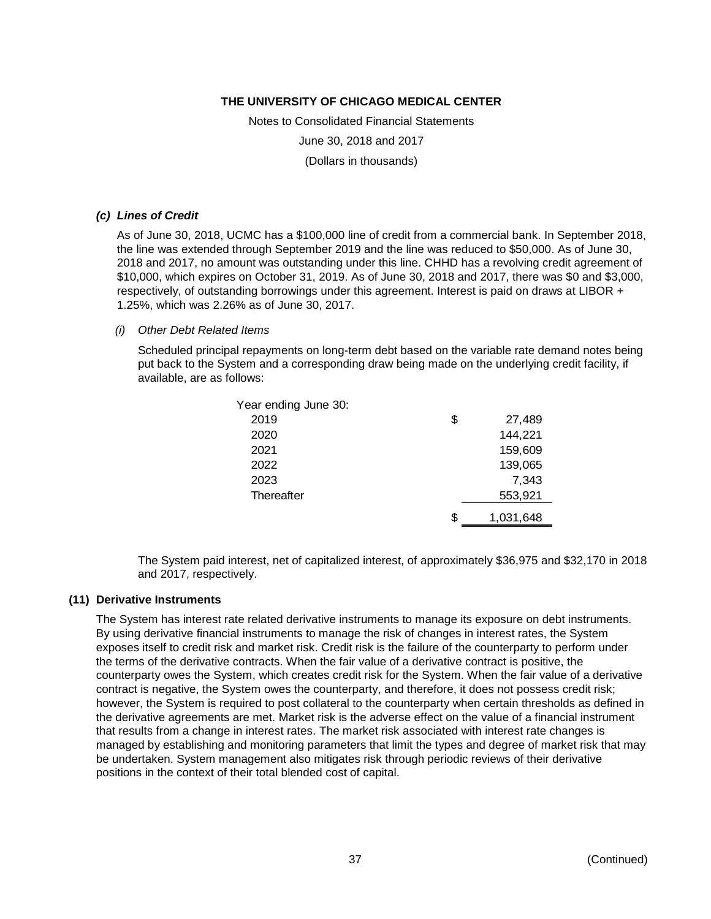#### *(c) Lines of Credit*

As of June 30, 2018, UCMC has a $100,000 line of credit from a commercial bank. In September 2018, the line was extended through September 2019 and the line was reduced to $50,000. As of June 30, 2018 and 2017, no amount was outstanding under this line. CHHD has a revolving credit agreement of $10,000, which expires on October 31, 2019. As of June 30, 2018 and 2017, there was $0 and $3,000, respectively, of outstanding borrowings under this agreement. Interest is paid on draws at LIBOR + 1.25%, which was 2.26% as of June 30, 2017.

*(i) Other Debt Related Items*

Scheduled principal repayments on long-term debt based on the variable rate demand notes being put back to the System and a corresponding draw being made on the underlying credit facility, if available, are as follows:

| Year ending June 30: | |
|---|---|
| 2019 | $ 27,489 |
| 2020 | 144,221 |
| 2021 | 159,609 |
| 2022 | 139,065 |
| 2023 | 7,343 |
| Thereafter | 553,921 |
| | $ 1,031,648 |

The System paid interest, net of capitalized interest, of approximately $36,975 and $32,170 in 2018 and 2017, respectively.

### (11) Derivative Instruments

The System has interest rate related derivative instruments to manage its exposure on debt instruments. By using derivative financial instruments to manage the risk of changes in interest rates, the System exposes itself to credit risk and market risk. Credit risk is the failure of the counterparty to perform under the terms of the derivative contracts. When the fair value of a derivative contract is positive, the counterparty owes the System, which creates credit risk for the System. When the fair value of a derivative contract is negative, the System owes the counterparty, and therefore, it does not possess credit risk; however, the System is required to post collateral to the counterparty when certain thresholds as defined in the derivative agreements are met. Market risk is the adverse effect on the value of a financial instrument that results from a change in interest rates. The market risk associated with interest rate changes is managed by establishing and monitoring parameters that limit the types and degree of market risk that may be undertaken. System management also mitigates risk through periodic reviews of their derivative positions in the context of their total blended cost of capital.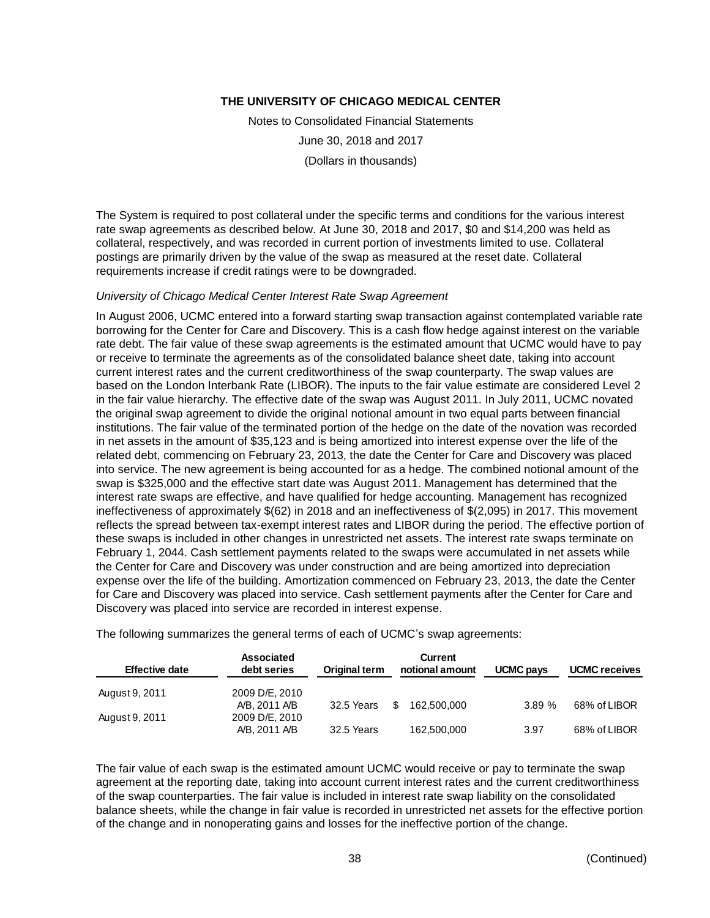The System is required to post collateral under the specific terms and conditions for the various interest rate swap agreements as described below. At June 30, 2018 and 2017, $0 and $14,200 was held as collateral, respectively, and was recorded in current portion of investments limited to use. Collateral postings are primarily driven by the value of the swap as measured at the reset date. Collateral requirements increase if credit ratings were to be downgraded.

*University of Chicago Medical Center Interest Rate Swap Agreement*

In August 2006, UCMC entered into a forward starting swap transaction against contemplated variable rate borrowing for the Center for Care and Discovery. This is a cash flow hedge against interest on the variable rate debt. The fair value of these swap agreements is the estimated amount that UCMC would have to pay or receive to terminate the agreements as of the consolidated balance sheet date, taking into account current interest rates and the current creditworthiness of the swap counterparty. The swap values are based on the London Interbank Rate (LIBOR). The inputs to the fair value estimate are considered Level 2 in the fair value hierarchy. The effective date of the swap was August 2011. In July 2011, UCMC novated the original swap agreement to divide the original notional amount in two equal parts between financial institutions. The fair value of the terminated portion of the hedge on the date of the novation was recorded in net assets in the amount of $35,123 and is being amortized into interest expense over the life of the related debt, commencing on February 23, 2013, the date the Center for Care and Discovery was placed into service. The new agreement is being accounted for as a hedge. The combined notional amount of the swap is $325,000 and the effective start date was August 2011. Management has determined that the interest rate swaps are effective, and have qualified for hedge accounting. Management has recognized ineffectiveness of approximately $(62) in 2018 and an ineffectiveness of $(2,095) in 2017. This movement reflects the spread between tax-exempt interest rates and LIBOR during the period. The effective portion of these swaps is included in other changes in unrestricted net assets. The interest rate swaps terminate on February 1, 2044. Cash settlement payments related to the swaps were accumulated in net assets while the Center for Care and Discovery was under construction and are being amortized into depreciation expense over the life of the building. Amortization commenced on February 23, 2013, the date the Center for Care and Discovery was placed into service. Cash settlement payments after the Center for Care and Discovery was placed into service are recorded in interest expense.

The following summarizes the general terms of each of UCMC's swap agreements:

| Effective date | Associated debt series | Original term | Current notional amount | UCMC pays | UCMC receives |
|---|---|---|---|---|---|
| August 9, 2011 | 2009 D/E, 2010 A/B, 2011 A/B | 32.5 Years | $ 162,500,000 | 3.89 % | 68% of LIBOR |
| August 9, 2011 | 2009 D/E, 2010 A/B, 2011 A/B | 32.5 Years | 162,500,000 | 3.97 | 68% of LIBOR |

The fair value of each swap is the estimated amount UCMC would receive or pay to terminate the swap agreement at the reporting date, taking into account current interest rates and the current creditworthiness of the swap counterparties. The fair value is included in interest rate swap liability on the consolidated balance sheets, while the change in fair value is recorded in unrestricted net assets for the effective portion of the change and in nonoperating gains and losses for the ineffective portion of the change.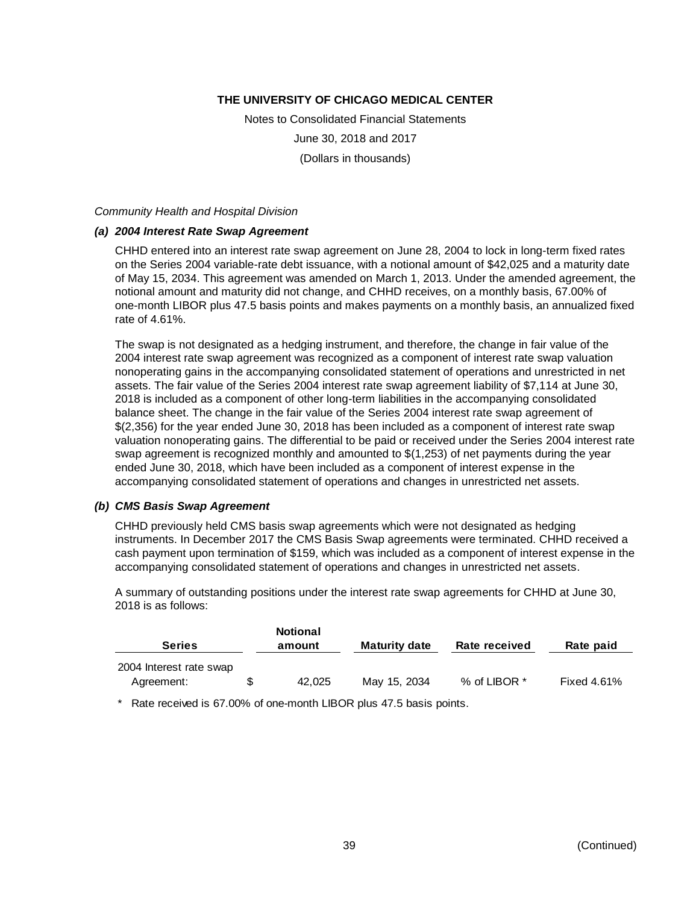*Community Health and Hospital Division*

***(a) 2004 Interest Rate Swap Agreement***

CHHD entered into an interest rate swap agreement on June 28, 2004 to lock in long-term fixed rates on the Series 2004 variable-rate debt issuance, with a notional amount of $42,025 and a maturity date of May 15, 2034. This agreement was amended on March 1, 2013. Under the amended agreement, the notional amount and maturity did not change, and CHHD receives, on a monthly basis, 67.00% of one-month LIBOR plus 47.5 basis points and makes payments on a monthly basis, an annualized fixed rate of 4.61%.

The swap is not designated as a hedging instrument, and therefore, the change in fair value of the 2004 interest rate swap agreement was recognized as a component of interest rate swap valuation nonoperating gains in the accompanying consolidated statement of operations and unrestricted in net assets. The fair value of the Series 2004 interest rate swap agreement liability of $7,114 at June 30, 2018 is included as a component of other long-term liabilities in the accompanying consolidated balance sheet. The change in the fair value of the Series 2004 interest rate swap agreement of $(2,356) for the year ended June 30, 2018 has been included as a component of interest rate swap valuation nonoperating gains. The differential to be paid or received under the Series 2004 interest rate swap agreement is recognized monthly and amounted to $(1,253) of net payments during the year ended June 30, 2018, which have been included as a component of interest expense in the accompanying consolidated statement of operations and changes in unrestricted net assets.

***(b) CMS Basis Swap Agreement***

CHHD previously held CMS basis swap agreements which were not designated as hedging instruments. In December 2017 the CMS Basis Swap agreements were terminated. CHHD received a cash payment upon termination of $159, which was included as a component of interest expense in the accompanying consolidated statement of operations and changes in unrestricted net assets.

A summary of outstanding positions under the interest rate swap agreements for CHHD at June 30, 2018 is as follows:

| Series | Notional amount | Maturity date | Rate received | Rate paid |
|---|---|---|---|---|
| 2004 Interest rate swap Agreement: | $ 42,025 | May 15, 2034 | % of LIBOR * | Fixed 4.61% |

\* Rate received is 67.00% of one-month LIBOR plus 47.5 basis points.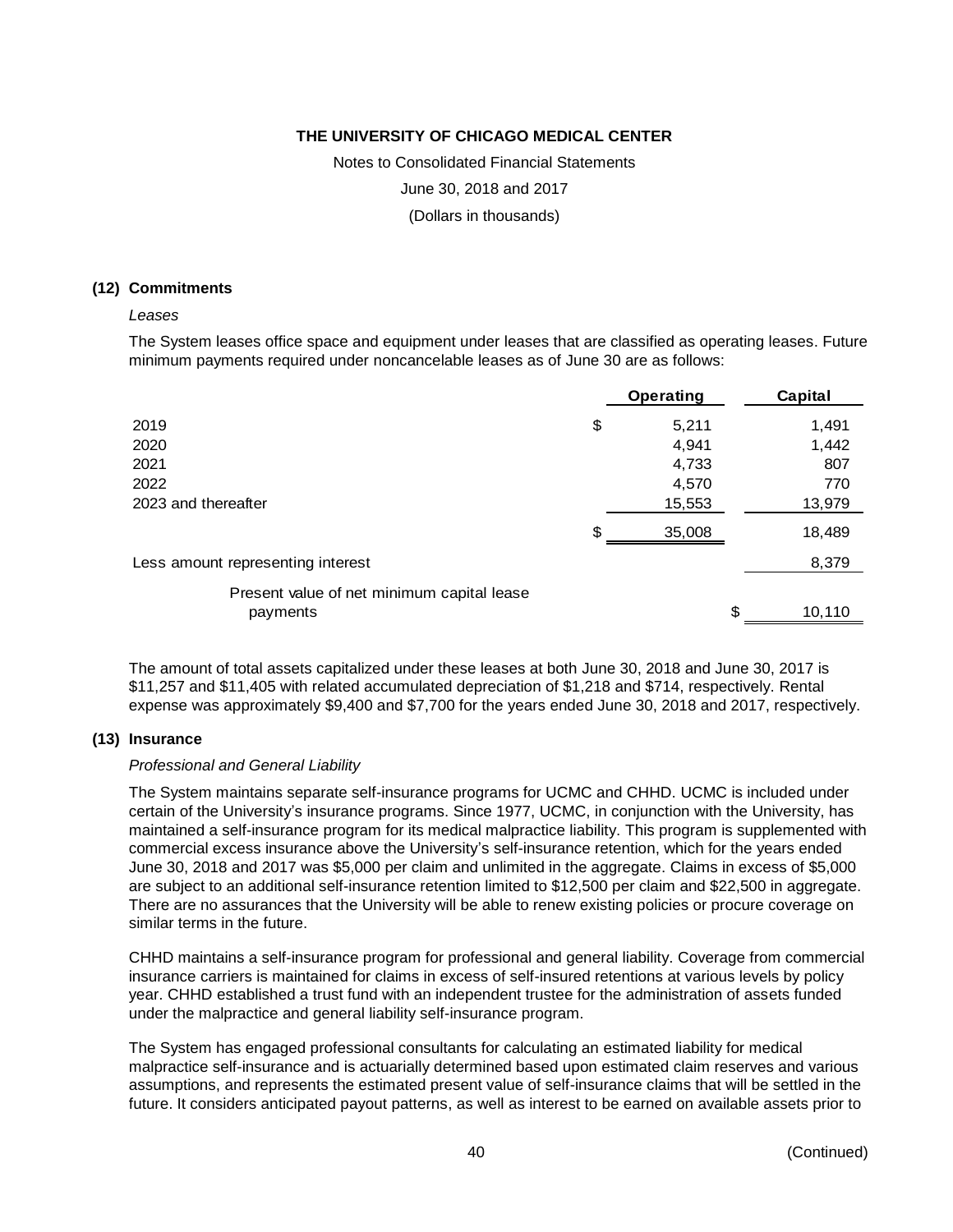THE UNIVERSITY OF CHICAGO MEDICAL CENTER

Notes to Consolidated Financial Statements

June 30, 2018 and 2017

(Dollars in thousands)

## (12) Commitments

*Leases*

The System leases office space and equipment under leases that are classified as operating leases. Future minimum payments required under noncancelable leases as of June 30 are as follows:

| | Operating | Capital |
|---|---|---|
| 2019 | $ 5,211 | 1,491 |
| 2020 | 4,941 | 1,442 |
| 2021 | 4,733 | 807 |
| 2022 | 4,570 | 770 |
| 2023 and thereafter | 15,553 | 13,979 |
| | $ 35,008 | 18,489 |
| Less amount representing interest | | 8,379 |
| Present value of net minimum capital lease payments | | $ 10,110 |

The amount of total assets capitalized under these leases at both June 30, 2018 and June 30, 2017 is $11,257 and $11,405 with related accumulated depreciation of $1,218 and $714, respectively. Rental expense was approximately $9,400 and $7,700 for the years ended June 30, 2018 and 2017, respectively.

## (13) Insurance

*Professional and General Liability*

The System maintains separate self-insurance programs for UCMC and CHHD. UCMC is included under certain of the University's insurance programs. Since 1977, UCMC, in conjunction with the University, has maintained a self-insurance program for its medical malpractice liability. This program is supplemented with commercial excess insurance above the University's self-insurance retention, which for the years ended June 30, 2018 and 2017 was $5,000 per claim and unlimited in the aggregate. Claims in excess of $5,000 are subject to an additional self-insurance retention limited to $12,500 per claim and $22,500 in aggregate. There are no assurances that the University will be able to renew existing policies or procure coverage on similar terms in the future.

CHHD maintains a self-insurance program for professional and general liability. Coverage from commercial insurance carriers is maintained for claims in excess of self-insured retentions at various levels by policy year. CHHD established a trust fund with an independent trustee for the administration of assets funded under the malpractice and general liability self-insurance program.

The System has engaged professional consultants for calculating an estimated liability for medical malpractice self-insurance and is actuarially determined based upon estimated claim reserves and various assumptions, and represents the estimated present value of self-insurance claims that will be settled in the future. It considers anticipated payout patterns, as well as interest to be earned on available assets prior to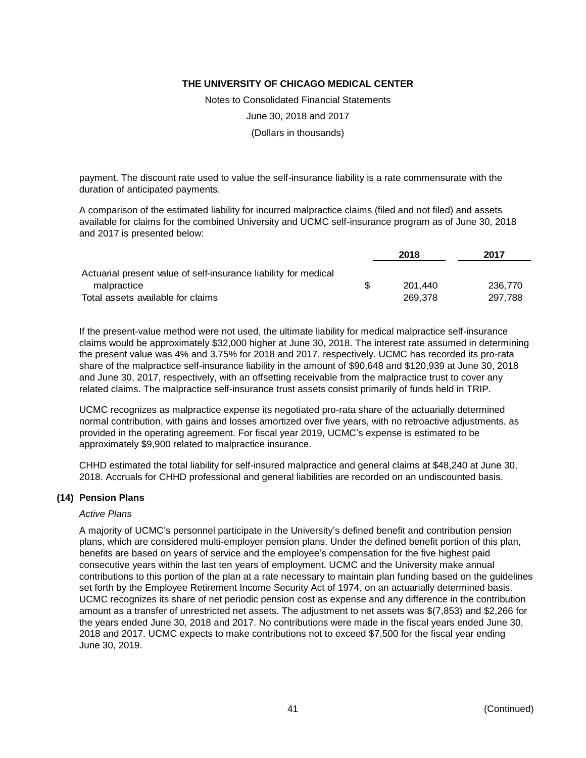payment. The discount rate used to value the self-insurance liability is a rate commensurate with the duration of anticipated payments.

A comparison of the estimated liability for incurred malpractice claims (filed and not filed) and assets available for claims for the combined University and UCMC self-insurance program as of June 30, 2018 and 2017 is presented below:

| | | 2018 | 2017 |
|---|---|---|---|
| Actuarial present value of self-insurance liability for medical malpractice | $ | 201,440 | 236,770 |
| Total assets available for claims | | 269,378 | 297,788 |

If the present-value method were not used, the ultimate liability for medical malpractice self-insurance claims would be approximately $32,000 higher at June 30, 2018. The interest rate assumed in determining the present value was 4% and 3.75% for 2018 and 2017, respectively. UCMC has recorded its pro-rata share of the malpractice self-insurance liability in the amount of $90,648 and $120,939 at June 30, 2018 and June 30, 2017, respectively, with an offsetting receivable from the malpractice trust to cover any related claims. The malpractice self-insurance trust assets consist primarily of funds held in TRIP.

UCMC recognizes as malpractice expense its negotiated pro-rata share of the actuarially determined normal contribution, with gains and losses amortized over five years, with no retroactive adjustments, as provided in the operating agreement. For fiscal year 2019, UCMC's expense is estimated to be approximately $9,900 related to malpractice insurance.

CHHD estimated the total liability for self-insured malpractice and general claims at $48,240 at June 30, 2018. Accruals for CHHD professional and general liabilities are recorded on an undiscounted basis.

## (14) Pension Plans

*Active Plans*

A majority of UCMC's personnel participate in the University's defined benefit and contribution pension plans, which are considered multi-employer pension plans. Under the defined benefit portion of this plan, benefits are based on years of service and the employee's compensation for the five highest paid consecutive years within the last ten years of employment. UCMC and the University make annual contributions to this portion of the plan at a rate necessary to maintain plan funding based on the guidelines set forth by the Employee Retirement Income Security Act of 1974, on an actuarially determined basis. UCMC recognizes its share of net periodic pension cost as expense and any difference in the contribution amount as a transfer of unrestricted net assets. The adjustment to net assets was $(7,853) and $2,266 for the years ended June 30, 2018 and 2017. No contributions were made in the fiscal years ended June 30, 2018 and 2017. UCMC expects to make contributions not to exceed $7,500 for the fiscal year ending June 30, 2019.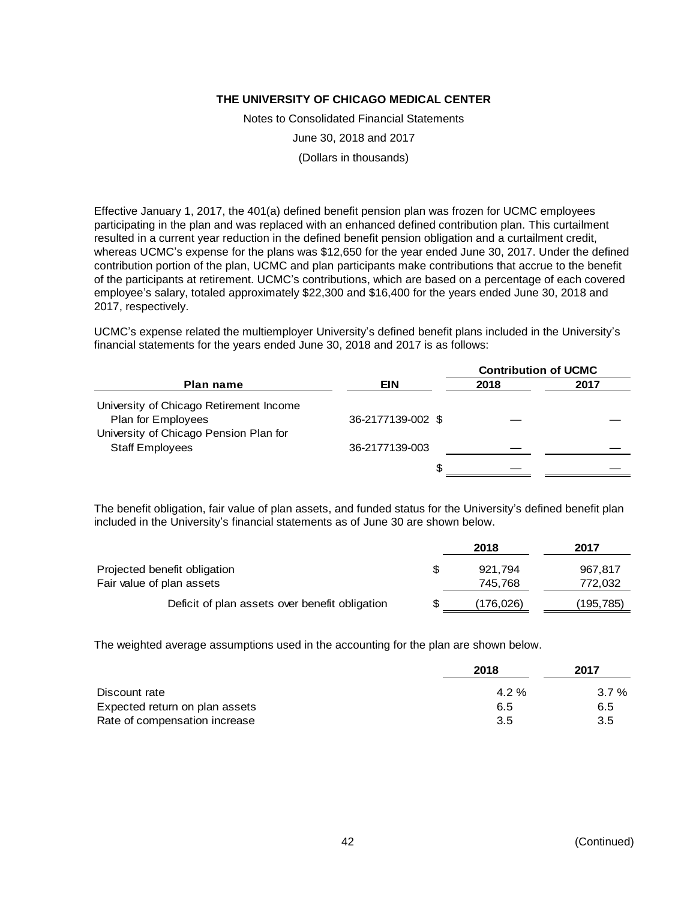THE UNIVERSITY OF CHICAGO MEDICAL CENTER

Notes to Consolidated Financial Statements

June 30, 2018 and 2017

(Dollars in thousands)

Effective January 1, 2017, the 401(a) defined benefit pension plan was frozen for UCMC employees participating in the plan and was replaced with an enhanced defined contribution plan. This curtailment resulted in a current year reduction in the defined benefit pension obligation and a curtailment credit, whereas UCMC's expense for the plans was $12,650 for the year ended June 30, 2017. Under the defined contribution portion of the plan, UCMC and plan participants make contributions that accrue to the benefit of the participants at retirement. UCMC's contributions, which are based on a percentage of each covered employee's salary, totaled approximately $22,300 and $16,400 for the years ended June 30, 2018 and 2017, respectively.

UCMC's expense related the multiemployer University's defined benefit plans included in the University's financial statements for the years ended June 30, 2018 and 2017 is as follows:

| Plan name | EIN | Contribution of UCMC 2018 | 2017 |
|---|---|---|---|
| University of Chicago Retirement Income Plan for Employees | 36-2177139-002 | $ — | — |
| University of Chicago Pension Plan for Staff Employees | 36-2177139-003 | — | — |
| | | $ — | — |

The benefit obligation, fair value of plan assets, and funded status for the University's defined benefit plan included in the University's financial statements as of June 30 are shown below.

| | 2018 | 2017 |
|---|---|---|
| Projected benefit obligation | $ 921,794 | 967,817 |
| Fair value of plan assets | 745,768 | 772,032 |
| Deficit of plan assets over benefit obligation | $ (176,026) | (195,785) |

The weighted average assumptions used in the accounting for the plan are shown below.

| | 2018 | 2017 |
|---|---|---|
| Discount rate | 4.2 % | 3.7 % |
| Expected return on plan assets | 6.5 | 6.5 |
| Rate of compensation increase | 3.5 | 3.5 |

(Continued)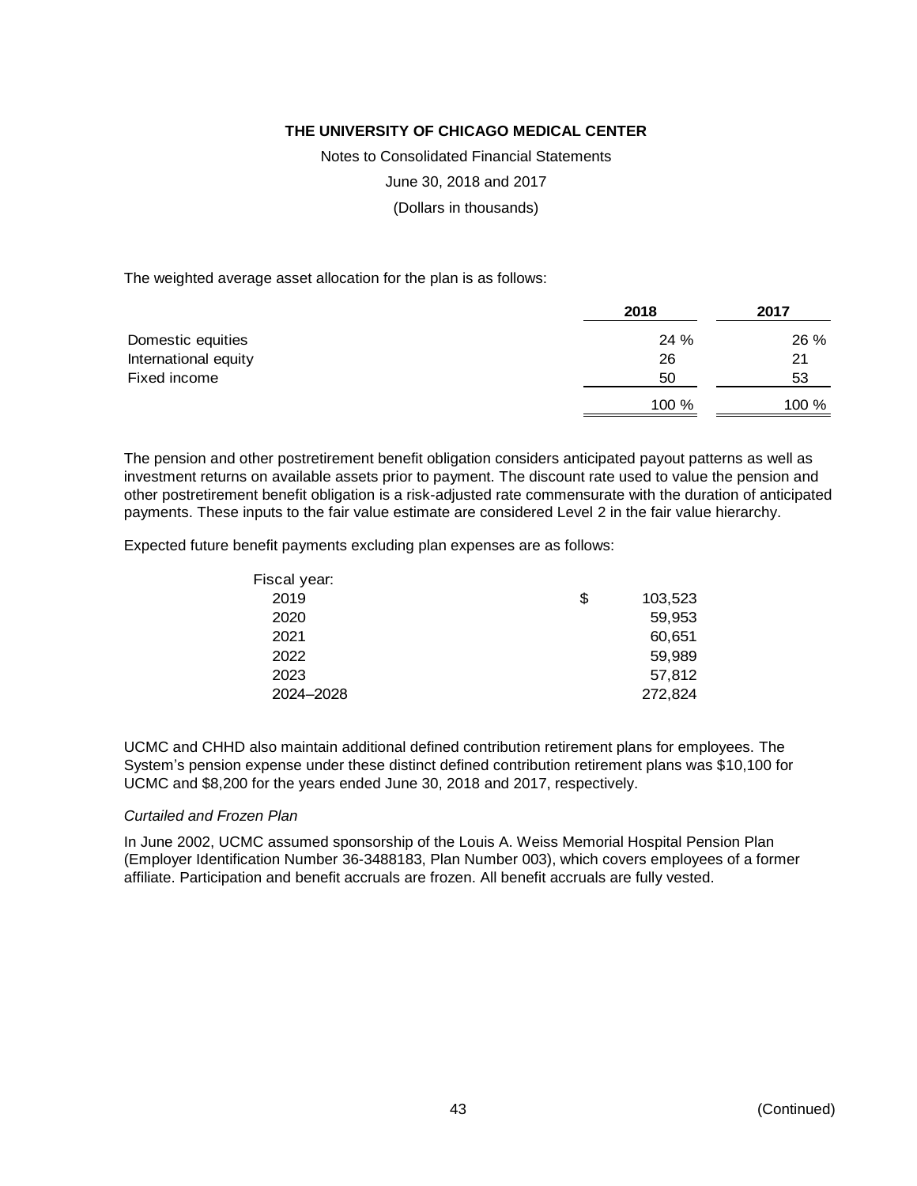The weighted average asset allocation for the plan is as follows:

| | 2018 | 2017 |
|---|---|---|
| Domestic equities | 24 % | 26 % |
| International equity | 26 | 21 |
| Fixed income | 50 | 53 |
| | 100 % | 100 % |

The pension and other postretirement benefit obligation considers anticipated payout patterns as well as investment returns on available assets prior to payment. The discount rate used to value the pension and other postretirement benefit obligation is a risk-adjusted rate commensurate with the duration of anticipated payments. These inputs to the fair value estimate are considered Level 2 in the fair value hierarchy.

Expected future benefit payments excluding plan expenses are as follows:

| Fiscal year: | |
|---|---|
| 2019 | $ 103,523 |
| 2020 | 59,953 |
| 2021 | 60,651 |
| 2022 | 59,989 |
| 2023 | 57,812 |
| 2024–2028 | 272,824 |

UCMC and CHHD also maintain additional defined contribution retirement plans for employees. The System's pension expense under these distinct defined contribution retirement plans was $10,100 for UCMC and $8,200 for the years ended June 30, 2018 and 2017, respectively.

*Curtailed and Frozen Plan*

In June 2002, UCMC assumed sponsorship of the Louis A. Weiss Memorial Hospital Pension Plan (Employer Identification Number 36-3488183, Plan Number 003), which covers employees of a former affiliate. Participation and benefit accruals are frozen. All benefit accruals are fully vested.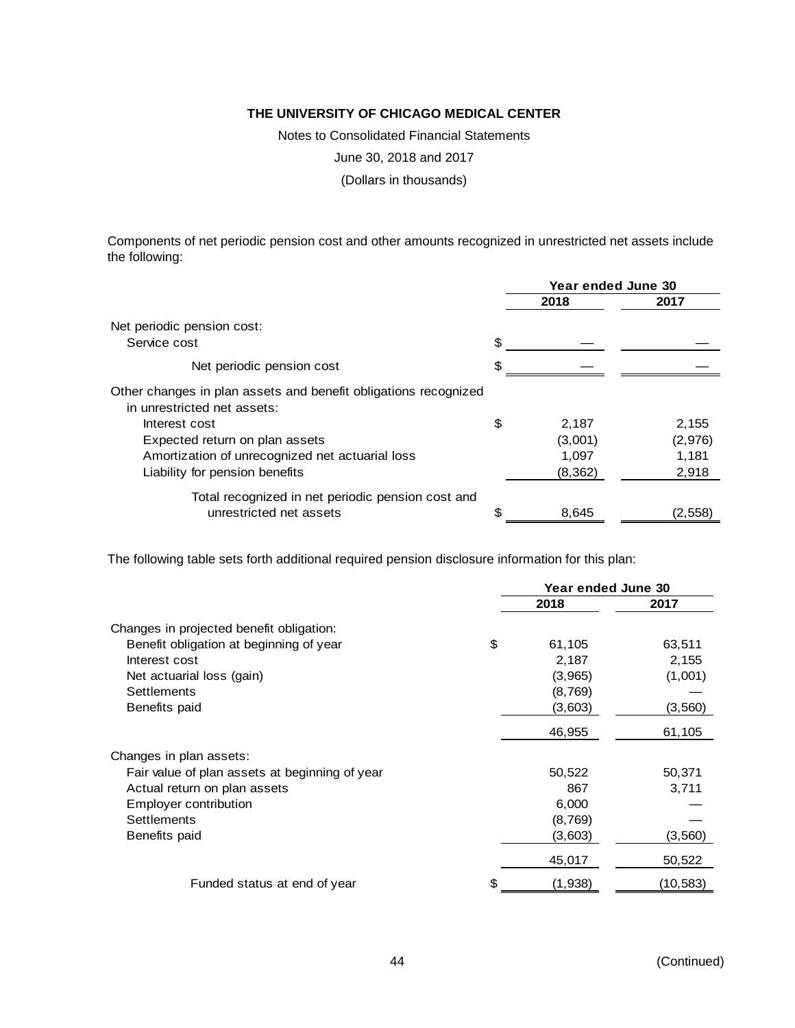**THE UNIVERSITY OF CHICAGO MEDICAL CENTER**

Notes to Consolidated Financial Statements

June 30, 2018 and 2017

(Dollars in thousands)

Components of net periodic pension cost and other amounts recognized in unrestricted net assets include the following:

| | Year ended June 30 | |
|---|---|---|
| | 2018 | 2017 |
| Net periodic pension cost: | | |
| Service cost | $ — | — |
| Net periodic pension cost | $ — | — |
| Other changes in plan assets and benefit obligations recognized in unrestricted net assets: | | |
| Interest cost | $ 2,187 | 2,155 |
| Expected return on plan assets | (3,001) | (2,976) |
| Amortization of unrecognized net actuarial loss | 1,097 | 1,181 |
| Liability for pension benefits | (8,362) | 2,918 |
| Total recognized in net periodic pension cost and unrestricted net assets | $ 8,645 | (2,558) |

The following table sets forth additional required pension disclosure information for this plan:

| | Year ended June 30 | |
|---|---|---|
| | 2018 | 2017 |
| Changes in projected benefit obligation: | | |
| Benefit obligation at beginning of year | $ 61,105 | 63,511 |
| Interest cost | 2,187 | 2,155 |
| Net actuarial loss (gain) | (3,965) | (1,001) |
| Settlements | (8,769) | — |
| Benefits paid | (3,603) | (3,560) |
| | 46,955 | 61,105 |
| Changes in plan assets: | | |
| Fair value of plan assets at beginning of year | 50,522 | 50,371 |
| Actual return on plan assets | 867 | 3,711 |
| Employer contribution | 6,000 | — |
| Settlements | (8,769) | — |
| Benefits paid | (3,603) | (3,560) |
| | 45,017 | 50,522 |
| Funded status at end of year | $ (1,938) | (10,583) |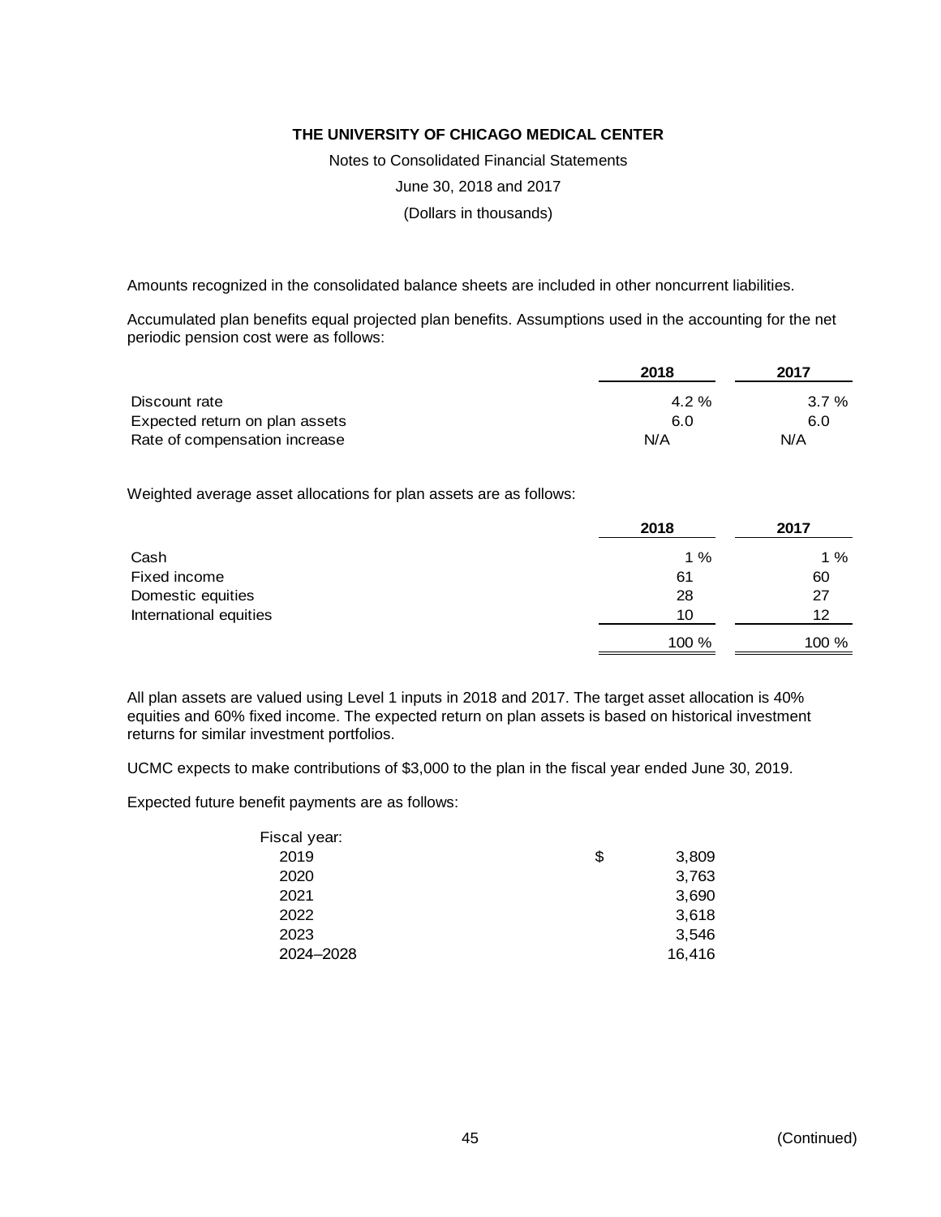**THE UNIVERSITY OF CHICAGO MEDICAL CENTER**

Notes to Consolidated Financial Statements

June 30, 2018 and 2017

(Dollars in thousands)

Amounts recognized in the consolidated balance sheets are included in other noncurrent liabilities.

Accumulated plan benefits equal projected plan benefits. Assumptions used in the accounting for the net periodic pension cost were as follows:

| | 2018 | 2017 |
|---|---|---|
| Discount rate | 4.2 % | 3.7 % |
| Expected return on plan assets | 6.0 | 6.0 |
| Rate of compensation increase | N/A | N/A |

Weighted average asset allocations for plan assets are as follows:

| | 2018 | 2017 |
|---|---|---|
| Cash | 1 % | 1 % |
| Fixed income | 61 | 60 |
| Domestic equities | 28 | 27 |
| International equities | 10 | 12 |
| | 100 % | 100 % |

All plan assets are valued using Level 1 inputs in 2018 and 2017. The target asset allocation is 40% equities and 60% fixed income. The expected return on plan assets is based on historical investment returns for similar investment portfolios.

UCMC expects to make contributions of $3,000 to the plan in the fiscal year ended June 30, 2019.

Expected future benefit payments are as follows:

| Fiscal year: | |
|---|---|
| 2019 | $ 3,809 |
| 2020 | 3,763 |
| 2021 | 3,690 |
| 2022 | 3,618 |
| 2023 | 3,546 |
| 2024–2028 | 16,416 |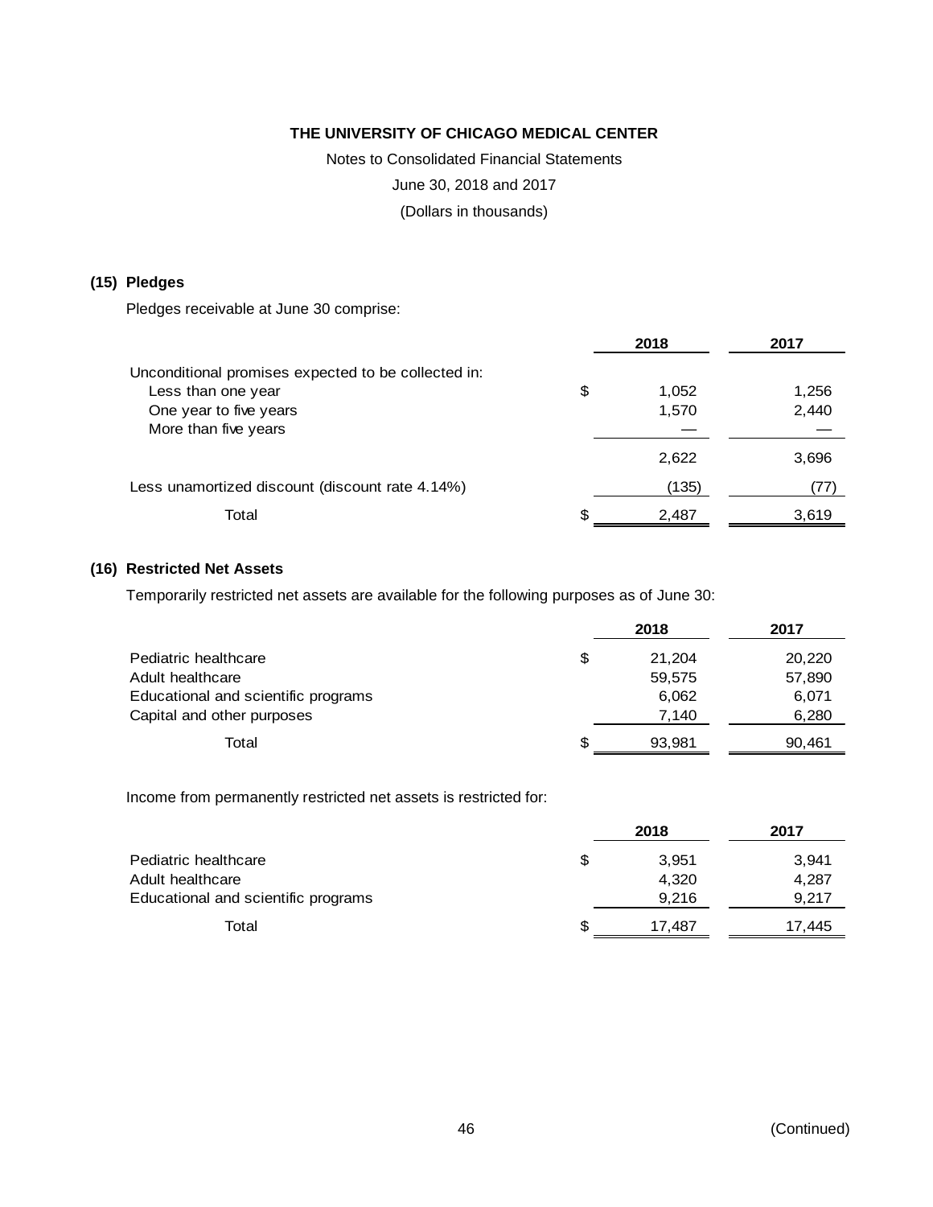# THE UNIVERSITY OF CHICAGO MEDICAL CENTER

Notes to Consolidated Financial Statements

June 30, 2018 and 2017

(Dollars in thousands)

## (15) Pledges

Pledges receivable at June 30 comprise:

| | | 2018 | 2017 |
|---|---|---|---|
| Unconditional promises expected to be collected in: | | | |
| Less than one year | $ | 1,052 | 1,256 |
| One year to five years | | 1,570 | 2,440 |
| More than five years | | — | — |
| | | 2,622 | 3,696 |
| Less unamortized discount (discount rate 4.14%) | | (135) | (77) |
| Total | $ | 2,487 | 3,619 |

## (16) Restricted Net Assets

Temporarily restricted net assets are available for the following purposes as of June 30:

| | | 2018 | 2017 |
|---|---|---|---|
| Pediatric healthcare | $ | 21,204 | 20,220 |
| Adult healthcare | | 59,575 | 57,890 |
| Educational and scientific programs | | 6,062 | 6,071 |
| Capital and other purposes | | 7,140 | 6,280 |
| Total | $ | 93,981 | 90,461 |

Income from permanently restricted net assets is restricted for:

| | | 2018 | 2017 |
|---|---|---|---|
| Pediatric healthcare | $ | 3,951 | 3,941 |
| Adult healthcare | | 4,320 | 4,287 |
| Educational and scientific programs | | 9,216 | 9,217 |
| Total | $ | 17,487 | 17,445 |

(Continued)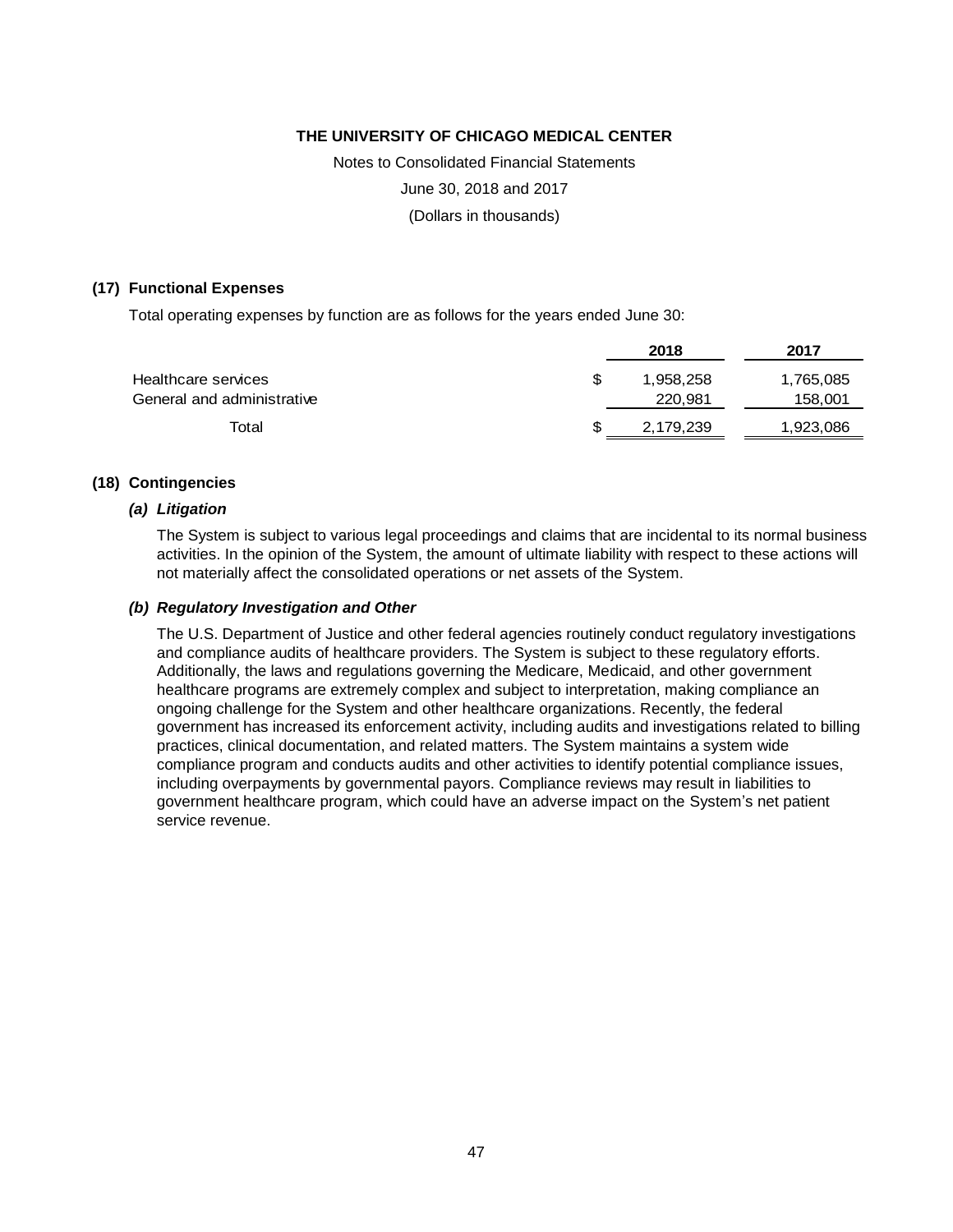**THE UNIVERSITY OF CHICAGO MEDICAL CENTER**

Notes to Consolidated Financial Statements

June 30, 2018 and 2017

(Dollars in thousands)

## (17) Functional Expenses

Total operating expenses by function are as follows for the years ended June 30:

| | 2018 | 2017 |
|---|---|---|
| Healthcare services | $ 1,958,258 | 1,765,085 |
| General and administrative | 220,981 | 158,001 |
| Total | $ 2,179,239 | 1,923,086 |

## (18) Contingencies

### *(a) Litigation*

The System is subject to various legal proceedings and claims that are incidental to its normal business activities. In the opinion of the System, the amount of ultimate liability with respect to these actions will not materially affect the consolidated operations or net assets of the System.

### *(b) Regulatory Investigation and Other*

The U.S. Department of Justice and other federal agencies routinely conduct regulatory investigations and compliance audits of healthcare providers. The System is subject to these regulatory efforts. Additionally, the laws and regulations governing the Medicare, Medicaid, and other government healthcare programs are extremely complex and subject to interpretation, making compliance an ongoing challenge for the System and other healthcare organizations. Recently, the federal government has increased its enforcement activity, including audits and investigations related to billing practices, clinical documentation, and related matters. The System maintains a system wide compliance program and conducts audits and other activities to identify potential compliance issues, including overpayments by governmental payors. Compliance reviews may result in liabilities to government healthcare program, which could have an adverse impact on the System's net patient service revenue.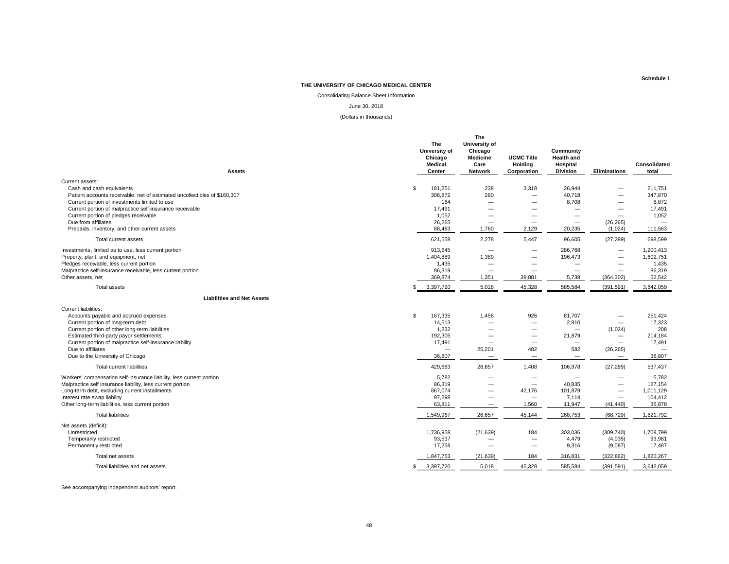Schedule 1

**THE UNIVERSITY OF CHICAGO MEDICAL CENTER**

Consolidating Balance Sheet Information

June 30, 2018

(Dollars in thousands)

| Assets | The University of Chicago Medical Center | The University of Chicago Medicine Care Network | UCMC Title Holding Corporation | Community Health and Hospital Division | Eliminations | Consolidated total |
|---|---|---|---|---|---|---|
| Current assets: | | | | | | |
| Cash and cash equivalents | $ 181,251 | 238 | 3,318 | 26,944 | — | 211,751 |
| Patient accounts receivable, net of estimated uncollectibles of $160,307 | 306,872 | 280 | — | 40,718 | — | 347,870 |
| Current portion of investments limited to use | 164 | — | — | 8,708 | — | 8,872 |
| Current portion of malpractice self-insurance receivable | 17,491 | — | — | — | — | 17,491 |
| Current portion of pledges receivable | 1,052 | — | — | — | — | 1,052 |
| Due from affiliates | 26,265 | — | — | — | (26,265) | — |
| Prepaids, inventory, and other current assets | 88,463 | 1,760 | 2,129 | 20,235 | (1,024) | 111,563 |
| Total current assets | 621,558 | 2,278 | 5,447 | 96,605 | (27,289) | 698,599 |
| Investments, limited as to use, less current portion | 913,645 | — | — | 286,768 | — | 1,200,413 |
| Property, plant, and equipment, net | 1,404,889 | 1,389 | — | 196,473 | — | 1,602,751 |
| Pledges receivable, less current portion | 1,435 | — | — | — | — | 1,435 |
| Malpractice self-insurance receivable, less current portion | 86,319 | — | — | — | — | 86,319 |
| Other assets, net | 369,874 | 1,351 | 39,881 | 5,738 | (364,302) | 52,542 |
| Total assets | $ 3,397,720 | 5,018 | 45,328 | 585,584 | (391,591) | 3,642,059 |
| **Liabilities and Net Assets** | | | | | | |
| Current liabilities: | | | | | | |
| Accounts payable and accrued expenses | $ 167,335 | 1,456 | 926 | 81,707 | — | 251,424 |
| Current portion of long-term debt | 14,513 | — | — | 2,810 | — | 17,323 |
| Current portion of other long-term liabilities | 1,232 | — | — | — | (1,024) | 208 |
| Estimated third-party payor settlements | 192,305 | — | — | 21,879 | — | 214,184 |
| Current portion of malpractice self-insurance liability | 17,491 | — | — | — | — | 17,491 |
| Due to affiliates | — | 25,201 | 482 | 582 | (26,265) | — |
| Due to the University of Chicago | 36,807 | — | — | — | — | 36,807 |
| Total current liabilities | 429,683 | 26,657 | 1,408 | 106,978 | (27,289) | 537,437 |
| Workers' compensation self-insurance liability, less current portion | 5,782 | — | — | — | — | 5,782 |
| Malpractice self insurance liability, less current portion | 86,319 | — | — | 40,835 | — | 127,154 |
| Long-term debt, excluding current installments | 867,074 | — | 42,176 | 101,879 | — | 1,011,129 |
| Interest rate swap liability | 97,298 | — | — | 7,114 | — | 104,412 |
| Other long-term liabilities, less current portion | 63,811 | — | 1,560 | 11,947 | (41,440) | 35,878 |
| Total liabilities | 1,549,967 | 26,657 | 45,144 | 268,753 | (68,729) | 1,821,792 |
| Net assets (deficit): | | | | | | |
| Unrestricted | 1,736,958 | (21,639) | 184 | 303,036 | (309,740) | 1,708,799 |
| Temporarily restricted | 93,537 | — | — | 4,479 | (4,035) | 93,981 |
| Permanently restricted | 17,258 | — | — | 9,316 | (9,087) | 17,487 |
| Total net assets | 1,847,753 | (21,639) | 184 | 316,831 | (322,862) | 1,820,267 |
| Total liabilities and net assets | $ 3,397,720 | 5,018 | 45,328 | 585,584 | (391,591) | 3,642,059 |

See accompanying independent auditors' report.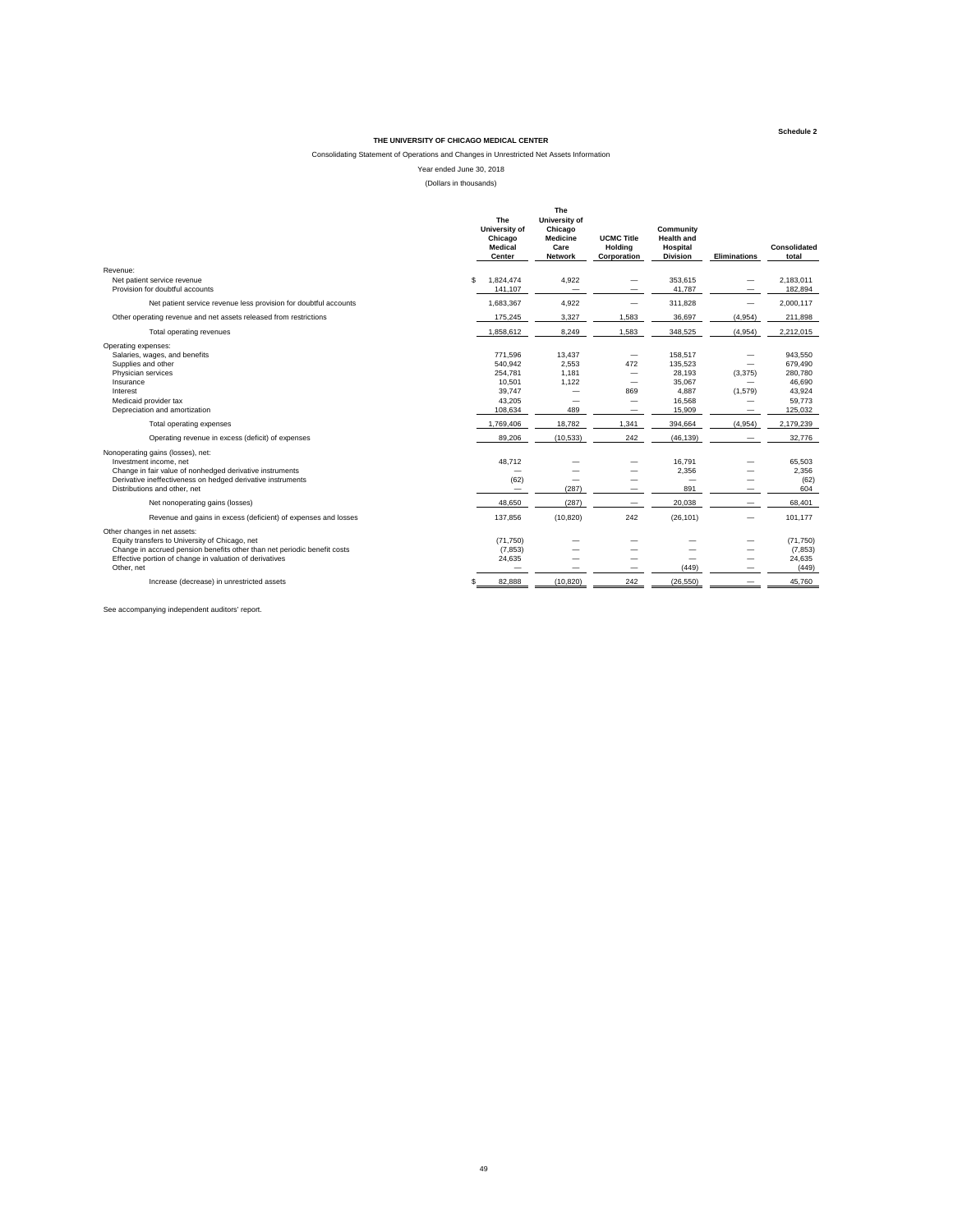**Schedule 2**

**THE UNIVERSITY OF CHICAGO MEDICAL CENTER**

Consolidating Statement of Operations and Changes in Unrestricted Net Assets Information

Year ended June 30, 2018

(Dollars in thousands)

| | The University of Chicago Medical Center | The University of Chicago Medicine Care Network | UCMC Title Holding Corporation | Community Health and Hospital Division | Eliminations | Consolidated total |
|---|---|---|---|---|---|---|
| Revenue: | | | | | | |
| Net patient service revenue | $ 1,824,474 | 4,922 | — | 353,615 | — | 2,183,011 |
| Provision for doubtful accounts | 141,107 | — | — | 41,787 | — | 182,894 |
| Net patient service revenue less provision for doubtful accounts | 1,683,367 | 4,922 | — | 311,828 | — | 2,000,117 |
| Other operating revenue and net assets released from restrictions | 175,245 | 3,327 | 1,583 | 36,697 | (4,954) | 211,898 |
| Total operating revenues | 1,858,612 | 8,249 | 1,583 | 348,525 | (4,954) | 2,212,015 |
| Operating expenses: | | | | | | |
| Salaries, wages, and benefits | 771,596 | 13,437 | — | 158,517 | — | 943,550 |
| Supplies and other | 540,942 | 2,553 | 472 | 135,523 | — | 679,490 |
| Physician services | 254,781 | 1,181 | — | 28,193 | (3,375) | 280,780 |
| Insurance | 10,501 | 1,122 | — | 35,067 | — | 46,690 |
| Interest | 39,747 | — | 869 | 4,887 | (1,579) | 43,924 |
| Medicaid provider tax | 43,205 | — | — | 16,568 | — | 59,773 |
| Depreciation and amortization | 108,634 | 489 | — | 15,909 | — | 125,032 |
| Total operating expenses | 1,769,406 | 18,782 | 1,341 | 394,664 | (4,954) | 2,179,239 |
| Operating revenue in excess (deficit) of expenses | 89,206 | (10,533) | 242 | (46,139) | — | 32,776 |
| Nonoperating gains (losses), net: | | | | | | |
| Investment income, net | 48,712 | — | — | 16,791 | — | 65,503 |
| Change in fair value of nonhedged derivative instruments | — | — | — | 2,356 | — | 2,356 |
| Derivative ineffectiveness on hedged derivative instruments | (62) | — | — | — | — | (62) |
| Distributions and other, net | — | (287) | — | 891 | — | 604 |
| Net nonoperating gains (losses) | 48,650 | (287) | — | 20,038 | — | 68,401 |
| Revenue and gains in excess (deficient) of expenses and losses | 137,856 | (10,820) | 242 | (26,101) | — | 101,177 |
| Other changes in net assets: | | | | | | |
| Equity transfers to University of Chicago, net | (71,750) | — | — | — | — | (71,750) |
| Change in accrued pension benefits other than net periodic benefit costs | (7,853) | — | — | — | — | (7,853) |
| Effective portion of change in valuation of derivatives | 24,635 | — | — | — | — | 24,635 |
| Other, net | — | — | — | (449) | — | (449) |
| Increase (decrease) in unrestricted assets | $ 82,888 | (10,820) | 242 | (26,550) | — | 45,760 |

See accompanying independent auditors' report.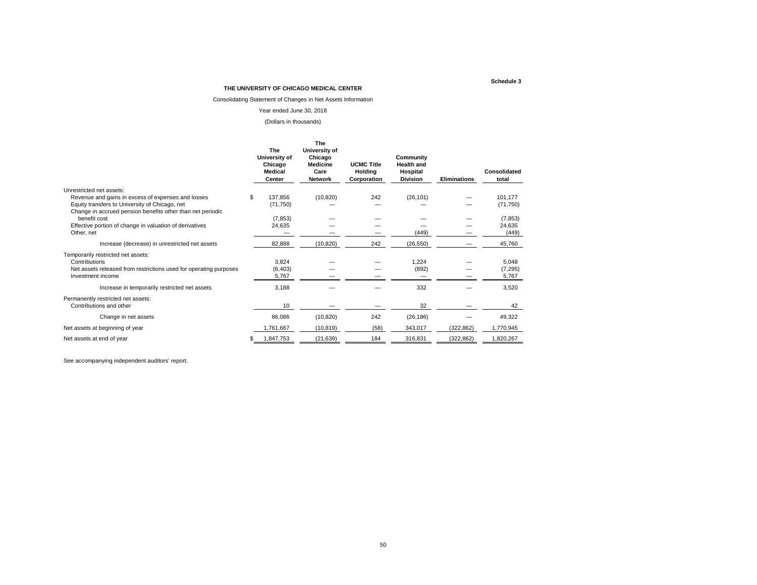Schedule 3

**THE UNIVERSITY OF CHICAGO MEDICAL CENTER**

Consolidating Statement of Changes in Net Assets Information

Year ended June 30, 2018

(Dollars in thousands)

| | The University of Chicago Medical Center | The University of Chicago Medicine Care Network | UCMC Title Holding Corporation | Community Health and Hospital Division | Eliminations | Consolidated total |
|---|---|---|---|---|---|---|
| Unrestricted net assets: | | | | | | |
| Revenue and gains in excess of expenses and losses | $ 137,856 | (10,820) | 242 | (26,101) | — | 101,177 |
| Equity transfers to University of Chicago, net | (71,750) | — | — | — | — | (71,750) |
| Change in accrued pension benefits other than net periodic benefit cost | (7,853) | — | — | — | — | (7,853) |
| Effective portion of change in valuation of derivatives | 24,635 | — | — | — | — | 24,635 |
| Other, net | — | — | — | (449) | — | (449) |
| Increase (decrease) in unrestricted net assets | 82,888 | (10,820) | 242 | (26,550) | — | 45,760 |
| Temporarily restricted net assets: | | | | | | |
| Contributions | 3,824 | — | — | 1,224 | — | 5,048 |
| Net assets released from restrictions used for operating purposes | (6,403) | — | — | (892) | — | (7,295) |
| Investment income | 5,767 | — | — | — | — | 5,767 |
| Increase in temporarily restricted net assets | 3,188 | — | — | 332 | — | 3,520 |
| Permanently restricted net assets: | | | | | | |
| Contributions and other | 10 | — | — | 32 | — | 42 |
| Change in net assets | 86,086 | (10,820) | 242 | (26,186) | — | 49,322 |
| Net assets at beginning of year | 1,761,667 | (10,819) | (58) | 343,017 | (322,862) | 1,770,945 |
| Net assets at end of year | $ 1,847,753 | (21,639) | 184 | 316,831 | (322,862) | 1,820,267 |

See accompanying independent auditors' report.